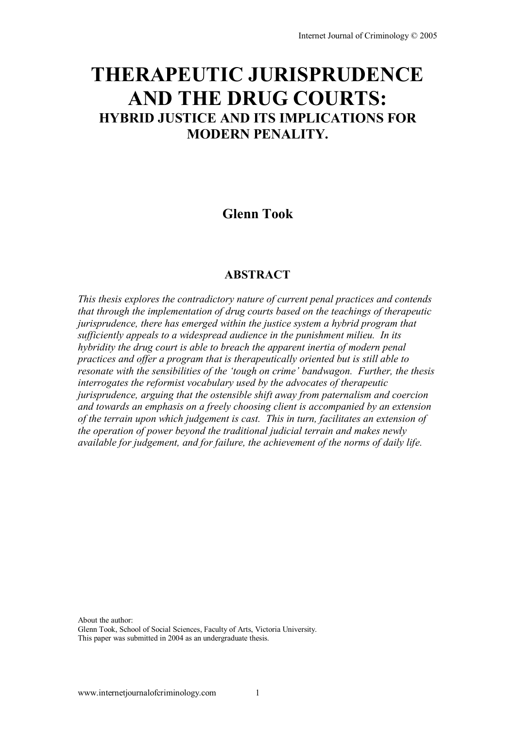# THERAPEUTIC JURISPRUDENCE AND THE DRUG COURTS:

## HYBRID JUSTICE AND ITS IMPLICATIONS FOR MODERN PENALITY.

**Glenn Took**

### ABSTRACT

*This thesis explores the contradictory nature of current penal practices and contends that through the implementation of drug courts based on the teachings of therapeutic jurisprudence, there has emerged within the justice system a hybrid program that sufficiently appeals to a widespread audience in the punishment milieu. In its hybridity the drug court is able to breach the apparent inertia of modern penal practices and offer a program that is therapeutically oriented but is still able to resonate with the sensibilities of the 'tough on crime' bandwagon. Further, the thesis interrogates the reformist vocabulary used by the advocates of therapeutic jurisprudence, arguing that the ostensible shift away from paternalism and coercion and towards an emphasis on a freely choosing client is accompanied by an extension of the terrain upon which judgement is cast. This in turn, facilitates an extension of the operation of power beyond the traditional judicial terrain and makes newly available for judgement, and for failure, the achievement of the norms of daily life.*

About the author:
Glenn Took, School of Social Sciences, Faculty of Arts, Victoria University.
This paper was submitted in 2004 as an undergraduate thesis.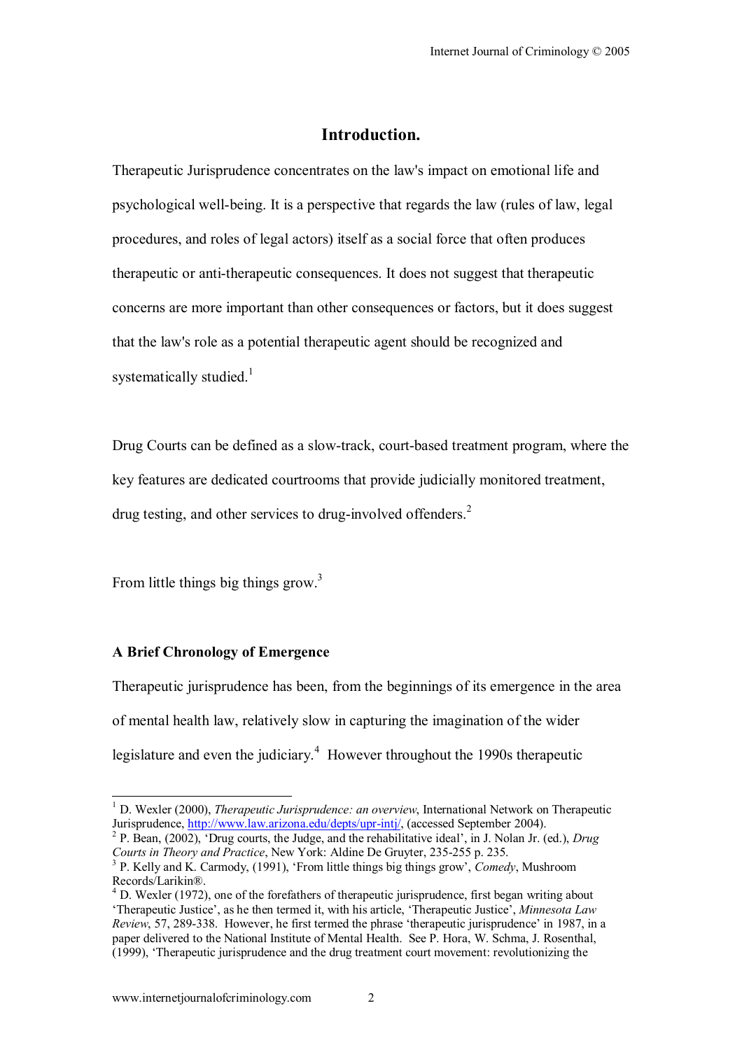## Introduction.

Therapeutic Jurisprudence concentrates on the law's impact on emotional life and psychological well-being. It is a perspective that regards the law (rules of law, legal procedures, and roles of legal actors) itself as a social force that often produces therapeutic or anti-therapeutic consequences. It does not suggest that therapeutic concerns are more important than other consequences or factors, but it does suggest that the law's role as a potential therapeutic agent should be recognized and systematically studied.[1]

Drug Courts can be defined as a slow-track, court-based treatment program, where the key features are dedicated courtrooms that provide judicially monitored treatment, drug testing, and other services to drug-involved offenders.[2]

From little things big things grow.[3]

### A Brief Chronology of Emergence

Therapeutic jurisprudence has been, from the beginnings of its emergence in the area of mental health law, relatively slow in capturing the imagination of the wider legislature and even the judiciary.[4] However throughout the 1990s therapeutic

---

[1] D. Wexler (2000), *Therapeutic Jurisprudence: an overview*, International Network on Therapeutic Jurisprudence, http://www.law.arizona.edu/depts/upr-intj/, (accessed September 2004).

[2] P. Bean, (2002), 'Drug courts, the Judge, and the rehabilitative ideal', in J. Nolan Jr. (ed.), *Drug Courts in Theory and Practice*, New York: Aldine De Gruyter, 235-255 p. 235.

[3] P. Kelly and K. Carmody, (1991), 'From little things big things grow', *Comedy*, Mushroom Records/Larikin®.

[4] D. Wexler (1972), one of the forefathers of therapeutic jurisprudence, first began writing about 'Therapeutic Justice', as he then termed it, with his article, 'Therapeutic Justice', *Minnesota Law Review*, 57, 289-338. However, he first termed the phrase 'therapeutic jurisprudence' in 1987, in a paper delivered to the National Institute of Mental Health. See P. Hora, W. Schma, J. Rosenthal, (1999), 'Therapeutic jurisprudence and the drug treatment court movement: revolutionizing the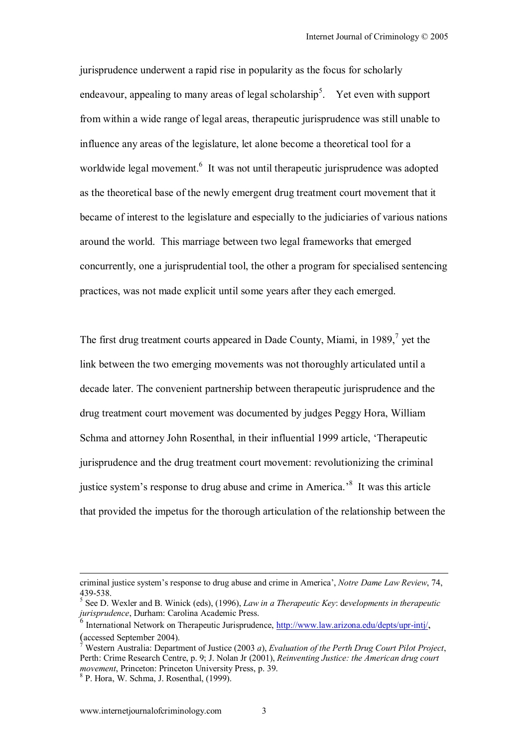jurisprudence underwent a rapid rise in popularity as the focus for scholarly endeavour, appealing to many areas of legal scholarship[5]. Yet even with support from within a wide range of legal areas, therapeutic jurisprudence was still unable to influence any areas of the legislature, let alone become a theoretical tool for a worldwide legal movement.[6] It was not until therapeutic jurisprudence was adopted as the theoretical base of the newly emergent drug treatment court movement that it became of interest to the legislature and especially to the judiciaries of various nations around the world. This marriage between two legal frameworks that emerged concurrently, one a jurisprudential tool, the other a program for specialised sentencing practices, was not made explicit until some years after they each emerged.

The first drug treatment courts appeared in Dade County, Miami, in 1989,[7] yet the link between the two emerging movements was not thoroughly articulated until a decade later. The convenient partnership between therapeutic jurisprudence and the drug treatment court movement was documented by judges Peggy Hora, William Schma and attorney John Rosenthal, in their influential 1999 article, 'Therapeutic jurisprudence and the drug treatment court movement: revolutionizing the criminal justice system's response to drug abuse and crime in America.'[8] It was this article that provided the impetus for the thorough articulation of the relationship between the

---

criminal justice system's response to drug abuse and crime in America', *Notre Dame Law Review*, 74, 439-538.

[5] See D. Wexler and B. Winick (eds), (1996), *Law in a Therapeutic Key*: d*evelopments in therapeutic jurisprudence*, Durham: Carolina Academic Press.

[6] International Network on Therapeutic Jurisprudence, http://www.law.arizona.edu/depts/upr-intj/, (accessed September 2004).

[7] Western Australia: Department of Justice (2003 *a*), *Evaluation of the Perth Drug Court Pilot Project*, Perth: Crime Research Centre, p. 9; J. Nolan Jr (2001), *Reinventing Justice: the American drug court movement*, Princeton: Princeton University Press, p. 39.

[8] P. Hora, W. Schma, J. Rosenthal, (1999).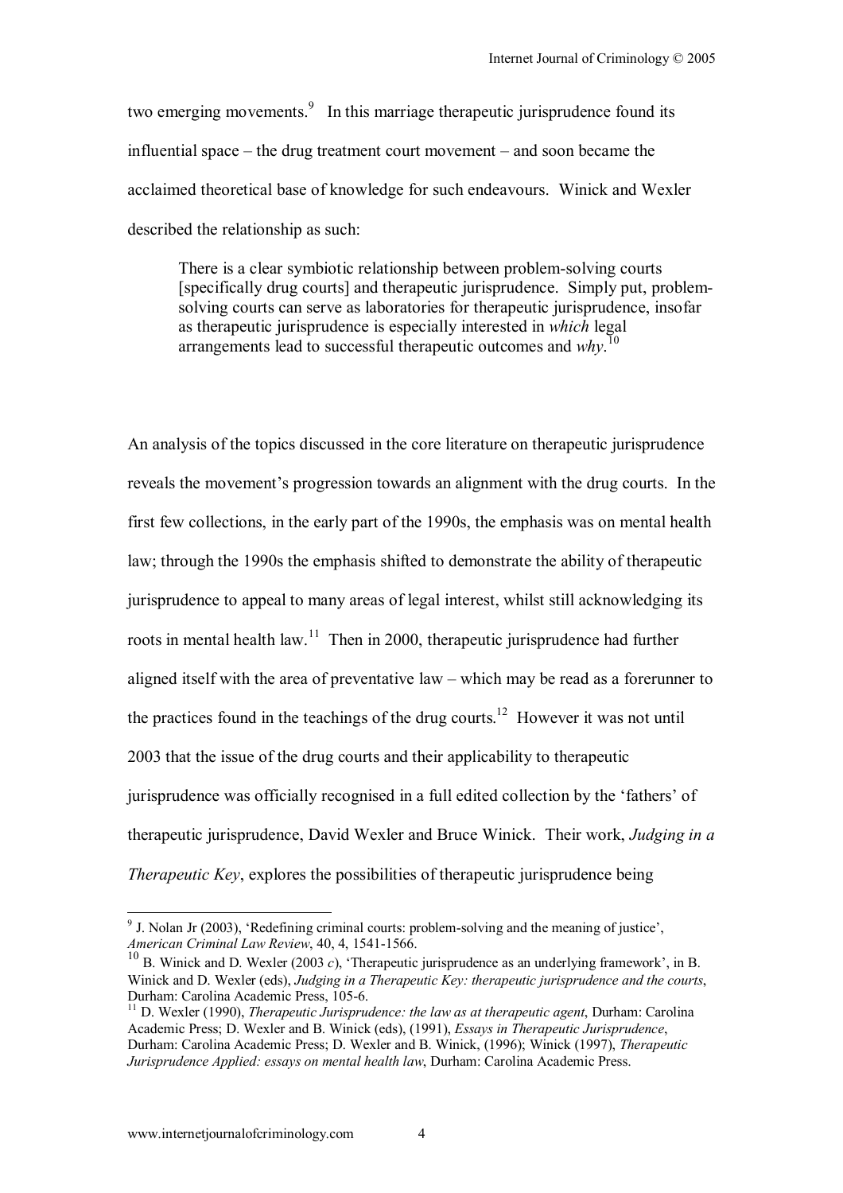two emerging movements.[9] In this marriage therapeutic jurisprudence found its influential space – the drug treatment court movement – and soon became the acclaimed theoretical base of knowledge for such endeavours. Winick and Wexler described the relationship as such:

> There is a clear symbiotic relationship between problem-solving courts [specifically drug courts] and therapeutic jurisprudence. Simply put, problem-solving courts can serve as laboratories for therapeutic jurisprudence, insofar as therapeutic jurisprudence is especially interested in *which* legal arrangements lead to successful therapeutic outcomes and *why*.[10]

An analysis of the topics discussed in the core literature on therapeutic jurisprudence reveals the movement's progression towards an alignment with the drug courts. In the first few collections, in the early part of the 1990s, the emphasis was on mental health law; through the 1990s the emphasis shifted to demonstrate the ability of therapeutic jurisprudence to appeal to many areas of legal interest, whilst still acknowledging its roots in mental health law.[11] Then in 2000, therapeutic jurisprudence had further aligned itself with the area of preventative law – which may be read as a forerunner to the practices found in the teachings of the drug courts.[12] However it was not until 2003 that the issue of the drug courts and their applicability to therapeutic jurisprudence was officially recognised in a full edited collection by the 'fathers' of therapeutic jurisprudence, David Wexler and Bruce Winick. Their work, *Judging in a Therapeutic Key*, explores the possibilities of therapeutic jurisprudence being

---

[9] J. Nolan Jr (2003), 'Redefining criminal courts: problem-solving and the meaning of justice', *American Criminal Law Review*, 40, 4, 1541-1566.

[10] B. Winick and D. Wexler (2003 *c*), 'Therapeutic jurisprudence as an underlying framework', in B. Winick and D. Wexler (eds), *Judging in a Therapeutic Key: therapeutic jurisprudence and the courts*, Durham: Carolina Academic Press, 105-6.

[11] D. Wexler (1990), *Therapeutic Jurisprudence: the law as at therapeutic agent*, Durham: Carolina Academic Press; D. Wexler and B. Winick (eds), (1991), *Essays in Therapeutic Jurisprudence*, Durham: Carolina Academic Press; D. Wexler and B. Winick, (1996); Winick (1997), *Therapeutic Jurisprudence Applied: essays on mental health law*, Durham: Carolina Academic Press.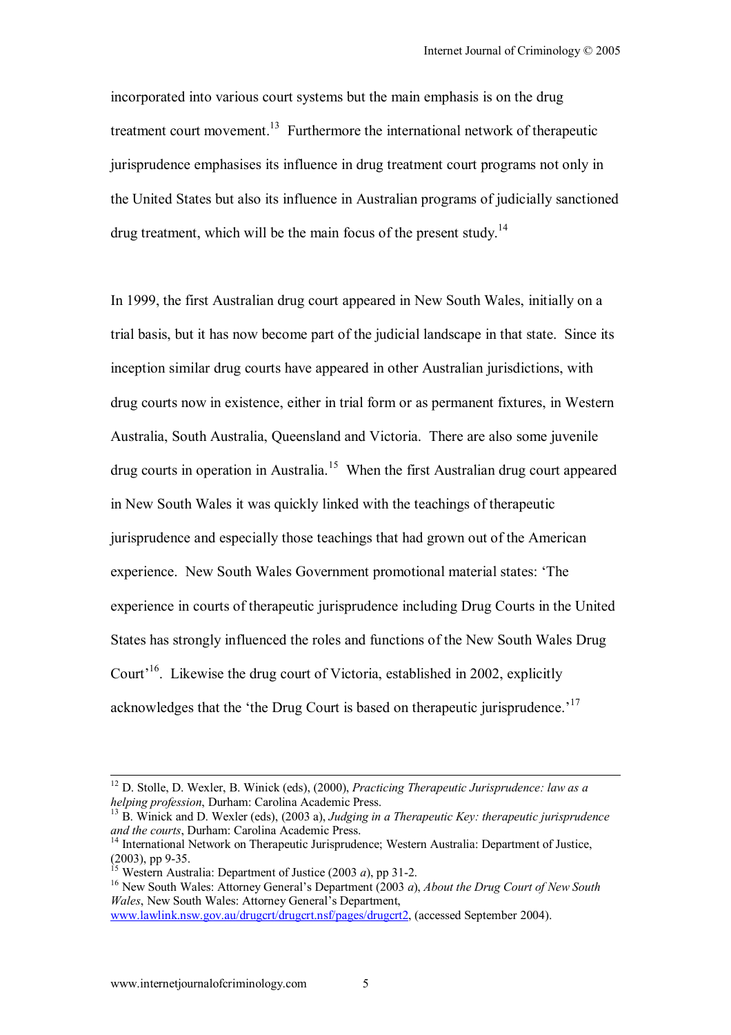incorporated into various court systems but the main emphasis is on the drug treatment court movement.[13] Furthermore the international network of therapeutic jurisprudence emphasises its influence in drug treatment court programs not only in the United States but also its influence in Australian programs of judicially sanctioned drug treatment, which will be the main focus of the present study.[14]

In 1999, the first Australian drug court appeared in New South Wales, initially on a trial basis, but it has now become part of the judicial landscape in that state. Since its inception similar drug courts have appeared in other Australian jurisdictions, with drug courts now in existence, either in trial form or as permanent fixtures, in Western Australia, South Australia, Queensland and Victoria. There are also some juvenile drug courts in operation in Australia.[15] When the first Australian drug court appeared in New South Wales it was quickly linked with the teachings of therapeutic jurisprudence and especially those teachings that had grown out of the American experience. New South Wales Government promotional material states: 'The experience in courts of therapeutic jurisprudence including Drug Courts in the United States has strongly influenced the roles and functions of the New South Wales Drug Court'[16]. Likewise the drug court of Victoria, established in 2002, explicitly acknowledges that the 'the Drug Court is based on therapeutic jurisprudence.'[17]

---

[12] D. Stolle, D. Wexler, B. Winick (eds), (2000), *Practicing Therapeutic Jurisprudence: law as a helping profession*, Durham: Carolina Academic Press.

[13] B. Winick and D. Wexler (eds), (2003 a), *Judging in a Therapeutic Key: therapeutic jurisprudence and the courts*, Durham: Carolina Academic Press.

[14] International Network on Therapeutic Jurisprudence; Western Australia: Department of Justice, (2003), pp 9-35.

[15] Western Australia: Department of Justice (2003 *a*), pp 31-2.

[16] New South Wales: Attorney General's Department (2003 *a*), *About the Drug Court of New South Wales*, New South Wales: Attorney General's Department, www.lawlink.nsw.gov.au/drugcrt/drugcrt.nsf/pages/drugcrt2, (accessed September 2004).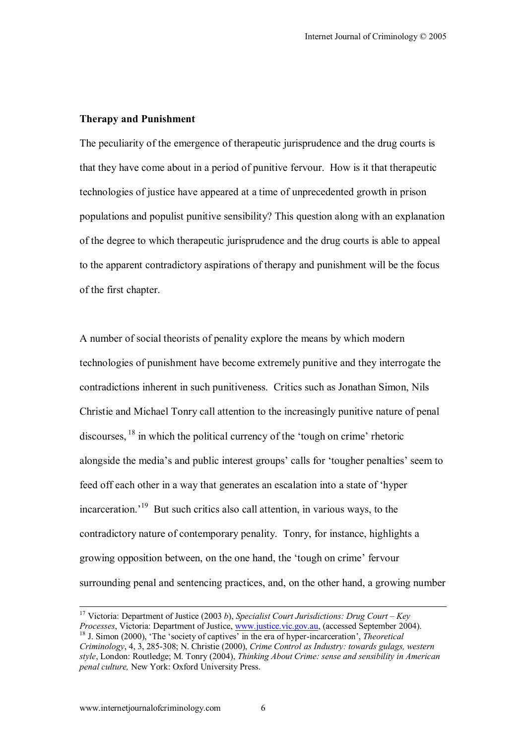**Therapy and Punishment**

The peculiarity of the emergence of therapeutic jurisprudence and the drug courts is that they have come about in a period of punitive fervour. How is it that therapeutic technologies of justice have appeared at a time of unprecedented growth in prison populations and populist punitive sensibility? This question along with an explanation of the degree to which therapeutic jurisprudence and the drug courts is able to appeal to the apparent contradictory aspirations of therapy and punishment will be the focus of the first chapter.

A number of social theorists of penality explore the means by which modern technologies of punishment have become extremely punitive and they interrogate the contradictions inherent in such punitiveness. Critics such as Jonathan Simon, Nils Christie and Michael Tonry call attention to the increasingly punitive nature of penal discourses, [18] in which the political currency of the 'tough on crime' rhetoric alongside the media's and public interest groups' calls for 'tougher penalties' seem to feed off each other in a way that generates an escalation into a state of 'hyper incarceration.'[19] But such critics also call attention, in various ways, to the contradictory nature of contemporary penality. Tonry, for instance, highlights a growing opposition between, on the one hand, the 'tough on crime' fervour surrounding penal and sentencing practices, and, on the other hand, a growing number

---

[17] Victoria: Department of Justice (2003 *b*), *Specialist Court Jurisdictions: Drug Court – Key Processes*, Victoria: Department of Justice, www.justice.vic.gov.au, (accessed September 2004).

[18] J. Simon (2000), 'The 'society of captives' in the era of hyper-incarceration', *Theoretical Criminology*, 4, 3, 285-308; N. Christie (2000), *Crime Control as Industry: towards gulags, western style*, London: Routledge; M. Tonry (2004), *Thinking About Crime: sense and sensibility in American penal culture,* New York: Oxford University Press.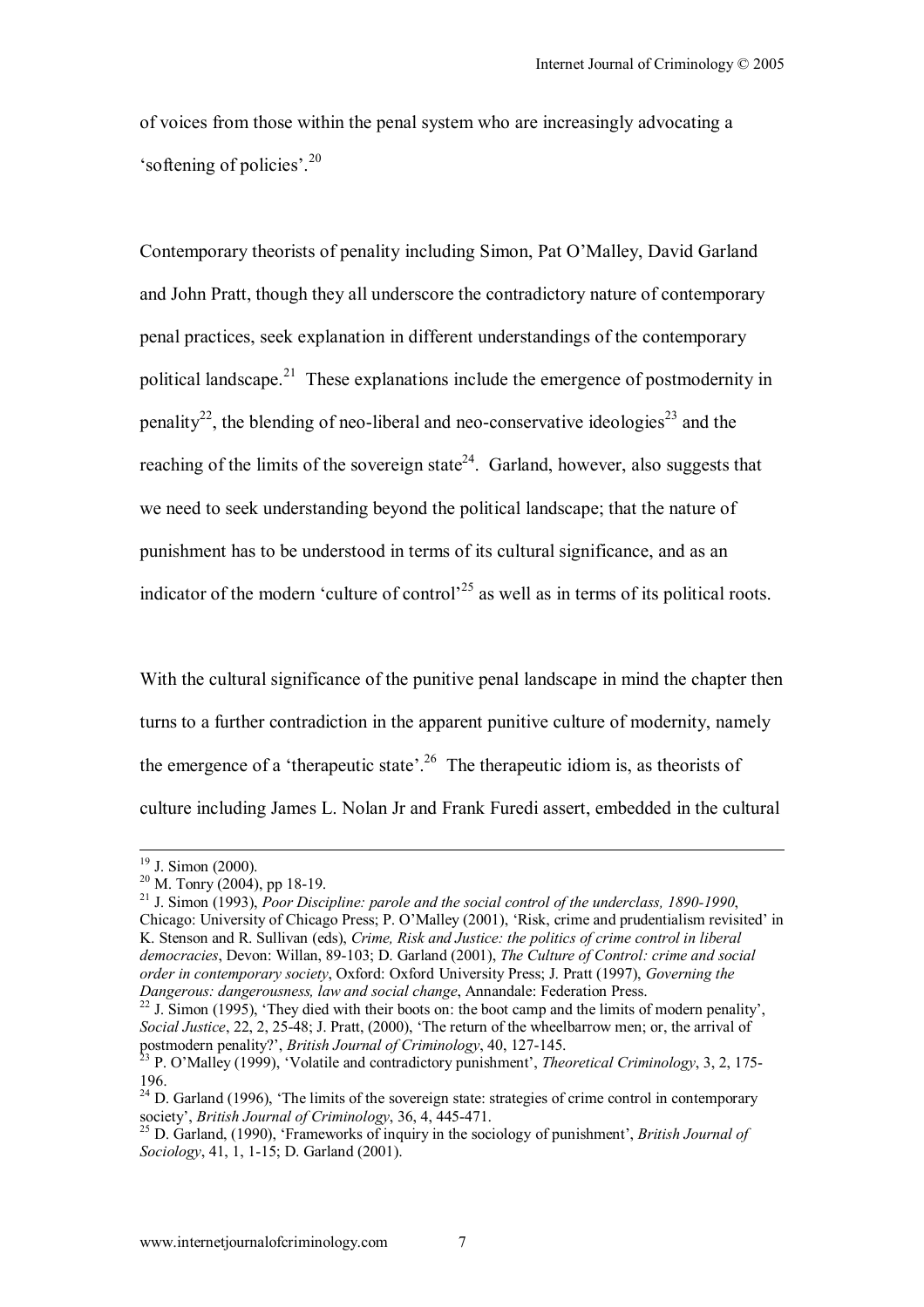of voices from those within the penal system who are increasingly advocating a 'softening of policies'.[20]

Contemporary theorists of penality including Simon, Pat O'Malley, David Garland and John Pratt, though they all underscore the contradictory nature of contemporary penal practices, seek explanation in different understandings of the contemporary political landscape.[21] These explanations include the emergence of postmodernity in penality[22], the blending of neo-liberal and neo-conservative ideologies[23] and the reaching of the limits of the sovereign state[24]. Garland, however, also suggests that we need to seek understanding beyond the political landscape; that the nature of punishment has to be understood in terms of its cultural significance, and as an indicator of the modern 'culture of control'[25] as well as in terms of its political roots.

With the cultural significance of the punitive penal landscape in mind the chapter then turns to a further contradiction in the apparent punitive culture of modernity, namely the emergence of a 'therapeutic state'.[26] The therapeutic idiom is, as theorists of culture including James L. Nolan Jr and Frank Furedi assert, embedded in the cultural

---

[19] J. Simon (2000).

[20] M. Tonry (2004), pp 18-19.

[21] J. Simon (1993), *Poor Discipline: parole and the social control of the underclass, 1890-1990*, Chicago: University of Chicago Press; P. O'Malley (2001), 'Risk, crime and prudentialism revisited' in K. Stenson and R. Sullivan (eds), *Crime, Risk and Justice: the politics of crime control in liberal democracies*, Devon: Willan, 89-103; D. Garland (2001), *The Culture of Control: crime and social order in contemporary society*, Oxford: Oxford University Press; J. Pratt (1997), *Governing the Dangerous: dangerousness, law and social change*, Annandale: Federation Press.

[22] J. Simon (1995), 'They died with their boots on: the boot camp and the limits of modern penality', *Social Justice*, 22, 2, 25-48; J. Pratt, (2000), 'The return of the wheelbarrow men; or, the arrival of postmodern penality?', *British Journal of Criminology*, 40, 127-145.

[23] P. O'Malley (1999), 'Volatile and contradictory punishment', *Theoretical Criminology*, 3, 2, 175-196.

[24] D. Garland (1996), 'The limits of the sovereign state: strategies of crime control in contemporary society', *British Journal of Criminology*, 36, 4, 445-471.

[25] D. Garland, (1990), 'Frameworks of inquiry in the sociology of punishment', *British Journal of Sociology*, 41, 1, 1-15; D. Garland (2001).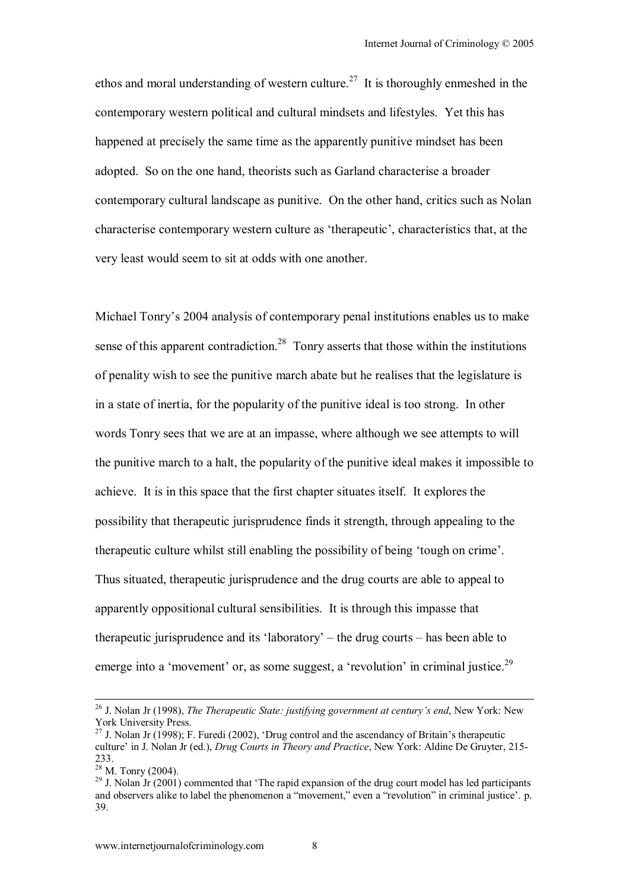ethos and moral understanding of western culture.[27] It is thoroughly enmeshed in the contemporary western political and cultural mindsets and lifestyles. Yet this has happened at precisely the same time as the apparently punitive mindset has been adopted. So on the one hand, theorists such as Garland characterise a broader contemporary cultural landscape as punitive. On the other hand, critics such as Nolan characterise contemporary western culture as 'therapeutic', characteristics that, at the very least would seem to sit at odds with one another.

Michael Tonry's 2004 analysis of contemporary penal institutions enables us to make sense of this apparent contradiction.[28] Tonry asserts that those within the institutions of penality wish to see the punitive march abate but he realises that the legislature is in a state of inertia, for the popularity of the punitive ideal is too strong. In other words Tonry sees that we are at an impasse, where although we see attempts to will the punitive march to a halt, the popularity of the punitive ideal makes it impossible to achieve. It is in this space that the first chapter situates itself. It explores the possibility that therapeutic jurisprudence finds it strength, through appealing to the therapeutic culture whilst still enabling the possibility of being 'tough on crime'. Thus situated, therapeutic jurisprudence and the drug courts are able to appeal to apparently oppositional cultural sensibilities. It is through this impasse that therapeutic jurisprudence and its 'laboratory' – the drug courts – has been able to emerge into a 'movement' or, as some suggest, a 'revolution' in criminal justice.[29]

---

[26] J. Nolan Jr (1998), *The Therapeutic State: justifying government at century's end*, New York: New York University Press.

[27] J. Nolan Jr (1998); F. Furedi (2002), 'Drug control and the ascendancy of Britain's therapeutic culture' in J. Nolan Jr (ed.), *Drug Courts in Theory and Practice*, New York: Aldine De Gruyter, 215-233.

[28] M. Tonry (2004).

[29] J. Nolan Jr (2001) commented that 'The rapid expansion of the drug court model has led participants and observers alike to label the phenomenon a "movement," even a "revolution" in criminal justice'. p. 39.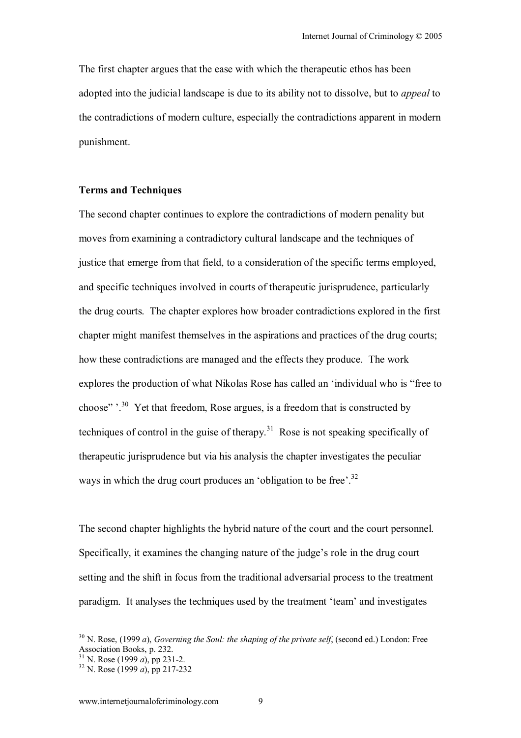The first chapter argues that the ease with which the therapeutic ethos has been adopted into the judicial landscape is due to its ability not to dissolve, but to *appeal* to the contradictions of modern culture, especially the contradictions apparent in modern punishment.

**Terms and Techniques**

The second chapter continues to explore the contradictions of modern penality but moves from examining a contradictory cultural landscape and the techniques of justice that emerge from that field, to a consideration of the specific terms employed, and specific techniques involved in courts of therapeutic jurisprudence, particularly the drug courts. The chapter explores how broader contradictions explored in the first chapter might manifest themselves in the aspirations and practices of the drug courts; how these contradictions are managed and the effects they produce. The work explores the production of what Nikolas Rose has called an 'individual who is "free to choose" '.[30] Yet that freedom, Rose argues, is a freedom that is constructed by techniques of control in the guise of therapy.[31] Rose is not speaking specifically of therapeutic jurisprudence but via his analysis the chapter investigates the peculiar ways in which the drug court produces an 'obligation to be free'.[32]

The second chapter highlights the hybrid nature of the court and the court personnel. Specifically, it examines the changing nature of the judge's role in the drug court setting and the shift in focus from the traditional adversarial process to the treatment paradigm. It analyses the techniques used by the treatment 'team' and investigates

---

[30] N. Rose, (1999 *a*), *Governing the Soul: the shaping of the private self*, (second ed.) London: Free Association Books, p. 232.
[31] N. Rose (1999 *a*), pp 231-2.
[32] N. Rose (1999 *a*), pp 217-232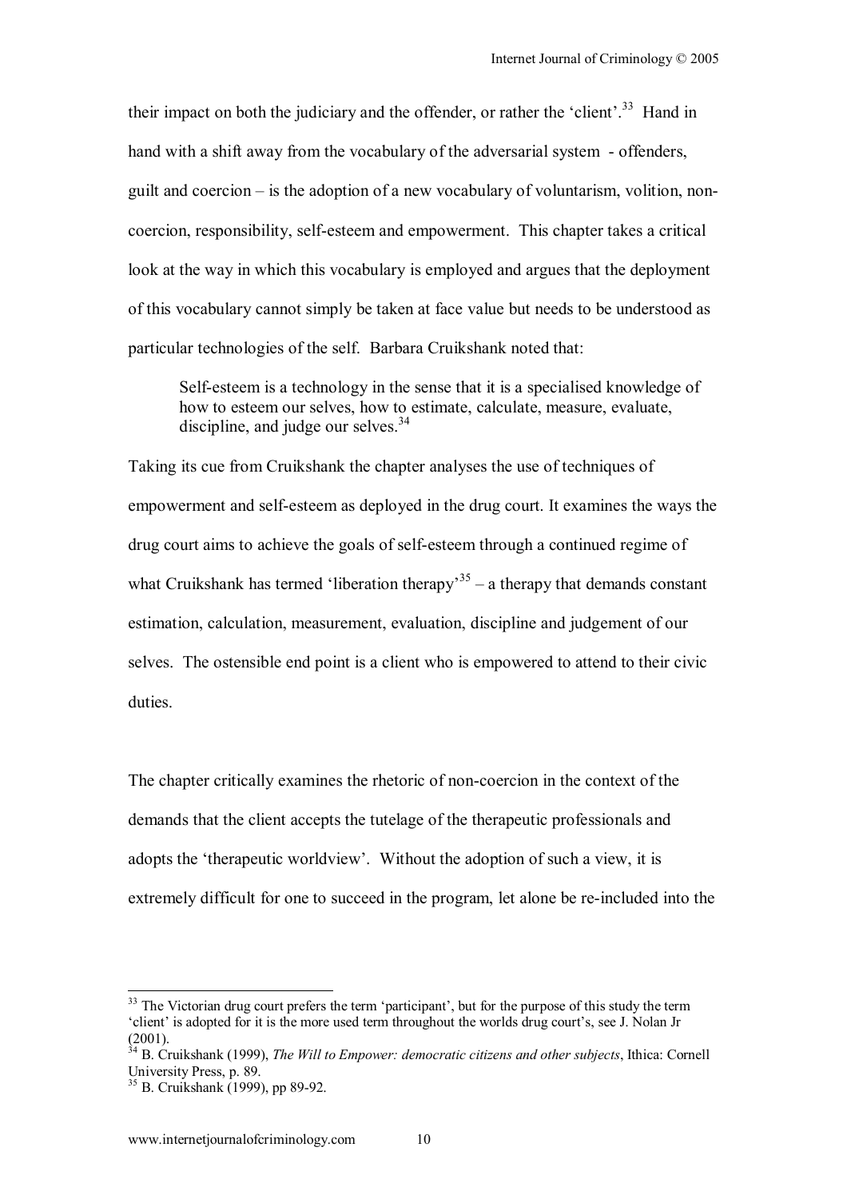their impact on both the judiciary and the offender, or rather the 'client'.[33] Hand in hand with a shift away from the vocabulary of the adversarial system - offenders, guilt and coercion – is the adoption of a new vocabulary of voluntarism, volition, non-coercion, responsibility, self-esteem and empowerment. This chapter takes a critical look at the way in which this vocabulary is employed and argues that the deployment of this vocabulary cannot simply be taken at face value but needs to be understood as particular technologies of the self. Barbara Cruikshank noted that:

> Self-esteem is a technology in the sense that it is a specialised knowledge of how to esteem our selves, how to estimate, calculate, measure, evaluate, discipline, and judge our selves.[34]

Taking its cue from Cruikshank the chapter analyses the use of techniques of empowerment and self-esteem as deployed in the drug court. It examines the ways the drug court aims to achieve the goals of self-esteem through a continued regime of what Cruikshank has termed 'liberation therapy'[35] – a therapy that demands constant estimation, calculation, measurement, evaluation, discipline and judgement of our selves. The ostensible end point is a client who is empowered to attend to their civic duties.

The chapter critically examines the rhetoric of non-coercion in the context of the demands that the client accepts the tutelage of the therapeutic professionals and adopts the 'therapeutic worldview'. Without the adoption of such a view, it is extremely difficult for one to succeed in the program, let alone be re-included into the

---

[33] The Victorian drug court prefers the term 'participant', but for the purpose of this study the term 'client' is adopted for it is the more used term throughout the worlds drug court's, see J. Nolan Jr (2001).

[34] B. Cruikshank (1999), *The Will to Empower: democratic citizens and other subjects*, Ithica: Cornell University Press, p. 89.

[35] B. Cruikshank (1999), pp 89-92.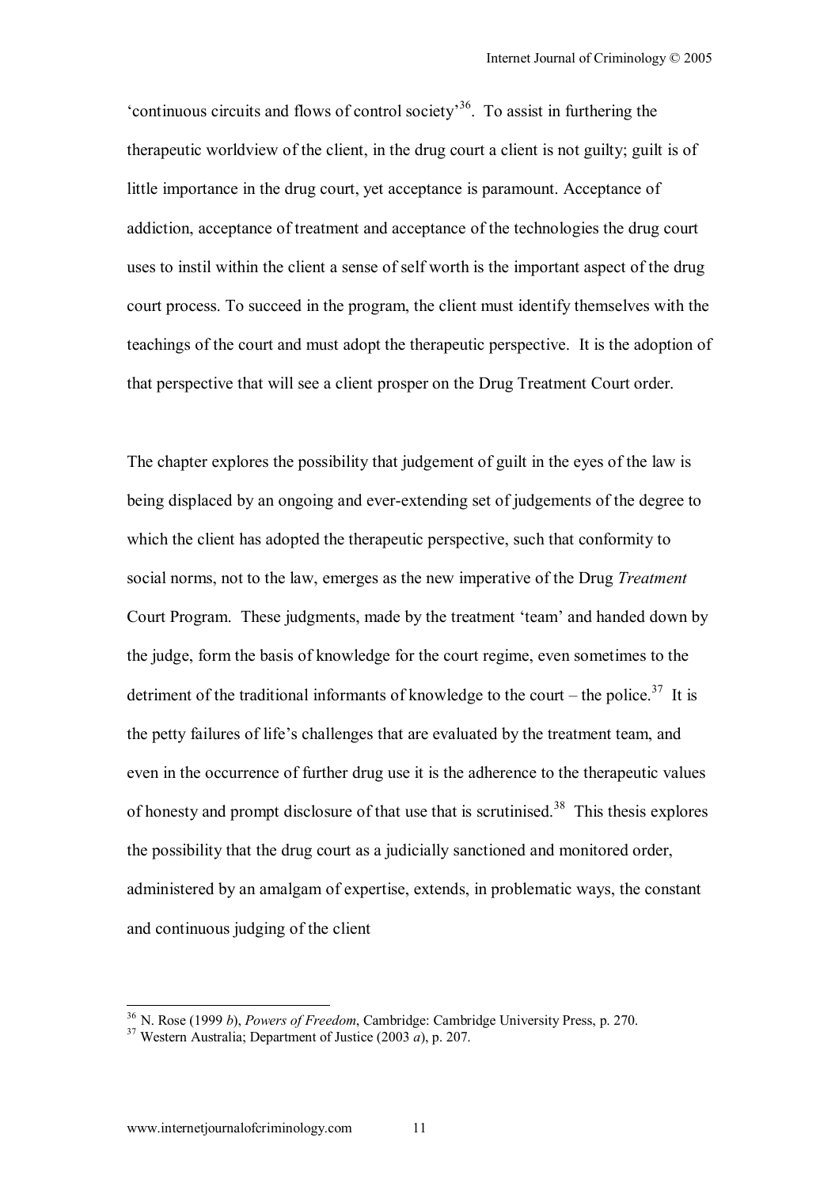'continuous circuits and flows of control society'[36]. To assist in furthering the therapeutic worldview of the client, in the drug court a client is not guilty; guilt is of little importance in the drug court, yet acceptance is paramount. Acceptance of addiction, acceptance of treatment and acceptance of the technologies the drug court uses to instil within the client a sense of self worth is the important aspect of the drug court process. To succeed in the program, the client must identify themselves with the teachings of the court and must adopt the therapeutic perspective. It is the adoption of that perspective that will see a client prosper on the Drug Treatment Court order.

The chapter explores the possibility that judgement of guilt in the eyes of the law is being displaced by an ongoing and ever-extending set of judgements of the degree to which the client has adopted the therapeutic perspective, such that conformity to social norms, not to the law, emerges as the new imperative of the Drug *Treatment* Court Program. These judgments, made by the treatment 'team' and handed down by the judge, form the basis of knowledge for the court regime, even sometimes to the detriment of the traditional informants of knowledge to the court – the police.[37] It is the petty failures of life's challenges that are evaluated by the treatment team, and even in the occurrence of further drug use it is the adherence to the therapeutic values of honesty and prompt disclosure of that use that is scrutinised.[38] This thesis explores the possibility that the drug court as a judicially sanctioned and monitored order, administered by an amalgam of expertise, extends, in problematic ways, the constant and continuous judging of the client

---

[36] N. Rose (1999 *b*), *Powers of Freedom*, Cambridge: Cambridge University Press, p. 270.

[37] Western Australia; Department of Justice (2003 *a*), p. 207.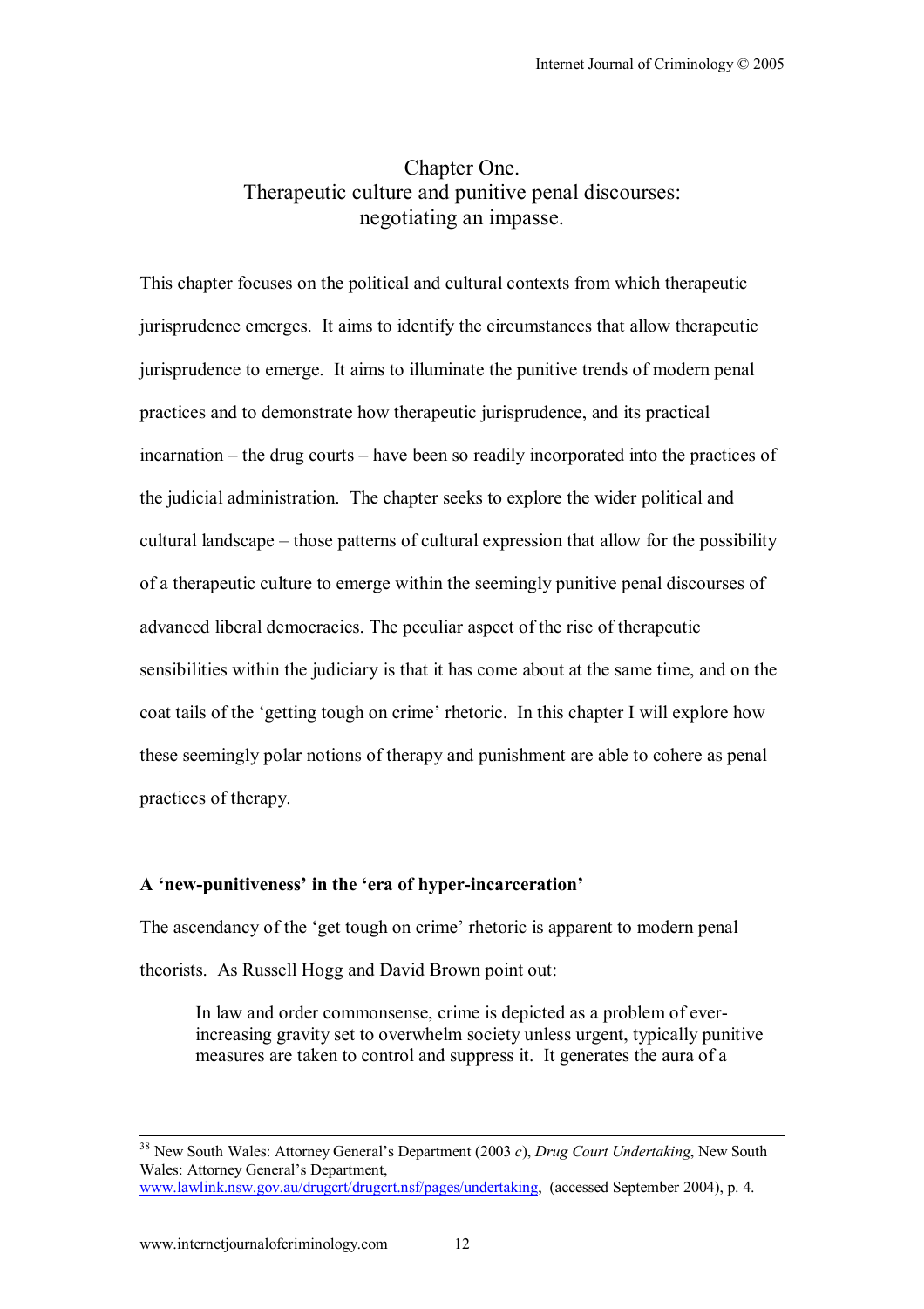# Chapter One.
## Therapeutic culture and punitive penal discourses: negotiating an impasse.

This chapter focuses on the political and cultural contexts from which therapeutic jurisprudence emerges. It aims to identify the circumstances that allow therapeutic jurisprudence to emerge. It aims to illuminate the punitive trends of modern penal practices and to demonstrate how therapeutic jurisprudence, and its practical incarnation – the drug courts – have been so readily incorporated into the practices of the judicial administration. The chapter seeks to explore the wider political and cultural landscape – those patterns of cultural expression that allow for the possibility of a therapeutic culture to emerge within the seemingly punitive penal discourses of advanced liberal democracies. The peculiar aspect of the rise of therapeutic sensibilities within the judiciary is that it has come about at the same time, and on the coat tails of the 'getting tough on crime' rhetoric. In this chapter I will explore how these seemingly polar notions of therapy and punishment are able to cohere as penal practices of therapy.

**A 'new-punitiveness' in the 'era of hyper-incarceration'**

The ascendancy of the 'get tough on crime' rhetoric is apparent to modern penal theorists. As Russell Hogg and David Brown point out:

> In law and order commonsense, crime is depicted as a problem of ever-increasing gravity set to overwhelm society unless urgent, typically punitive measures are taken to control and suppress it. It generates the aura of a

---

[38] New South Wales: Attorney General's Department (2003 *c*), *Drug Court Undertaking*, New South Wales: Attorney General's Department, www.lawlink.nsw.gov.au/drugcrt/drugcrt.nsf/pages/undertaking, (accessed September 2004), p. 4.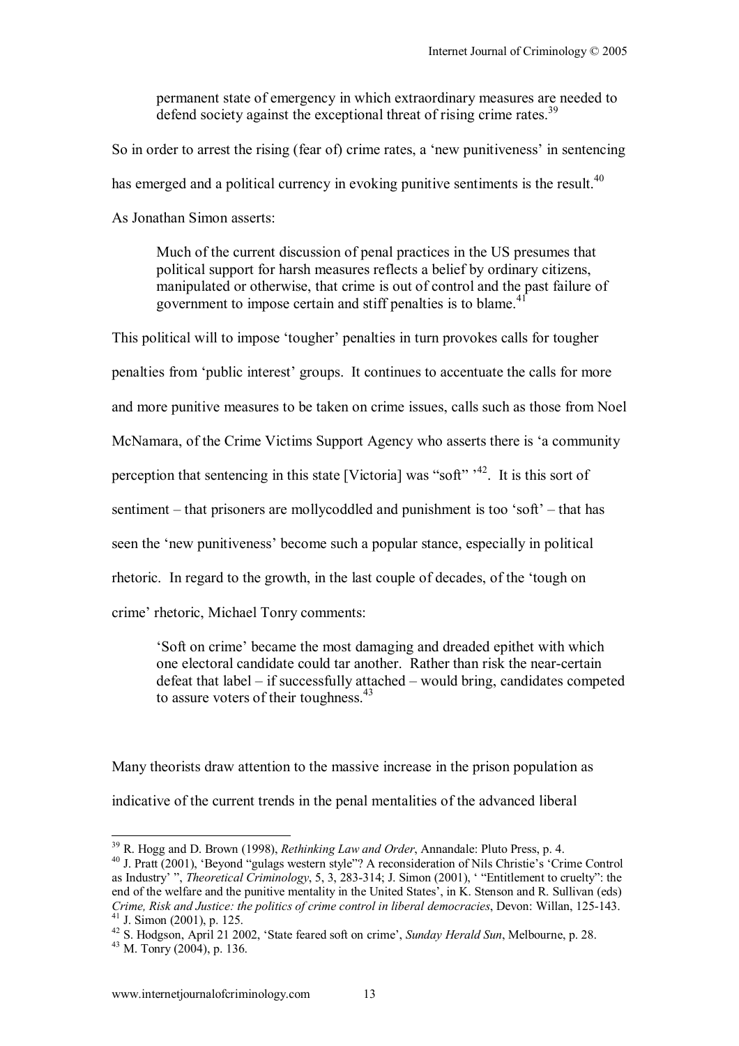> permanent state of emergency in which extraordinary measures are needed to defend society against the exceptional threat of rising crime rates.[39]

So in order to arrest the rising (fear of) crime rates, a 'new punitiveness' in sentencing has emerged and a political currency in evoking punitive sentiments is the result.[40]

As Jonathan Simon asserts:

> Much of the current discussion of penal practices in the US presumes that political support for harsh measures reflects a belief by ordinary citizens, manipulated or otherwise, that crime is out of control and the past failure of government to impose certain and stiff penalties is to blame.[41]

This political will to impose 'tougher' penalties in turn provokes calls for tougher penalties from 'public interest' groups. It continues to accentuate the calls for more and more punitive measures to be taken on crime issues, calls such as those from Noel McNamara, of the Crime Victims Support Agency who asserts there is 'a community perception that sentencing in this state [Victoria] was "soft" '[42]. It is this sort of sentiment – that prisoners are mollycoddled and punishment is too 'soft' – that has seen the 'new punitiveness' become such a popular stance, especially in political rhetoric. In regard to the growth, in the last couple of decades, of the 'tough on crime' rhetoric, Michael Tonry comments:

> 'Soft on crime' became the most damaging and dreaded epithet with which one electoral candidate could tar another. Rather than risk the near-certain defeat that label – if successfully attached – would bring, candidates competed to assure voters of their toughness.[43]

Many theorists draw attention to the massive increase in the prison population as indicative of the current trends in the penal mentalities of the advanced liberal

---

[39] R. Hogg and D. Brown (1998), *Rethinking Law and Order*, Annandale: Pluto Press, p. 4.

[40] J. Pratt (2001), 'Beyond "gulags western style"? A reconsideration of Nils Christie's 'Crime Control as Industry' ", *Theoretical Criminology*, 5, 3, 283-314; J. Simon (2001), ' "Entitlement to cruelty": the end of the welfare and the punitive mentality in the United States', in K. Stenson and R. Sullivan (eds) *Crime, Risk and Justice: the politics of crime control in liberal democracies*, Devon: Willan, 125-143.

[41] J. Simon (2001), p. 125.

[42] S. Hodgson, April 21 2002, 'State feared soft on crime', *Sunday Herald Sun*, Melbourne, p. 28.

[43] M. Tonry (2004), p. 136.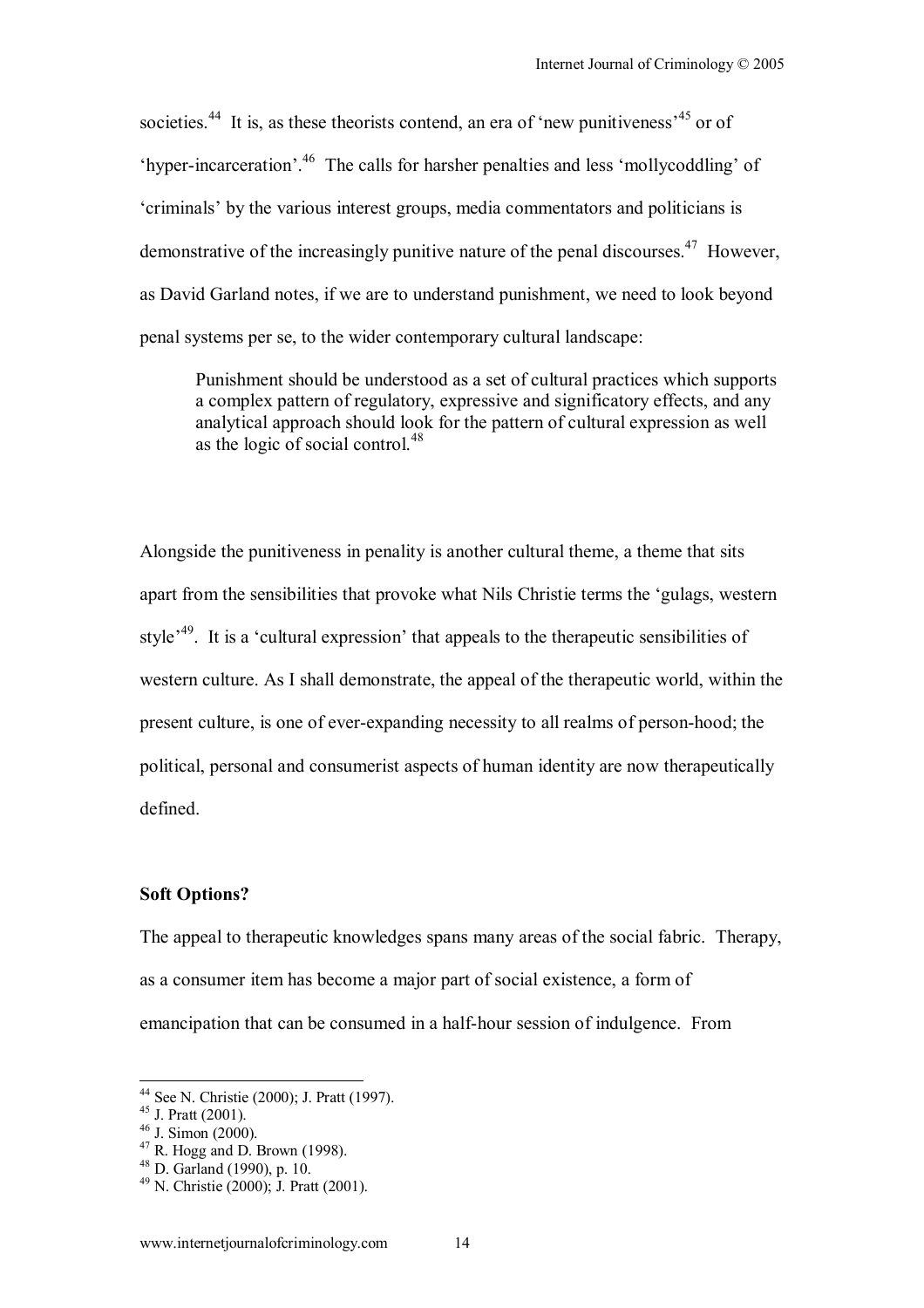societies.[44] It is, as these theorists contend, an era of 'new punitiveness'[45] or of 'hyper-incarceration'.[46] The calls for harsher penalties and less 'mollycoddling' of 'criminals' by the various interest groups, media commentators and politicians is demonstrative of the increasingly punitive nature of the penal discourses.[47] However, as David Garland notes, if we are to understand punishment, we need to look beyond penal systems per se, to the wider contemporary cultural landscape:

> Punishment should be understood as a set of cultural practices which supports a complex pattern of regulatory, expressive and significatory effects, and any analytical approach should look for the pattern of cultural expression as well as the logic of social control.[48]

Alongside the punitiveness in penality is another cultural theme, a theme that sits apart from the sensibilities that provoke what Nils Christie terms the 'gulags, western style'[49]. It is a 'cultural expression' that appeals to the therapeutic sensibilities of western culture. As I shall demonstrate, the appeal of the therapeutic world, within the present culture, is one of ever-expanding necessity to all realms of person-hood; the political, personal and consumerist aspects of human identity are now therapeutically defined.

**Soft Options?**

The appeal to therapeutic knowledges spans many areas of the social fabric. Therapy, as a consumer item has become a major part of social existence, a form of emancipation that can be consumed in a half-hour session of indulgence. From

---

[44] See N. Christie (2000); J. Pratt (1997).
[45] J. Pratt (2001).
[46] J. Simon (2000).
[47] R. Hogg and D. Brown (1998).
[48] D. Garland (1990), p. 10.
[49] N. Christie (2000); J. Pratt (2001).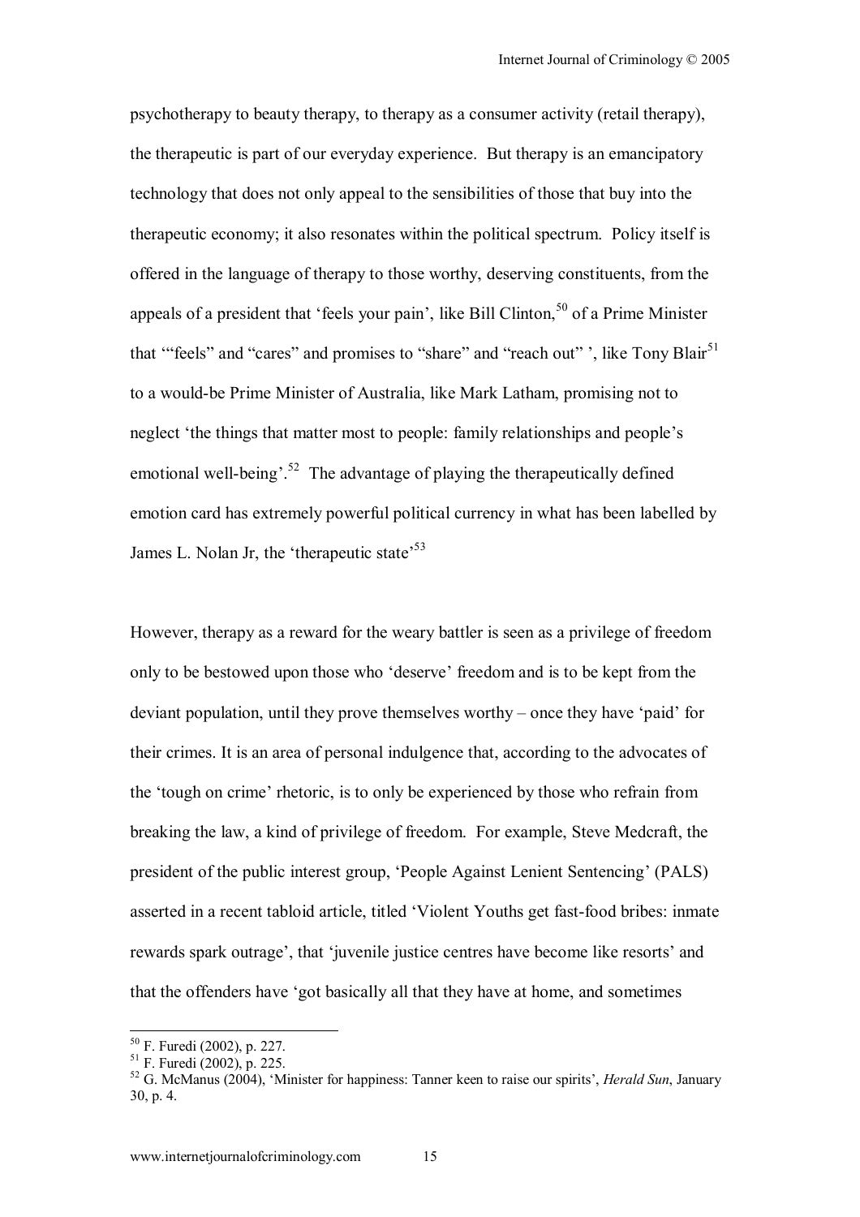psychotherapy to beauty therapy, to therapy as a consumer activity (retail therapy), the therapeutic is part of our everyday experience. But therapy is an emancipatory technology that does not only appeal to the sensibilities of those that buy into the therapeutic economy; it also resonates within the political spectrum. Policy itself is offered in the language of therapy to those worthy, deserving constituents, from the appeals of a president that 'feels your pain', like Bill Clinton,[50] of a Prime Minister that '"feels" and "cares" and promises to "share" and "reach out" ', like Tony Blair[51] to a would-be Prime Minister of Australia, like Mark Latham, promising not to neglect 'the things that matter most to people: family relationships and people's emotional well-being'.[52] The advantage of playing the therapeutically defined emotion card has extremely powerful political currency in what has been labelled by James L. Nolan Jr, the 'therapeutic state'[53]

However, therapy as a reward for the weary battler is seen as a privilege of freedom only to be bestowed upon those who 'deserve' freedom and is to be kept from the deviant population, until they prove themselves worthy – once they have 'paid' for their crimes. It is an area of personal indulgence that, according to the advocates of the 'tough on crime' rhetoric, is to only be experienced by those who refrain from breaking the law, a kind of privilege of freedom. For example, Steve Medcraft, the president of the public interest group, 'People Against Lenient Sentencing' (PALS) asserted in a recent tabloid article, titled 'Violent Youths get fast-food bribes: inmate rewards spark outrage', that 'juvenile justice centres have become like resorts' and that the offenders have 'got basically all that they have at home, and sometimes

---

[50] F. Furedi (2002), p. 227.

[51] F. Furedi (2002), p. 225.

[52] G. McManus (2004), 'Minister for happiness: Tanner keen to raise our spirits', *Herald Sun*, January 30, p. 4.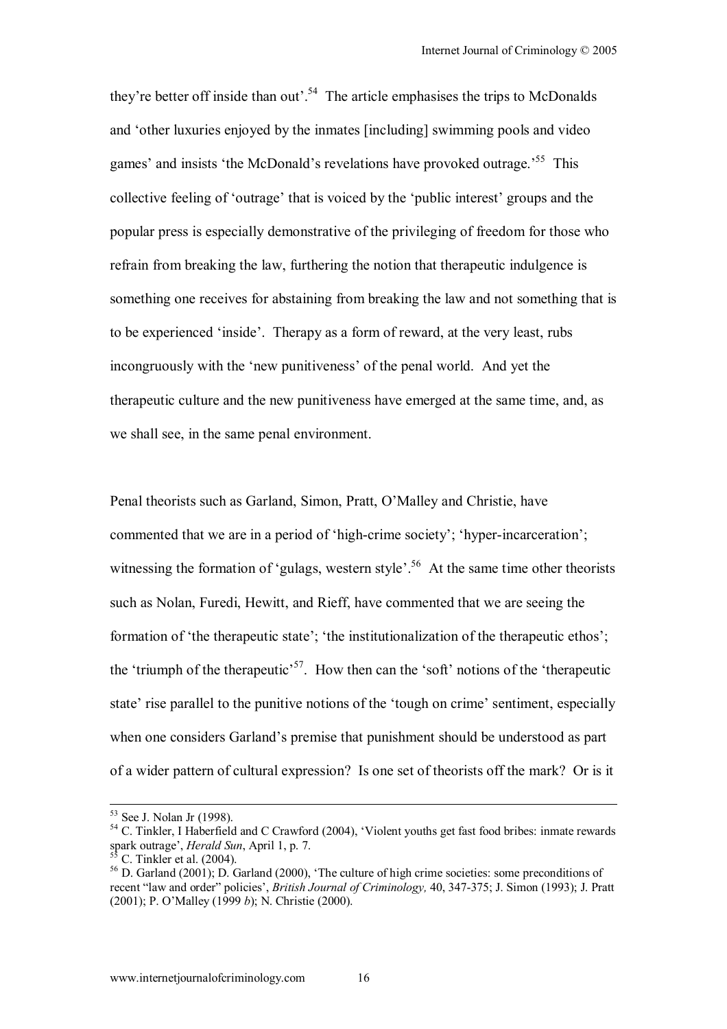they're better off inside than out'.[54] The article emphasises the trips to McDonalds and 'other luxuries enjoyed by the inmates [including] swimming pools and video games' and insists 'the McDonald's revelations have provoked outrage.'[55] This collective feeling of 'outrage' that is voiced by the 'public interest' groups and the popular press is especially demonstrative of the privileging of freedom for those who refrain from breaking the law, furthering the notion that therapeutic indulgence is something one receives for abstaining from breaking the law and not something that is to be experienced 'inside'. Therapy as a form of reward, at the very least, rubs incongruously with the 'new punitiveness' of the penal world. And yet the therapeutic culture and the new punitiveness have emerged at the same time, and, as we shall see, in the same penal environment.

Penal theorists such as Garland, Simon, Pratt, O'Malley and Christie, have commented that we are in a period of 'high-crime society'; 'hyper-incarceration'; witnessing the formation of 'gulags, western style'.[56] At the same time other theorists such as Nolan, Furedi, Hewitt, and Rieff, have commented that we are seeing the formation of 'the therapeutic state'; 'the institutionalization of the therapeutic ethos'; the 'triumph of the therapeutic'[57]. How then can the 'soft' notions of the 'therapeutic state' rise parallel to the punitive notions of the 'tough on crime' sentiment, especially when one considers Garland's premise that punishment should be understood as part of a wider pattern of cultural expression? Is one set of theorists off the mark? Or is it

---

[53] See J. Nolan Jr (1998).

[54] C. Tinkler, I Haberfield and C Crawford (2004), 'Violent youths get fast food bribes: inmate rewards spark outrage', *Herald Sun*, April 1, p. 7.

[55] C. Tinkler et al. (2004).

[56] D. Garland (2001); D. Garland (2000), 'The culture of high crime societies: some preconditions of recent "law and order" policies', *British Journal of Criminology,* 40, 347-375; J. Simon (1993); J. Pratt (2001); P. O'Malley (1999 *b*); N. Christie (2000).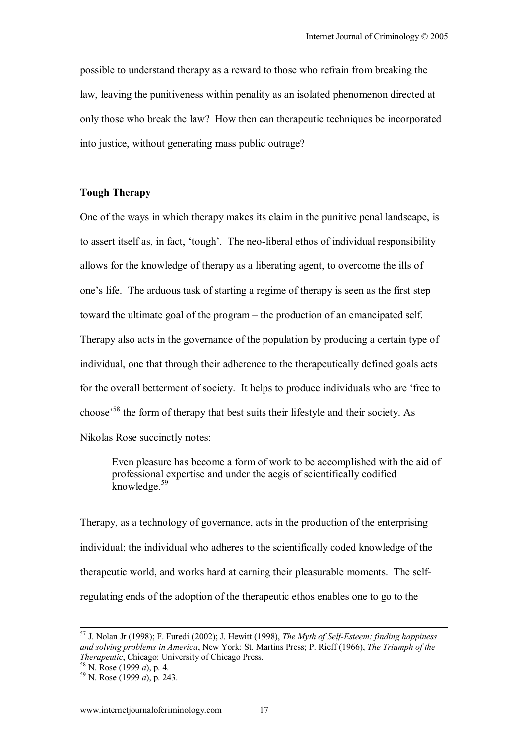possible to understand therapy as a reward to those who refrain from breaking the law, leaving the punitiveness within penality as an isolated phenomenon directed at only those who break the law? How then can therapeutic techniques be incorporated into justice, without generating mass public outrage?

## Tough Therapy

One of the ways in which therapy makes its claim in the punitive penal landscape, is to assert itself as, in fact, 'tough'. The neo-liberal ethos of individual responsibility allows for the knowledge of therapy as a liberating agent, to overcome the ills of one's life. The arduous task of starting a regime of therapy is seen as the first step toward the ultimate goal of the program – the production of an emancipated self. Therapy also acts in the governance of the population by producing a certain type of individual, one that through their adherence to the therapeutically defined goals acts for the overall betterment of society. It helps to produce individuals who are 'free to choose'[58] the form of therapy that best suits their lifestyle and their society. As Nikolas Rose succinctly notes:

> Even pleasure has become a form of work to be accomplished with the aid of professional expertise and under the aegis of scientifically codified knowledge.[59]

Therapy, as a technology of governance, acts in the production of the enterprising individual; the individual who adheres to the scientifically coded knowledge of the therapeutic world, and works hard at earning their pleasurable moments. The self-regulating ends of the adoption of the therapeutic ethos enables one to go to the

---

[57] J. Nolan Jr (1998); F. Furedi (2002); J. Hewitt (1998), *The Myth of Self-Esteem: finding happiness and solving problems in America*, New York: St. Martins Press; P. Rieff (1966), *The Triumph of the Therapeutic*, Chicago: University of Chicago Press.

[58] N. Rose (1999 *a*), p. 4.

[59] N. Rose (1999 *a*), p. 243.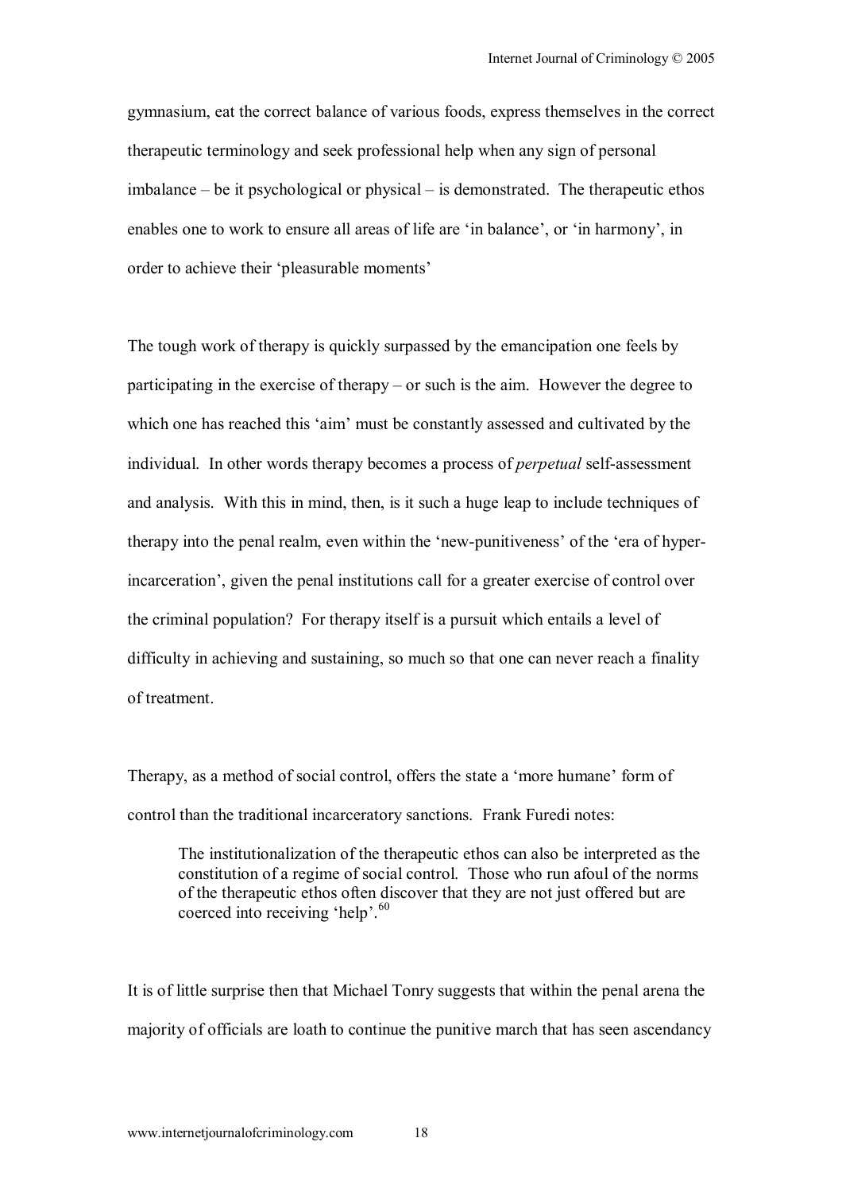gymnasium, eat the correct balance of various foods, express themselves in the correct therapeutic terminology and seek professional help when any sign of personal imbalance – be it psychological or physical – is demonstrated. The therapeutic ethos enables one to work to ensure all areas of life are 'in balance', or 'in harmony', in order to achieve their 'pleasurable moments'

The tough work of therapy is quickly surpassed by the emancipation one feels by participating in the exercise of therapy – or such is the aim. However the degree to which one has reached this 'aim' must be constantly assessed and cultivated by the individual. In other words therapy becomes a process of *perpetual* self-assessment and analysis. With this in mind, then, is it such a huge leap to include techniques of therapy into the penal realm, even within the 'new-punitiveness' of the 'era of hyper-incarceration', given the penal institutions call for a greater exercise of control over the criminal population? For therapy itself is a pursuit which entails a level of difficulty in achieving and sustaining, so much so that one can never reach a finality of treatment.

Therapy, as a method of social control, offers the state a 'more humane' form of control than the traditional incarceratory sanctions. Frank Furedi notes:

> The institutionalization of the therapeutic ethos can also be interpreted as the constitution of a regime of social control. Those who run afoul of the norms of the therapeutic ethos often discover that they are not just offered but are coerced into receiving 'help'.[60]

It is of little surprise then that Michael Tonry suggests that within the penal arena the majority of officials are loath to continue the punitive march that has seen ascendancy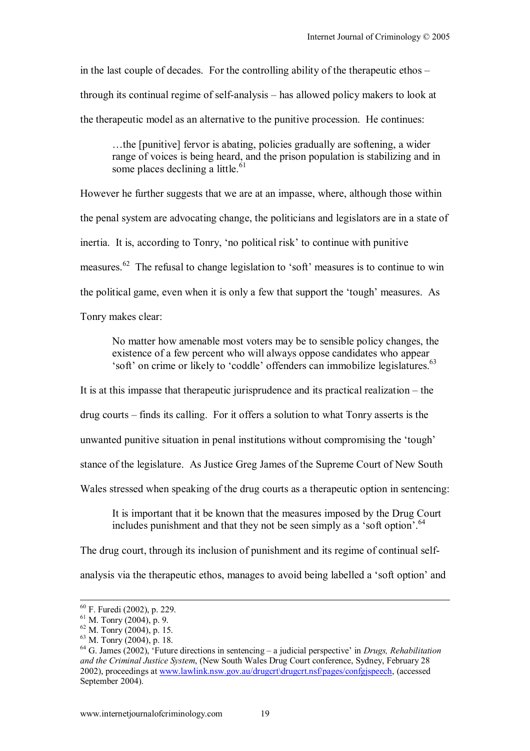in the last couple of decades. For the controlling ability of the therapeutic ethos – through its continual regime of self-analysis – has allowed policy makers to look at the therapeutic model as an alternative to the punitive procession. He continues:

> …the [punitive] fervor is abating, policies gradually are softening, a wider range of voices is being heard, and the prison population is stabilizing and in some places declining a little.[61]

However he further suggests that we are at an impasse, where, although those within the penal system are advocating change, the politicians and legislators are in a state of inertia. It is, according to Tonry, 'no political risk' to continue with punitive measures.[62] The refusal to change legislation to 'soft' measures is to continue to win the political game, even when it is only a few that support the 'tough' measures. As Tonry makes clear:

> No matter how amenable most voters may be to sensible policy changes, the existence of a few percent who will always oppose candidates who appear 'soft' on crime or likely to 'coddle' offenders can immobilize legislatures.[63]

It is at this impasse that therapeutic jurisprudence and its practical realization – the drug courts – finds its calling. For it offers a solution to what Tonry asserts is the unwanted punitive situation in penal institutions without compromising the 'tough' stance of the legislature. As Justice Greg James of the Supreme Court of New South Wales stressed when speaking of the drug courts as a therapeutic option in sentencing:

> It is important that it be known that the measures imposed by the Drug Court includes punishment and that they not be seen simply as a 'soft option'.[64]

The drug court, through its inclusion of punishment and its regime of continual self-analysis via the therapeutic ethos, manages to avoid being labelled a 'soft option' and

---

[60] F. Furedi (2002), p. 229.
[61] M. Tonry (2004), p. 9.
[62] M. Tonry (2004), p. 15.
[63] M. Tonry (2004), p. 18.
[64] G. James (2002), 'Future directions in sentencing – a judicial perspective' in *Drugs, Rehabilitation and the Criminal Justice System*, (New South Wales Drug Court conference, Sydney, February 28 2002), proceedings at www.lawlink.nsw.gov.au/drugcrt\drugcrt.nsf/pages/confgjspeech, (accessed September 2004).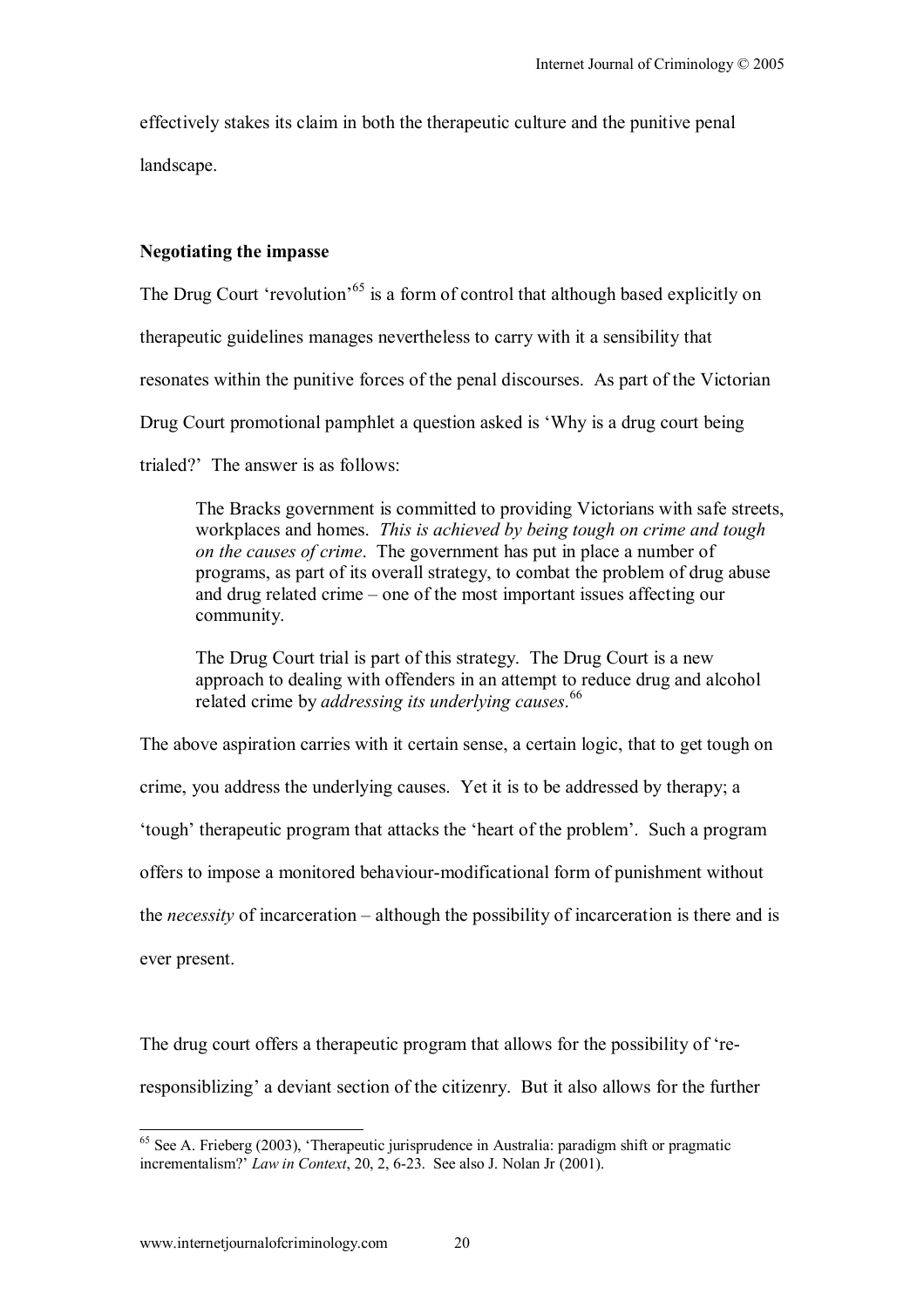effectively stakes its claim in both the therapeutic culture and the punitive penal landscape.

**Negotiating the impasse**

The Drug Court 'revolution'[65] is a form of control that although based explicitly on therapeutic guidelines manages nevertheless to carry with it a sensibility that resonates within the punitive forces of the penal discourses. As part of the Victorian Drug Court promotional pamphlet a question asked is 'Why is a drug court being trialed?' The answer is as follows:

> The Bracks government is committed to providing Victorians with safe streets, workplaces and homes. *This is achieved by being tough on crime and tough on the causes of crime*. The government has put in place a number of programs, as part of its overall strategy, to combat the problem of drug abuse and drug related crime – one of the most important issues affecting our community.
>
> The Drug Court trial is part of this strategy. The Drug Court is a new approach to dealing with offenders in an attempt to reduce drug and alcohol related crime by *addressing its underlying causes*.[66]

The above aspiration carries with it certain sense, a certain logic, that to get tough on crime, you address the underlying causes. Yet it is to be addressed by therapy; a 'tough' therapeutic program that attacks the 'heart of the problem'. Such a program offers to impose a monitored behaviour-modificational form of punishment without the *necessity* of incarceration – although the possibility of incarceration is there and is ever present.

The drug court offers a therapeutic program that allows for the possibility of 're-responsiblizing' a deviant section of the citizenry. But it also allows for the further

---

[65] See A. Frieberg (2003), 'Therapeutic jurisprudence in Australia: paradigm shift or pragmatic incrementalism?' *Law in Context*, 20, 2, 6-23. See also J. Nolan Jr (2001).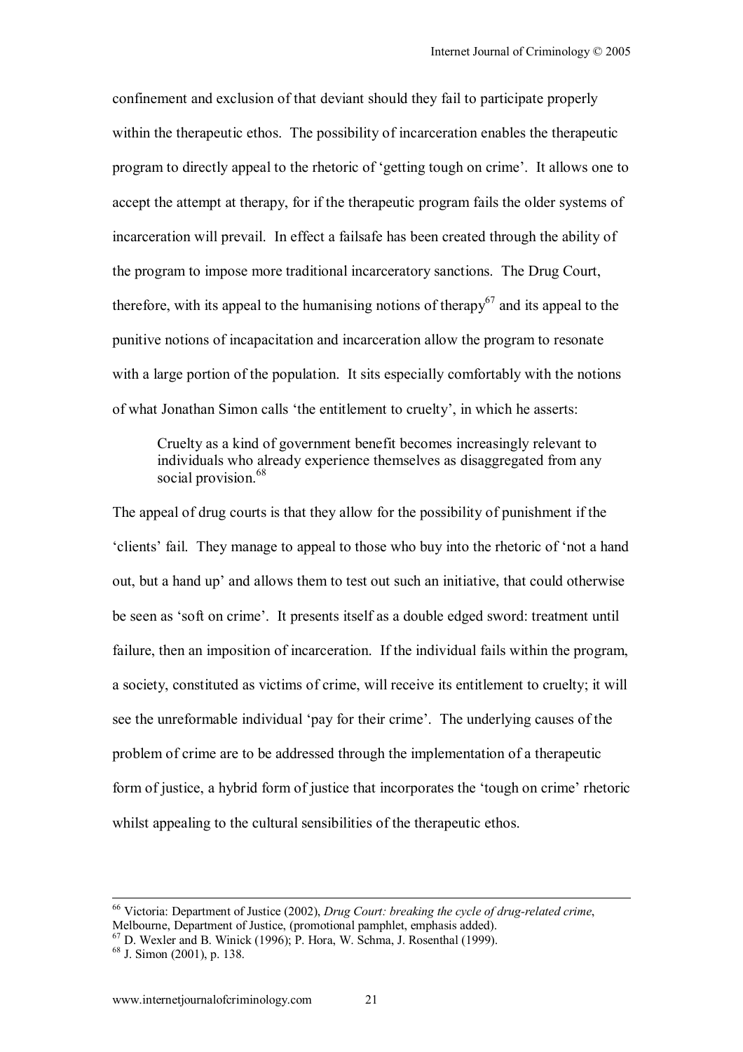confinement and exclusion of that deviant should they fail to participate properly within the therapeutic ethos. The possibility of incarceration enables the therapeutic program to directly appeal to the rhetoric of 'getting tough on crime'. It allows one to accept the attempt at therapy, for if the therapeutic program fails the older systems of incarceration will prevail. In effect a failsafe has been created through the ability of the program to impose more traditional incarceratory sanctions. The Drug Court, therefore, with its appeal to the humanising notions of therapy[67] and its appeal to the punitive notions of incapacitation and incarceration allow the program to resonate with a large portion of the population. It sits especially comfortably with the notions of what Jonathan Simon calls 'the entitlement to cruelty', in which he asserts:

> Cruelty as a kind of government benefit becomes increasingly relevant to individuals who already experience themselves as disaggregated from any social provision.[68]

The appeal of drug courts is that they allow for the possibility of punishment if the 'clients' fail. They manage to appeal to those who buy into the rhetoric of 'not a hand out, but a hand up' and allows them to test out such an initiative, that could otherwise be seen as 'soft on crime'. It presents itself as a double edged sword: treatment until failure, then an imposition of incarceration. If the individual fails within the program, a society, constituted as victims of crime, will receive its entitlement to cruelty; it will see the unreformable individual 'pay for their crime'. The underlying causes of the problem of crime are to be addressed through the implementation of a therapeutic form of justice, a hybrid form of justice that incorporates the 'tough on crime' rhetoric whilst appealing to the cultural sensibilities of the therapeutic ethos.

---

[66] Victoria: Department of Justice (2002), *Drug Court: breaking the cycle of drug-related crime*, Melbourne, Department of Justice, (promotional pamphlet, emphasis added).

[67] D. Wexler and B. Winick (1996); P. Hora, W. Schma, J. Rosenthal (1999).

[68] J. Simon (2001), p. 138.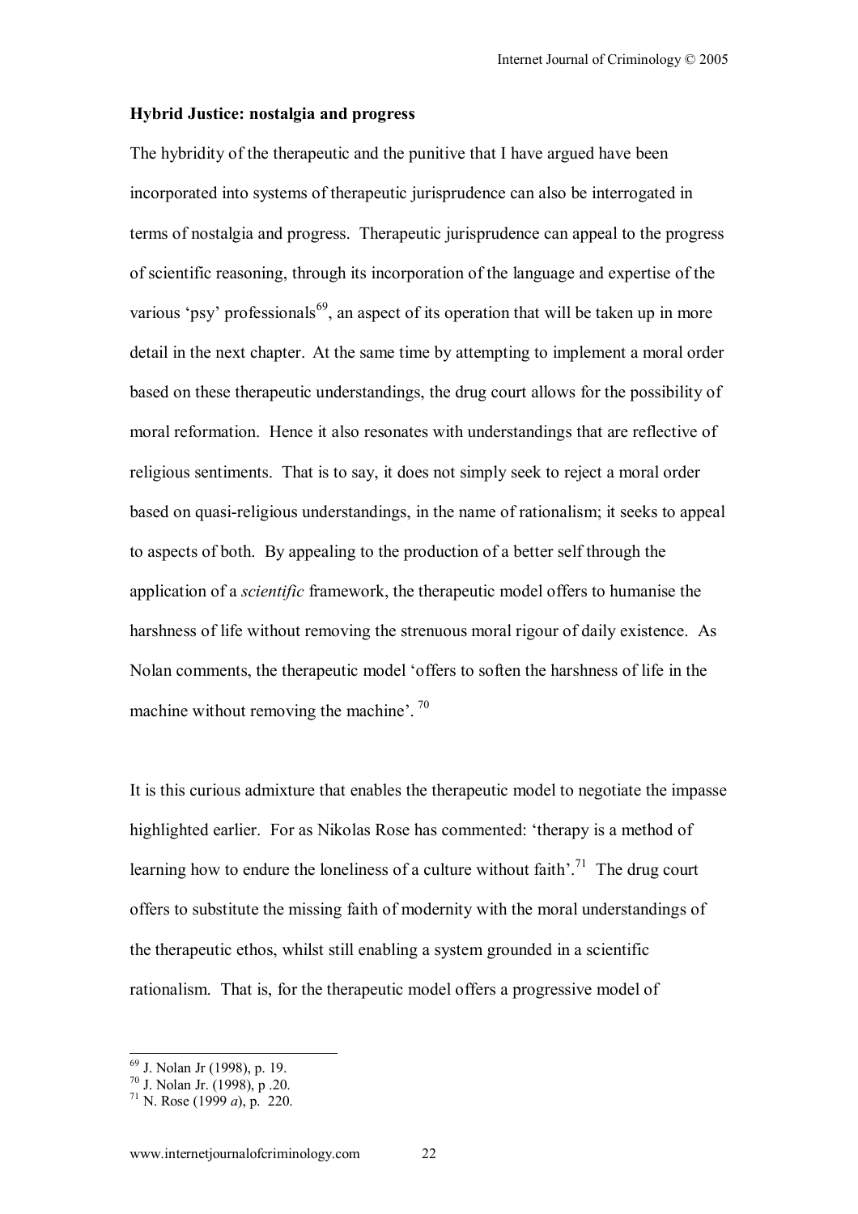**Hybrid Justice: nostalgia and progress**

The hybridity of the therapeutic and the punitive that I have argued have been incorporated into systems of therapeutic jurisprudence can also be interrogated in terms of nostalgia and progress. Therapeutic jurisprudence can appeal to the progress of scientific reasoning, through its incorporation of the language and expertise of the various 'psy' professionals[69], an aspect of its operation that will be taken up in more detail in the next chapter. At the same time by attempting to implement a moral order based on these therapeutic understandings, the drug court allows for the possibility of moral reformation. Hence it also resonates with understandings that are reflective of religious sentiments. That is to say, it does not simply seek to reject a moral order based on quasi-religious understandings, in the name of rationalism; it seeks to appeal to aspects of both. By appealing to the production of a better self through the application of a *scientific* framework, the therapeutic model offers to humanise the harshness of life without removing the strenuous moral rigour of daily existence. As Nolan comments, the therapeutic model 'offers to soften the harshness of life in the machine without removing the machine'. [70]

It is this curious admixture that enables the therapeutic model to negotiate the impasse highlighted earlier. For as Nikolas Rose has commented: 'therapy is a method of learning how to endure the loneliness of a culture without faith'.[71] The drug court offers to substitute the missing faith of modernity with the moral understandings of the therapeutic ethos, whilst still enabling a system grounded in a scientific rationalism. That is, for the therapeutic model offers a progressive model of

---

[69] J. Nolan Jr (1998), p. 19.

[70] J. Nolan Jr. (1998), p .20.

[71] N. Rose (1999 *a*), p. 220.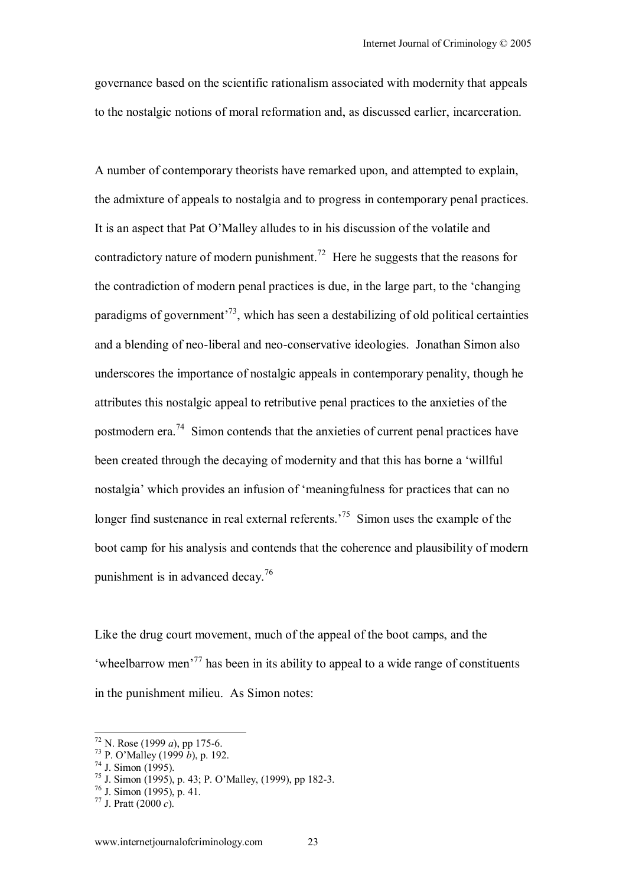governance based on the scientific rationalism associated with modernity that appeals to the nostalgic notions of moral reformation and, as discussed earlier, incarceration.

A number of contemporary theorists have remarked upon, and attempted to explain, the admixture of appeals to nostalgia and to progress in contemporary penal practices. It is an aspect that Pat O'Malley alludes to in his discussion of the volatile and contradictory nature of modern punishment.[72] Here he suggests that the reasons for the contradiction of modern penal practices is due, in the large part, to the 'changing paradigms of government'[73], which has seen a destabilizing of old political certainties and a blending of neo-liberal and neo-conservative ideologies. Jonathan Simon also underscores the importance of nostalgic appeals in contemporary penality, though he attributes this nostalgic appeal to retributive penal practices to the anxieties of the postmodern era.[74] Simon contends that the anxieties of current penal practices have been created through the decaying of modernity and that this has borne a 'willful nostalgia' which provides an infusion of 'meaningfulness for practices that can no longer find sustenance in real external referents.'[75] Simon uses the example of the boot camp for his analysis and contends that the coherence and plausibility of modern punishment is in advanced decay.[76]

Like the drug court movement, much of the appeal of the boot camps, and the 'wheelbarrow men'[77] has been in its ability to appeal to a wide range of constituents in the punishment milieu. As Simon notes:

---

[72] N. Rose (1999 *a*), pp 175-6.
[73] P. O'Malley (1999 *b*), p. 192.
[74] J. Simon (1995).
[75] J. Simon (1995), p. 43; P. O'Malley, (1999), pp 182-3.
[76] J. Simon (1995), p. 41.
[77] J. Pratt (2000 *c*).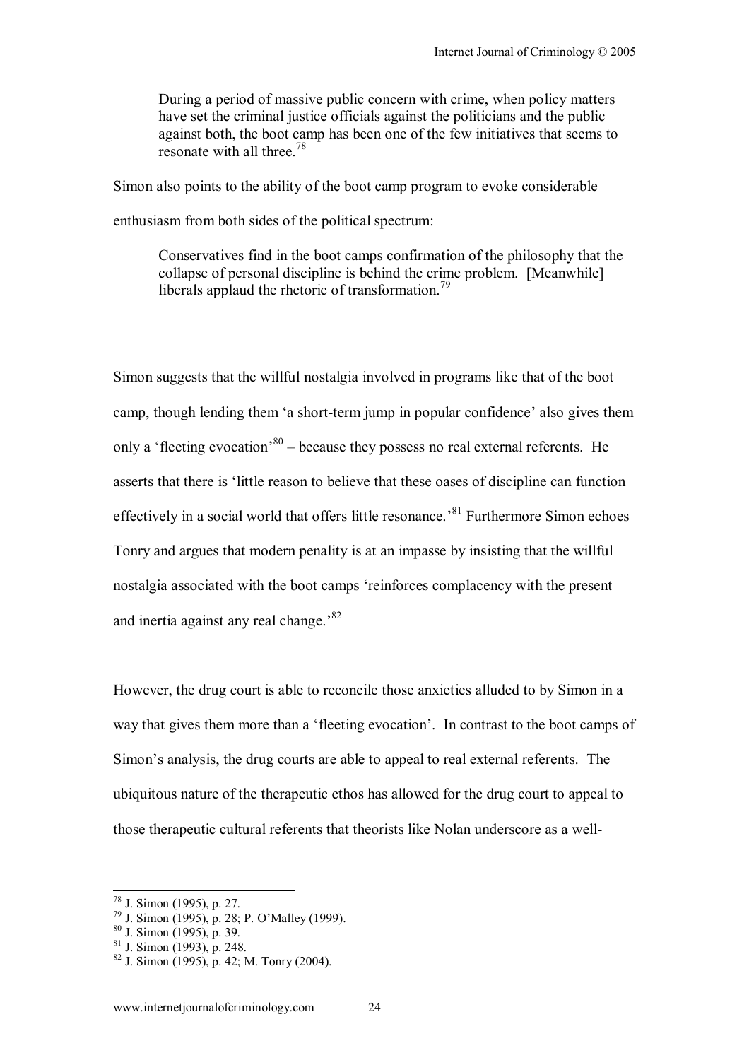> During a period of massive public concern with crime, when policy matters have set the criminal justice officials against the politicians and the public against both, the boot camp has been one of the few initiatives that seems to resonate with all three.[78]

Simon also points to the ability of the boot camp program to evoke considerable enthusiasm from both sides of the political spectrum:

> Conservatives find in the boot camps confirmation of the philosophy that the collapse of personal discipline is behind the crime problem. [Meanwhile] liberals applaud the rhetoric of transformation.[79]

Simon suggests that the willful nostalgia involved in programs like that of the boot camp, though lending them 'a short-term jump in popular confidence' also gives them only a 'fleeting evocation'[80] – because they possess no real external referents. He asserts that there is 'little reason to believe that these oases of discipline can function effectively in a social world that offers little resonance.'[81] Furthermore Simon echoes Tonry and argues that modern penality is at an impasse by insisting that the willful nostalgia associated with the boot camps 'reinforces complacency with the present and inertia against any real change.'[82]

However, the drug court is able to reconcile those anxieties alluded to by Simon in a way that gives them more than a 'fleeting evocation'. In contrast to the boot camps of Simon's analysis, the drug courts are able to appeal to real external referents. The ubiquitous nature of the therapeutic ethos has allowed for the drug court to appeal to those therapeutic cultural referents that theorists like Nolan underscore as a well-

---

[78] J. Simon (1995), p. 27.

[79] J. Simon (1995), p. 28; P. O'Malley (1999).

[80] J. Simon (1995), p. 39.

[81] J. Simon (1993), p. 248.

[82] J. Simon (1995), p. 42; M. Tonry (2004).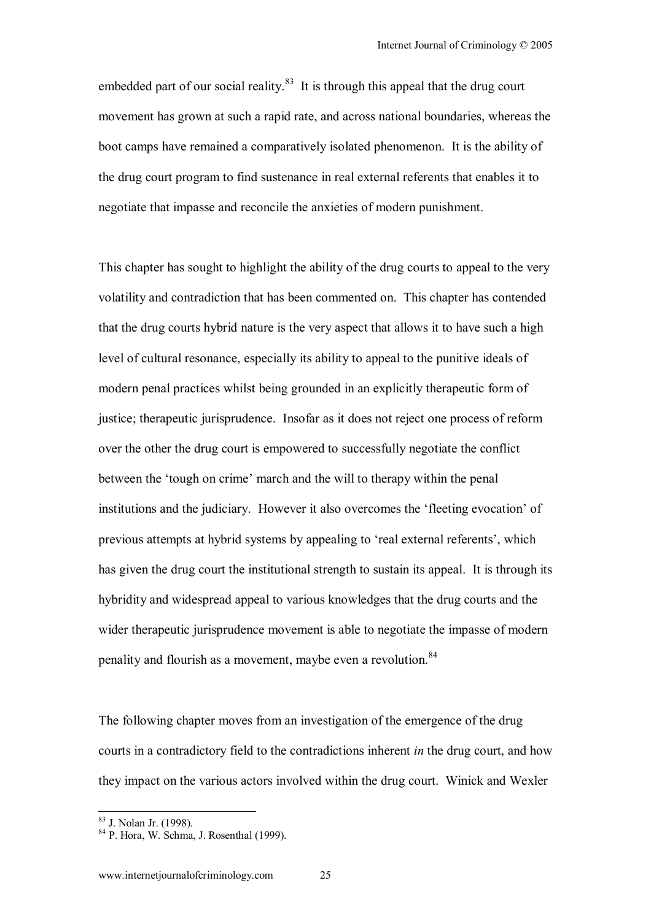embedded part of our social reality.[83] It is through this appeal that the drug court movement has grown at such a rapid rate, and across national boundaries, whereas the boot camps have remained a comparatively isolated phenomenon. It is the ability of the drug court program to find sustenance in real external referents that enables it to negotiate that impasse and reconcile the anxieties of modern punishment.

This chapter has sought to highlight the ability of the drug courts to appeal to the very volatility and contradiction that has been commented on. This chapter has contended that the drug courts hybrid nature is the very aspect that allows it to have such a high level of cultural resonance, especially its ability to appeal to the punitive ideals of modern penal practices whilst being grounded in an explicitly therapeutic form of justice; therapeutic jurisprudence. Insofar as it does not reject one process of reform over the other the drug court is empowered to successfully negotiate the conflict between the 'tough on crime' march and the will to therapy within the penal institutions and the judiciary. However it also overcomes the 'fleeting evocation' of previous attempts at hybrid systems by appealing to 'real external referents', which has given the drug court the institutional strength to sustain its appeal. It is through its hybridity and widespread appeal to various knowledges that the drug courts and the wider therapeutic jurisprudence movement is able to negotiate the impasse of modern penality and flourish as a movement, maybe even a revolution.[84]

The following chapter moves from an investigation of the emergence of the drug courts in a contradictory field to the contradictions inherent *in* the drug court, and how they impact on the various actors involved within the drug court. Winick and Wexler

---

[83] J. Nolan Jr. (1998).

[84] P. Hora, W. Schma, J. Rosenthal (1999).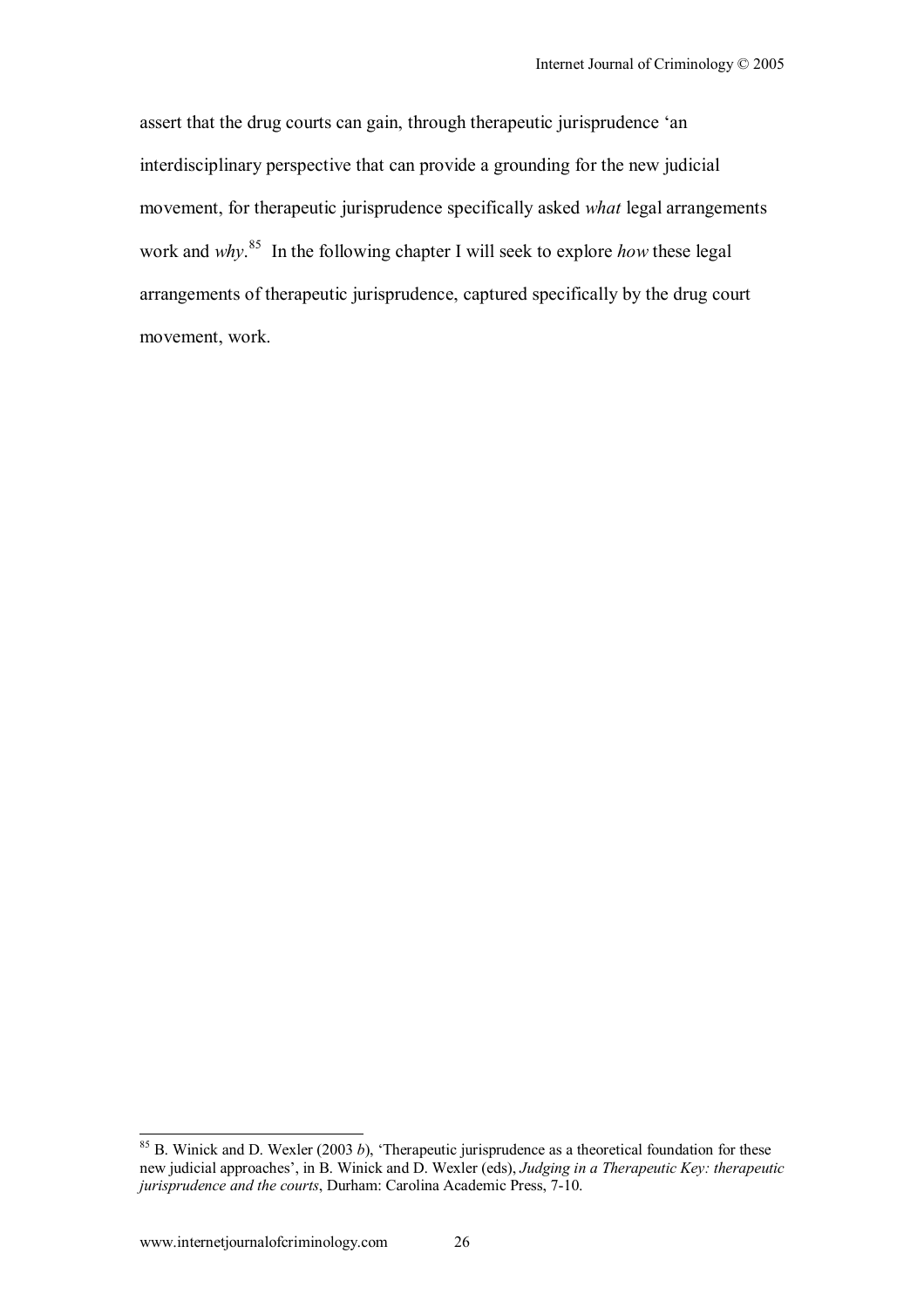assert that the drug courts can gain, through therapeutic jurisprudence 'an interdisciplinary perspective that can provide a grounding for the new judicial movement, for therapeutic jurisprudence specifically asked *what* legal arrangements work and *why*.[85] In the following chapter I will seek to explore *how* these legal arrangements of therapeutic jurisprudence, captured specifically by the drug court movement, work.

---

[85] B. Winick and D. Wexler (2003 *b*), 'Therapeutic jurisprudence as a theoretical foundation for these new judicial approaches', in B. Winick and D. Wexler (eds), *Judging in a Therapeutic Key: therapeutic jurisprudence and the courts*, Durham: Carolina Academic Press, 7-10.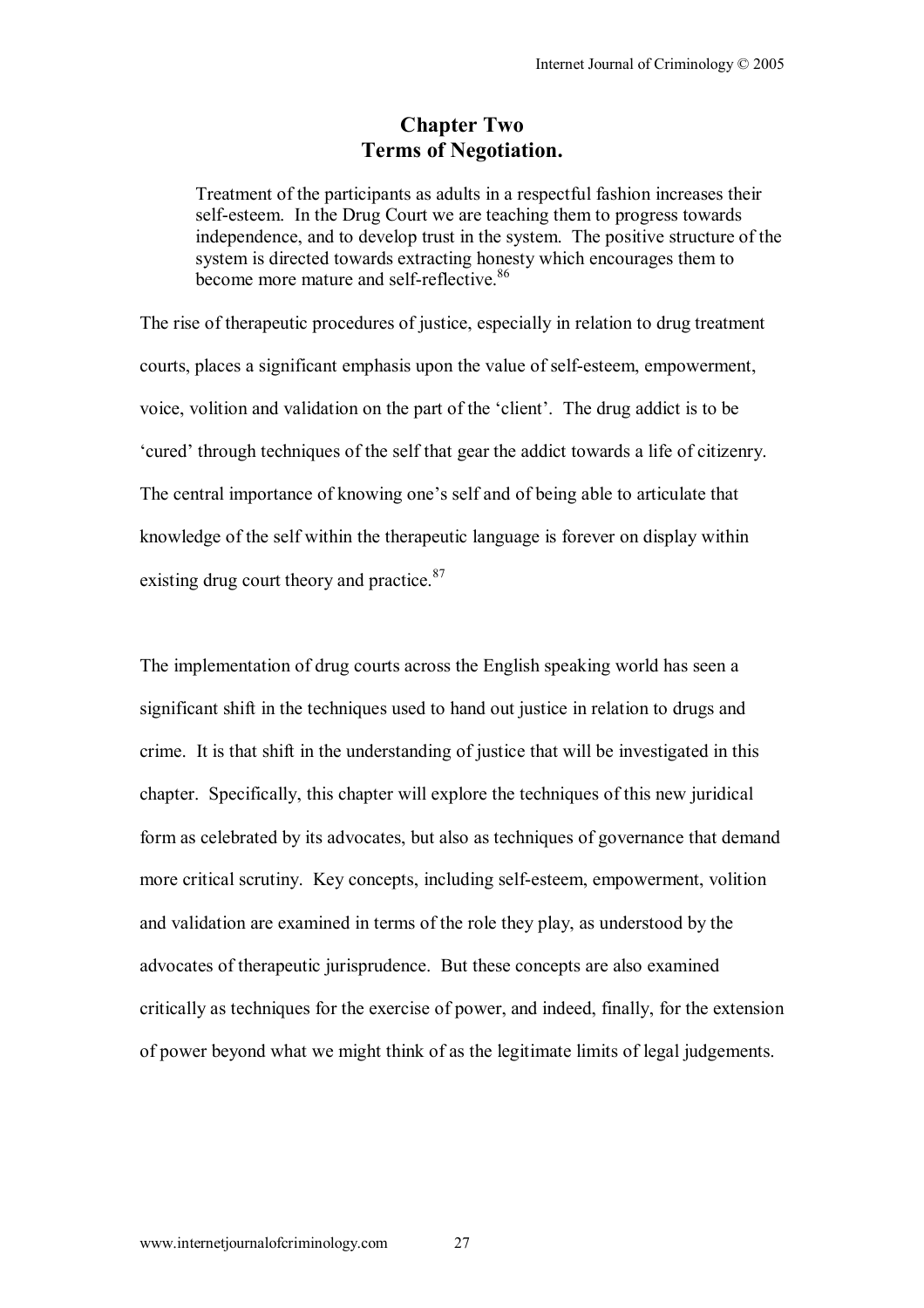## Chapter Two
## Terms of Negotiation.

> Treatment of the participants as adults in a respectful fashion increases their self-esteem. In the Drug Court we are teaching them to progress towards independence, and to develop trust in the system. The positive structure of the system is directed towards extracting honesty which encourages them to become more mature and self-reflective.[86]

The rise of therapeutic procedures of justice, especially in relation to drug treatment courts, places a significant emphasis upon the value of self-esteem, empowerment, voice, volition and validation on the part of the 'client'. The drug addict is to be 'cured' through techniques of the self that gear the addict towards a life of citizenry. The central importance of knowing one's self and of being able to articulate that knowledge of the self within the therapeutic language is forever on display within existing drug court theory and practice.[87]

The implementation of drug courts across the English speaking world has seen a significant shift in the techniques used to hand out justice in relation to drugs and crime. It is that shift in the understanding of justice that will be investigated in this chapter. Specifically, this chapter will explore the techniques of this new juridical form as celebrated by its advocates, but also as techniques of governance that demand more critical scrutiny. Key concepts, including self-esteem, empowerment, volition and validation are examined in terms of the role they play, as understood by the advocates of therapeutic jurisprudence. But these concepts are also examined critically as techniques for the exercise of power, and indeed, finally, for the extension of power beyond what we might think of as the legitimate limits of legal judgements.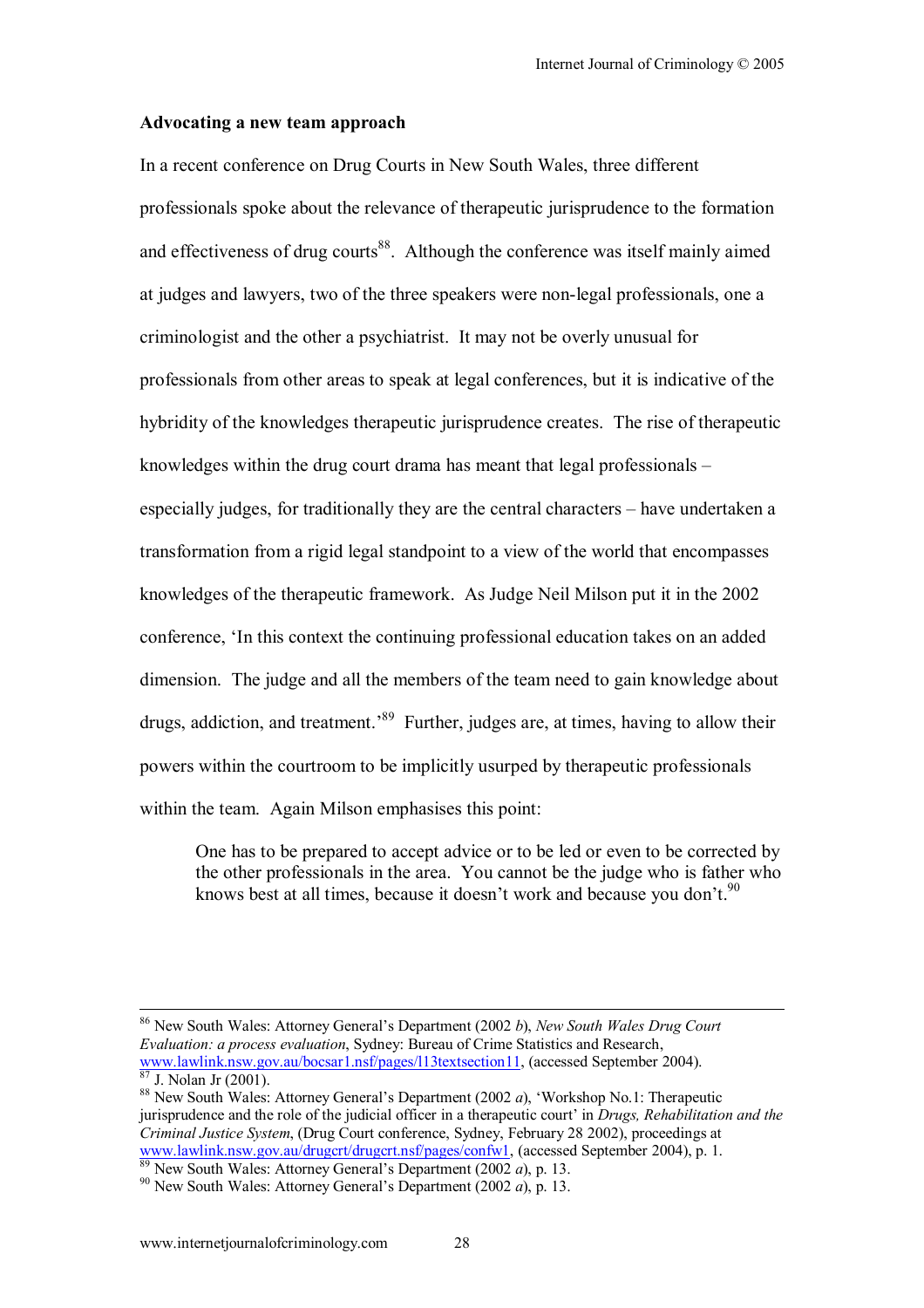**Advocating a new team approach**

In a recent conference on Drug Courts in New South Wales, three different professionals spoke about the relevance of therapeutic jurisprudence to the formation and effectiveness of drug courts[88]. Although the conference was itself mainly aimed at judges and lawyers, two of the three speakers were non-legal professionals, one a criminologist and the other a psychiatrist. It may not be overly unusual for professionals from other areas to speak at legal conferences, but it is indicative of the hybridity of the knowledges therapeutic jurisprudence creates. The rise of therapeutic knowledges within the drug court drama has meant that legal professionals – especially judges, for traditionally they are the central characters – have undertaken a transformation from a rigid legal standpoint to a view of the world that encompasses knowledges of the therapeutic framework. As Judge Neil Milson put it in the 2002 conference, 'In this context the continuing professional education takes on an added dimension. The judge and all the members of the team need to gain knowledge about drugs, addiction, and treatment.'[89] Further, judges are, at times, having to allow their powers within the courtroom to be implicitly usurped by therapeutic professionals within the team. Again Milson emphasises this point:

> One has to be prepared to accept advice or to be led or even to be corrected by the other professionals in the area. You cannot be the judge who is father who knows best at all times, because it doesn't work and because you don't.[90]

---

[86] New South Wales: Attorney General's Department (2002 *b*), *New South Wales Drug Court Evaluation: a process evaluation*, Sydney: Bureau of Crime Statistics and Research, www.lawlink.nsw.gov.au/bocsar1.nsf/pages/l13textsection11, (accessed September 2004).

[87] J. Nolan Jr (2001).

[88] New South Wales: Attorney General's Department (2002 *a*), 'Workshop No.1: Therapeutic jurisprudence and the role of the judicial officer in a therapeutic court' in *Drugs, Rehabilitation and the Criminal Justice System*, (Drug Court conference, Sydney, February 28 2002), proceedings at www.lawlink.nsw.gov.au/drugcrt/drugcrt.nsf/pages/confw1, (accessed September 2004), p. 1.

[89] New South Wales: Attorney General's Department (2002 *a*), p. 13.

[90] New South Wales: Attorney General's Department (2002 *a*), p. 13.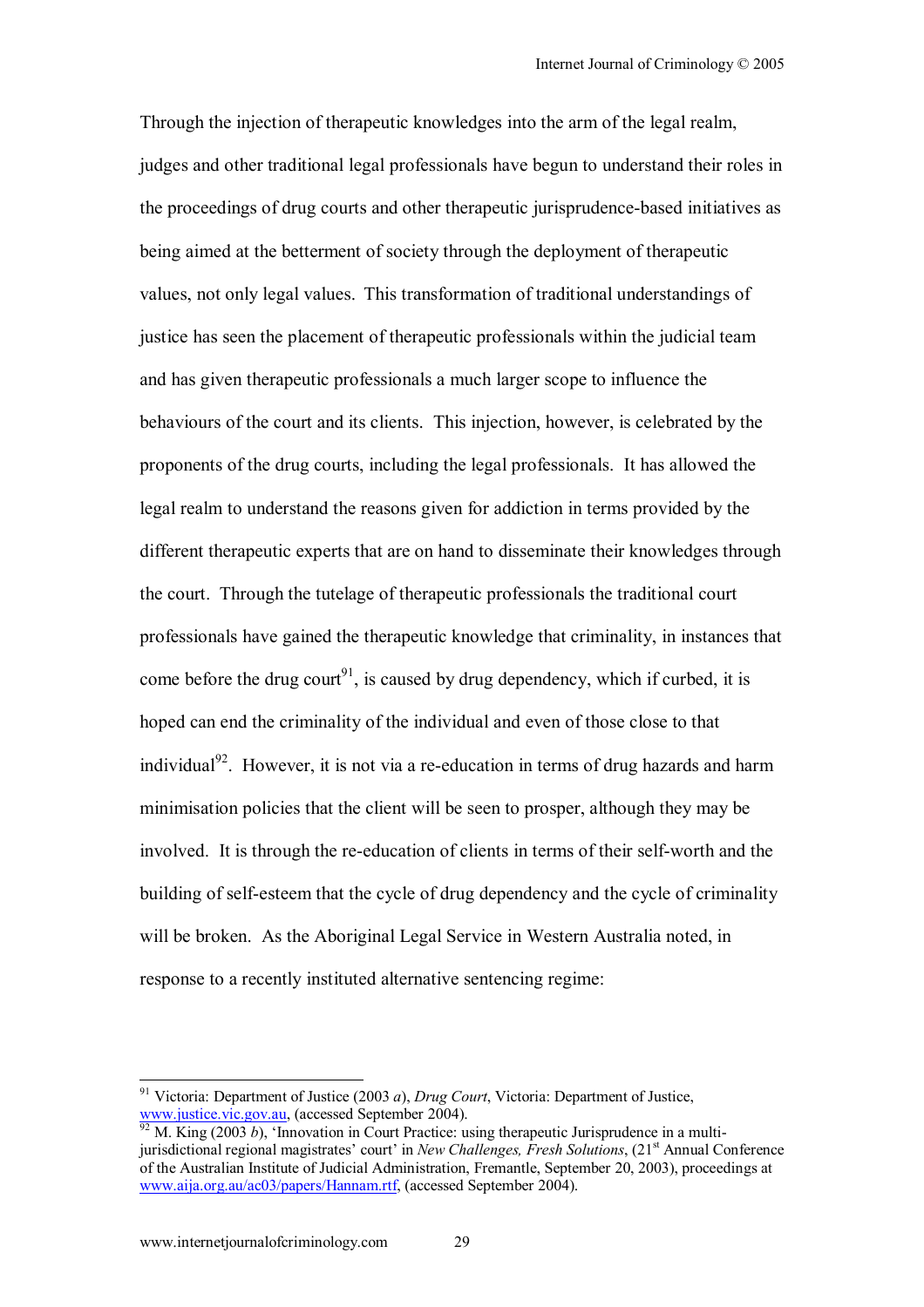Through the injection of therapeutic knowledges into the arm of the legal realm, judges and other traditional legal professionals have begun to understand their roles in the proceedings of drug courts and other therapeutic jurisprudence-based initiatives as being aimed at the betterment of society through the deployment of therapeutic values, not only legal values. This transformation of traditional understandings of justice has seen the placement of therapeutic professionals within the judicial team and has given therapeutic professionals a much larger scope to influence the behaviours of the court and its clients. This injection, however, is celebrated by the proponents of the drug courts, including the legal professionals. It has allowed the legal realm to understand the reasons given for addiction in terms provided by the different therapeutic experts that are on hand to disseminate their knowledges through the court. Through the tutelage of therapeutic professionals the traditional court professionals have gained the therapeutic knowledge that criminality, in instances that come before the drug court[91], is caused by drug dependency, which if curbed, it is hoped can end the criminality of the individual and even of those close to that individual[92]. However, it is not via a re-education in terms of drug hazards and harm minimisation policies that the client will be seen to prosper, although they may be involved. It is through the re-education of clients in terms of their self-worth and the building of self-esteem that the cycle of drug dependency and the cycle of criminality will be broken. As the Aboriginal Legal Service in Western Australia noted, in response to a recently instituted alternative sentencing regime:

---

[91] Victoria: Department of Justice (2003 *a*), *Drug Court*, Victoria: Department of Justice, www.justice.vic.gov.au, (accessed September 2004).

[92] M. King (2003 *b*), 'Innovation in Court Practice: using therapeutic Jurisprudence in a multi-jurisdictional regional magistrates' court' in *New Challenges, Fresh Solutions*, (21st Annual Conference of the Australian Institute of Judicial Administration, Fremantle, September 20, 2003), proceedings at www.aija.org.au/ac03/papers/Hannam.rtf, (accessed September 2004).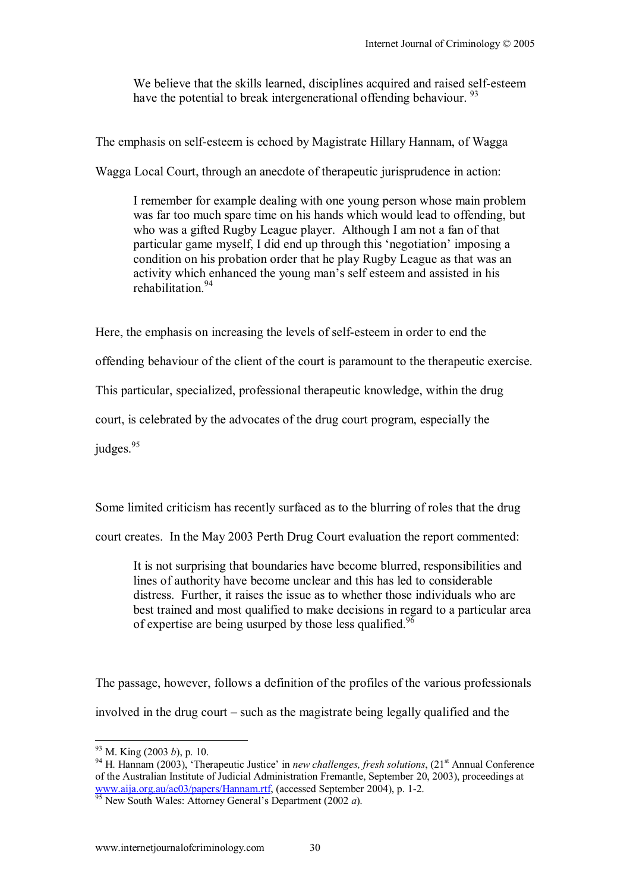> We believe that the skills learned, disciplines acquired and raised self-esteem have the potential to break intergenerational offending behaviour. [93]

The emphasis on self-esteem is echoed by Magistrate Hillary Hannam, of Wagga Wagga Local Court, through an anecdote of therapeutic jurisprudence in action:

> I remember for example dealing with one young person whose main problem was far too much spare time on his hands which would lead to offending, but who was a gifted Rugby League player. Although I am not a fan of that particular game myself, I did end up through this 'negotiation' imposing a condition on his probation order that he play Rugby League as that was an activity which enhanced the young man's self esteem and assisted in his rehabilitation.[94]

Here, the emphasis on increasing the levels of self-esteem in order to end the offending behaviour of the client of the court is paramount to the therapeutic exercise. This particular, specialized, professional therapeutic knowledge, within the drug court, is celebrated by the advocates of the drug court program, especially the judges.[95]

Some limited criticism has recently surfaced as to the blurring of roles that the drug court creates. In the May 2003 Perth Drug Court evaluation the report commented:

> It is not surprising that boundaries have become blurred, responsibilities and lines of authority have become unclear and this has led to considerable distress. Further, it raises the issue as to whether those individuals who are best trained and most qualified to make decisions in regard to a particular area of expertise are being usurped by those less qualified.[96]

The passage, however, follows a definition of the profiles of the various professionals involved in the drug court – such as the magistrate being legally qualified and the

---

[93] M. King (2003 *b*), p. 10.

[94] H. Hannam (2003), 'Therapeutic Justice' in *new challenges, fresh solutions*, (21st Annual Conference of the Australian Institute of Judicial Administration Fremantle, September 20, 2003), proceedings at www.aija.org.au/ac03/papers/Hannam.rtf, (accessed September 2004), p. 1-2.

[95] New South Wales: Attorney General's Department (2002 *a*).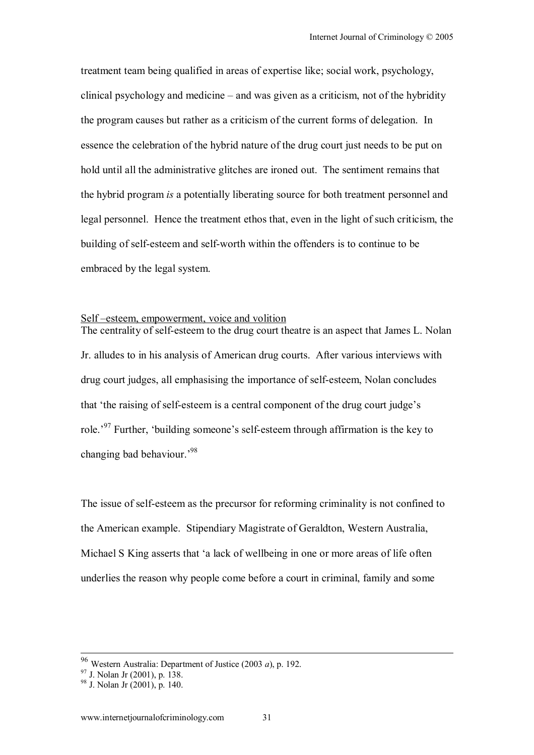treatment team being qualified in areas of expertise like; social work, psychology, clinical psychology and medicine – and was given as a criticism, not of the hybridity the program causes but rather as a criticism of the current forms of delegation. In essence the celebration of the hybrid nature of the drug court just needs to be put on hold until all the administrative glitches are ironed out. The sentiment remains that the hybrid program *is* a potentially liberating source for both treatment personnel and legal personnel. Hence the treatment ethos that, even in the light of such criticism, the building of self-esteem and self-worth within the offenders is to continue to be embraced by the legal system.

## Self –esteem, empowerment, voice and volition

The centrality of self-esteem to the drug court theatre is an aspect that James L. Nolan Jr. alludes to in his analysis of American drug courts. After various interviews with drug court judges, all emphasising the importance of self-esteem, Nolan concludes that 'the raising of self-esteem is a central component of the drug court judge's role.'[97] Further, 'building someone's self-esteem through affirmation is the key to changing bad behaviour.'[98]

The issue of self-esteem as the precursor for reforming criminality is not confined to the American example. Stipendiary Magistrate of Geraldton, Western Australia, Michael S King asserts that 'a lack of wellbeing in one or more areas of life often underlies the reason why people come before a court in criminal, family and some

---

[96] Western Australia: Department of Justice (2003 *a*), p. 192.
[97] J. Nolan Jr (2001), p. 138.
[98] J. Nolan Jr (2001), p. 140.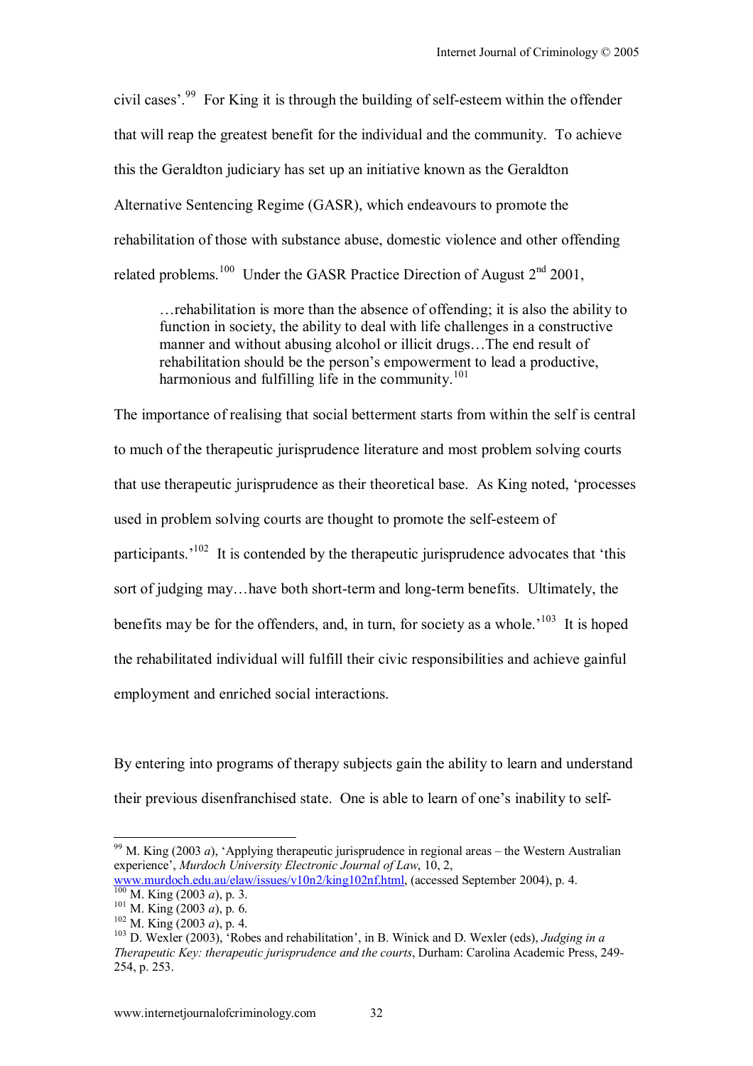civil cases'.[99] For King it is through the building of self-esteem within the offender that will reap the greatest benefit for the individual and the community. To achieve this the Geraldton judiciary has set up an initiative known as the Geraldton Alternative Sentencing Regime (GASR), which endeavours to promote the rehabilitation of those with substance abuse, domestic violence and other offending related problems.[100] Under the GASR Practice Direction of August 2nd 2001,

> …rehabilitation is more than the absence of offending; it is also the ability to function in society, the ability to deal with life challenges in a constructive manner and without abusing alcohol or illicit drugs…The end result of rehabilitation should be the person's empowerment to lead a productive, harmonious and fulfilling life in the community.[101]

The importance of realising that social betterment starts from within the self is central to much of the therapeutic jurisprudence literature and most problem solving courts that use therapeutic jurisprudence as their theoretical base. As King noted, 'processes used in problem solving courts are thought to promote the self-esteem of participants.'[102] It is contended by the therapeutic jurisprudence advocates that 'this sort of judging may…have both short-term and long-term benefits. Ultimately, the benefits may be for the offenders, and, in turn, for society as a whole.'[103] It is hoped the rehabilitated individual will fulfill their civic responsibilities and achieve gainful employment and enriched social interactions.

By entering into programs of therapy subjects gain the ability to learn and understand their previous disenfranchised state. One is able to learn of one's inability to self-

---

[99] M. King (2003 *a*), 'Applying therapeutic jurisprudence in regional areas – the Western Australian experience', *Murdoch University Electronic Journal of Law*, 10, 2, www.murdoch.edu.au/elaw/issues/v10n2/king102nf.html, (accessed September 2004), p. 4.

[100] M. King (2003 *a*), p. 3.

[101] M. King (2003 *a*), p. 6.

[102] M. King (2003 *a*), p. 4.

[103] D. Wexler (2003), 'Robes and rehabilitation', in B. Winick and D. Wexler (eds), *Judging in a Therapeutic Key: therapeutic jurisprudence and the courts*, Durham: Carolina Academic Press, 249-254, p. 253.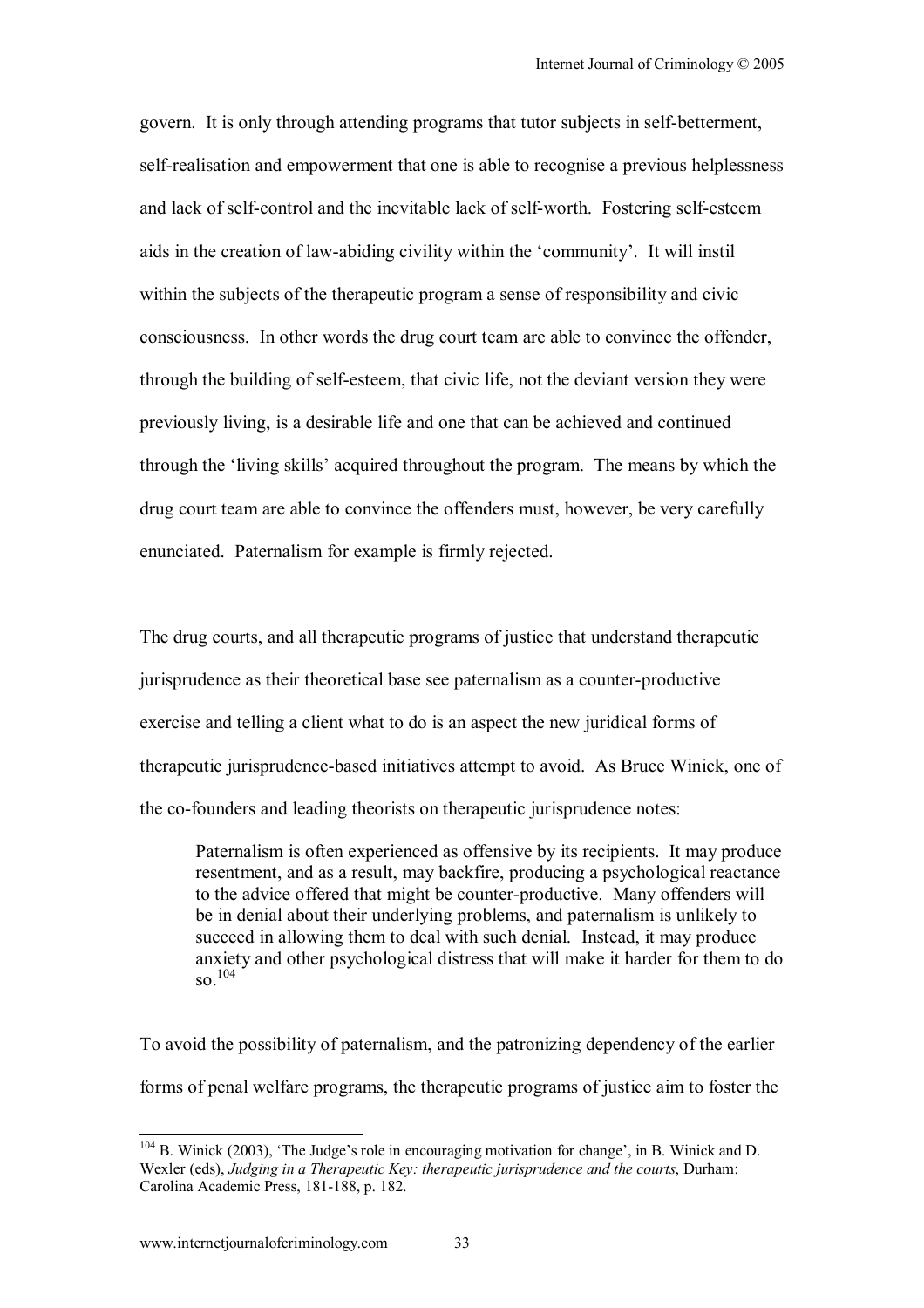govern. It is only through attending programs that tutor subjects in self-betterment, self-realisation and empowerment that one is able to recognise a previous helplessness and lack of self-control and the inevitable lack of self-worth. Fostering self-esteem aids in the creation of law-abiding civility within the 'community'. It will instil within the subjects of the therapeutic program a sense of responsibility and civic consciousness. In other words the drug court team are able to convince the offender, through the building of self-esteem, that civic life, not the deviant version they were previously living, is a desirable life and one that can be achieved and continued through the 'living skills' acquired throughout the program. The means by which the drug court team are able to convince the offenders must, however, be very carefully enunciated. Paternalism for example is firmly rejected.

The drug courts, and all therapeutic programs of justice that understand therapeutic jurisprudence as their theoretical base see paternalism as a counter-productive exercise and telling a client what to do is an aspect the new juridical forms of therapeutic jurisprudence-based initiatives attempt to avoid. As Bruce Winick, one of the co-founders and leading theorists on therapeutic jurisprudence notes:

> Paternalism is often experienced as offensive by its recipients. It may produce resentment, and as a result, may backfire, producing a psychological reactance to the advice offered that might be counter-productive. Many offenders will be in denial about their underlying problems, and paternalism is unlikely to succeed in allowing them to deal with such denial. Instead, it may produce anxiety and other psychological distress that will make it harder for them to do so.[104]

To avoid the possibility of paternalism, and the patronizing dependency of the earlier forms of penal welfare programs, the therapeutic programs of justice aim to foster the

---

[104] B. Winick (2003), 'The Judge's role in encouraging motivation for change', in B. Winick and D. Wexler (eds), *Judging in a Therapeutic Key: therapeutic jurisprudence and the courts*, Durham: Carolina Academic Press, 181-188, p. 182.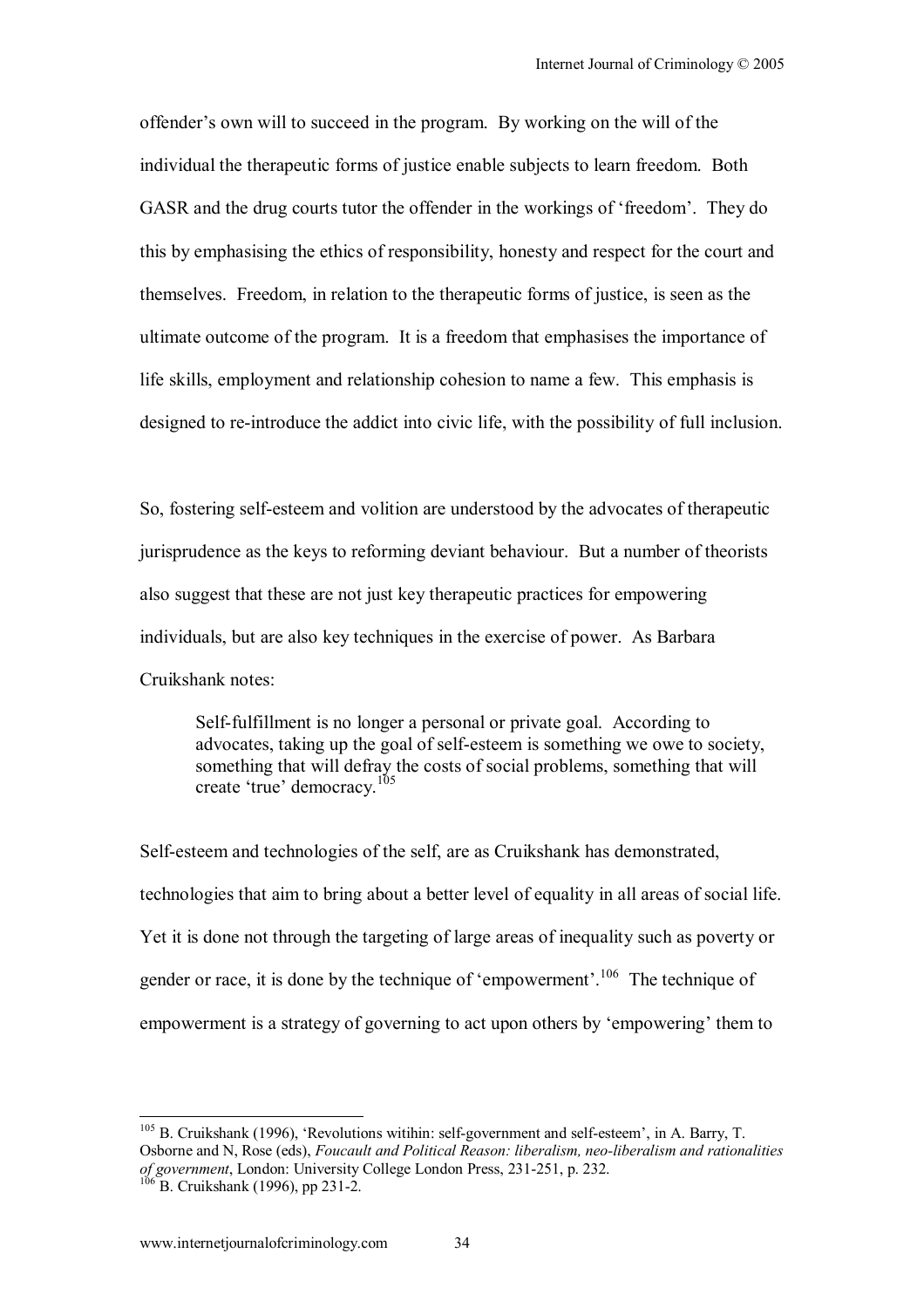offender's own will to succeed in the program. By working on the will of the individual the therapeutic forms of justice enable subjects to learn freedom. Both GASR and the drug courts tutor the offender in the workings of 'freedom'. They do this by emphasising the ethics of responsibility, honesty and respect for the court and themselves. Freedom, in relation to the therapeutic forms of justice, is seen as the ultimate outcome of the program. It is a freedom that emphasises the importance of life skills, employment and relationship cohesion to name a few. This emphasis is designed to re-introduce the addict into civic life, with the possibility of full inclusion.

So, fostering self-esteem and volition are understood by the advocates of therapeutic jurisprudence as the keys to reforming deviant behaviour. But a number of theorists also suggest that these are not just key therapeutic practices for empowering individuals, but are also key techniques in the exercise of power. As Barbara Cruikshank notes:

> Self-fulfillment is no longer a personal or private goal. According to advocates, taking up the goal of self-esteem is something we owe to society, something that will defray the costs of social problems, something that will create 'true' democracy.[105]

Self-esteem and technologies of the self, are as Cruikshank has demonstrated, technologies that aim to bring about a better level of equality in all areas of social life. Yet it is done not through the targeting of large areas of inequality such as poverty or gender or race, it is done by the technique of 'empowerment'.[106] The technique of empowerment is a strategy of governing to act upon others by 'empowering' them to

---

[105] B. Cruikshank (1996), 'Revolutions witihin: self-government and self-esteem', in A. Barry, T. Osborne and N, Rose (eds), *Foucault and Political Reason: liberalism, neo-liberalism and rationalities of government*, London: University College London Press, 231-251, p. 232.

[106] B. Cruikshank (1996), pp 231-2.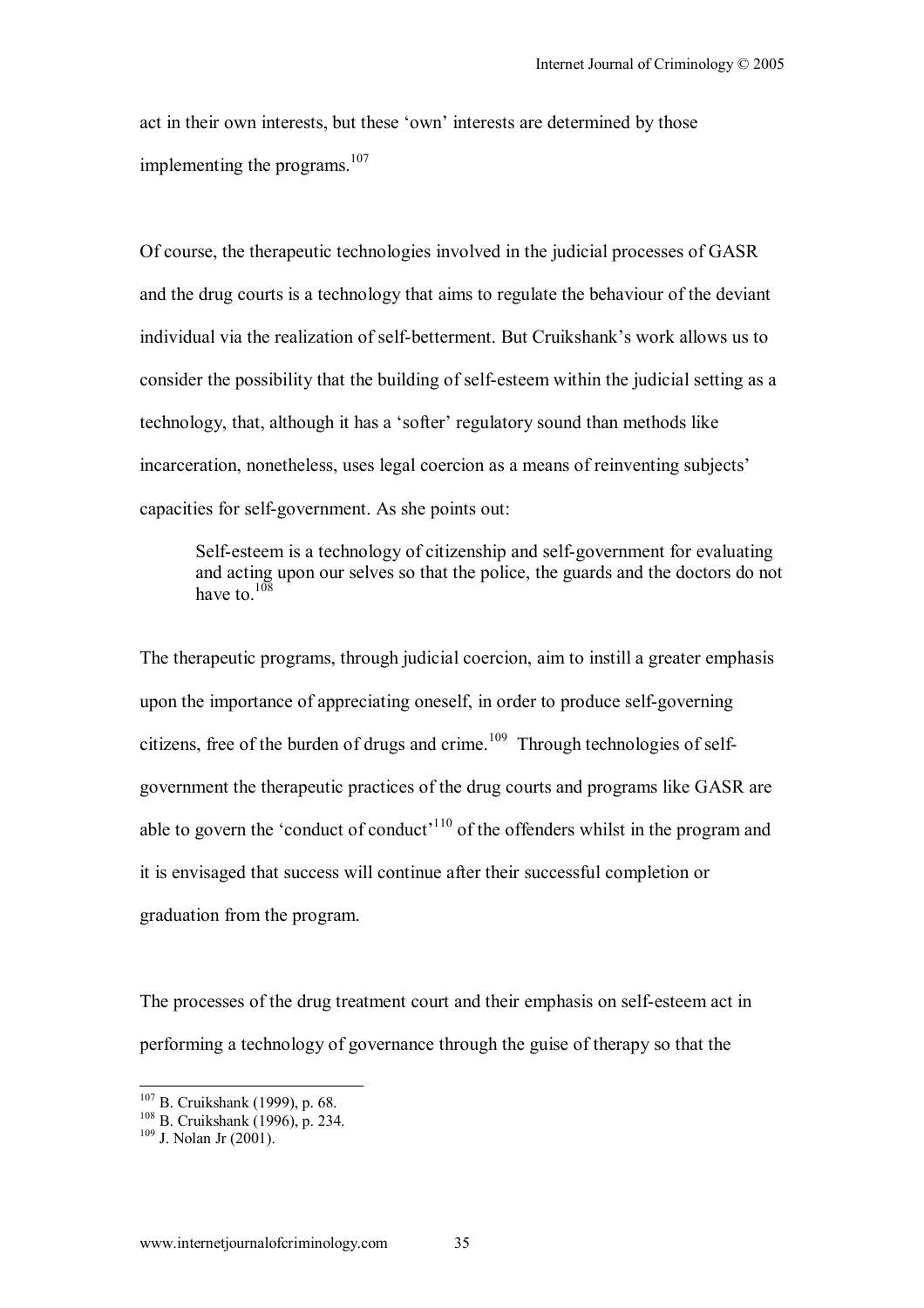act in their own interests, but these 'own' interests are determined by those implementing the programs.[107]

Of course, the therapeutic technologies involved in the judicial processes of GASR and the drug courts is a technology that aims to regulate the behaviour of the deviant individual via the realization of self-betterment. But Cruikshank's work allows us to consider the possibility that the building of self-esteem within the judicial setting as a technology, that, although it has a 'softer' regulatory sound than methods like incarceration, nonetheless, uses legal coercion as a means of reinventing subjects' capacities for self-government. As she points out:

> Self-esteem is a technology of citizenship and self-government for evaluating and acting upon our selves so that the police, the guards and the doctors do not have to.[108]

The therapeutic programs, through judicial coercion, aim to instill a greater emphasis upon the importance of appreciating oneself, in order to produce self-governing citizens, free of the burden of drugs and crime.[109] Through technologies of self-government the therapeutic practices of the drug courts and programs like GASR are able to govern the 'conduct of conduct'[110] of the offenders whilst in the program and it is envisaged that success will continue after their successful completion or graduation from the program.

The processes of the drug treatment court and their emphasis on self-esteem act in performing a technology of governance through the guise of therapy so that the

---

[107] B. Cruikshank (1999), p. 68.
[108] B. Cruikshank (1996), p. 234.
[109] J. Nolan Jr (2001).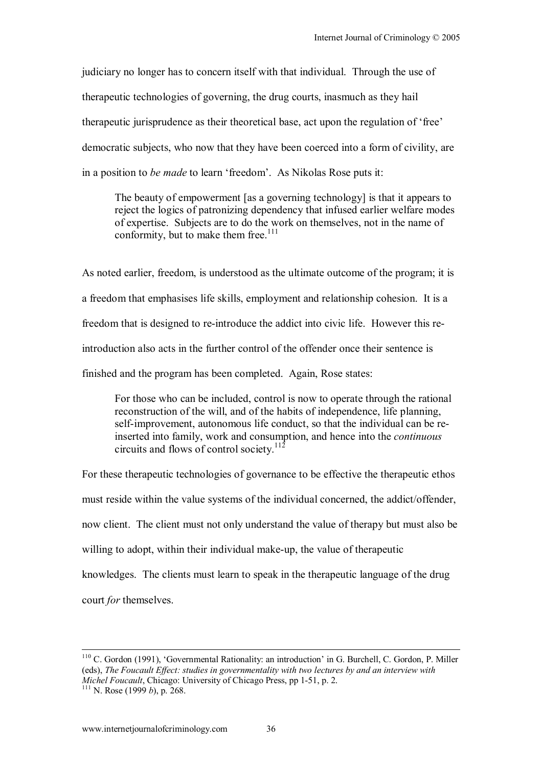judiciary no longer has to concern itself with that individual. Through the use of therapeutic technologies of governing, the drug courts, inasmuch as they hail therapeutic jurisprudence as their theoretical base, act upon the regulation of 'free' democratic subjects, who now that they have been coerced into a form of civility, are in a position to *be made* to learn 'freedom'. As Nikolas Rose puts it:

> The beauty of empowerment [as a governing technology] is that it appears to reject the logics of patronizing dependency that infused earlier welfare modes of expertise. Subjects are to do the work on themselves, not in the name of conformity, but to make them free.[111]

As noted earlier, freedom, is understood as the ultimate outcome of the program; it is a freedom that emphasises life skills, employment and relationship cohesion. It is a freedom that is designed to re-introduce the addict into civic life. However this re-introduction also acts in the further control of the offender once their sentence is finished and the program has been completed. Again, Rose states:

> For those who can be included, control is now to operate through the rational reconstruction of the will, and of the habits of independence, life planning, self-improvement, autonomous life conduct, so that the individual can be re-inserted into family, work and consumption, and hence into the *continuous* circuits and flows of control society.[112]

For these therapeutic technologies of governance to be effective the therapeutic ethos must reside within the value systems of the individual concerned, the addict/offender, now client. The client must not only understand the value of therapy but must also be willing to adopt, within their individual make-up, the value of therapeutic knowledges. The clients must learn to speak in the therapeutic language of the drug court *for* themselves.

---

[110] C. Gordon (1991), 'Governmental Rationality: an introduction' in G. Burchell, C. Gordon, P. Miller (eds), *The Foucault Effect: studies in governmentality with two lectures by and an interview with Michel Foucault*, Chicago: University of Chicago Press, pp 1-51, p. 2.

[111] N. Rose (1999 *b*), p. 268.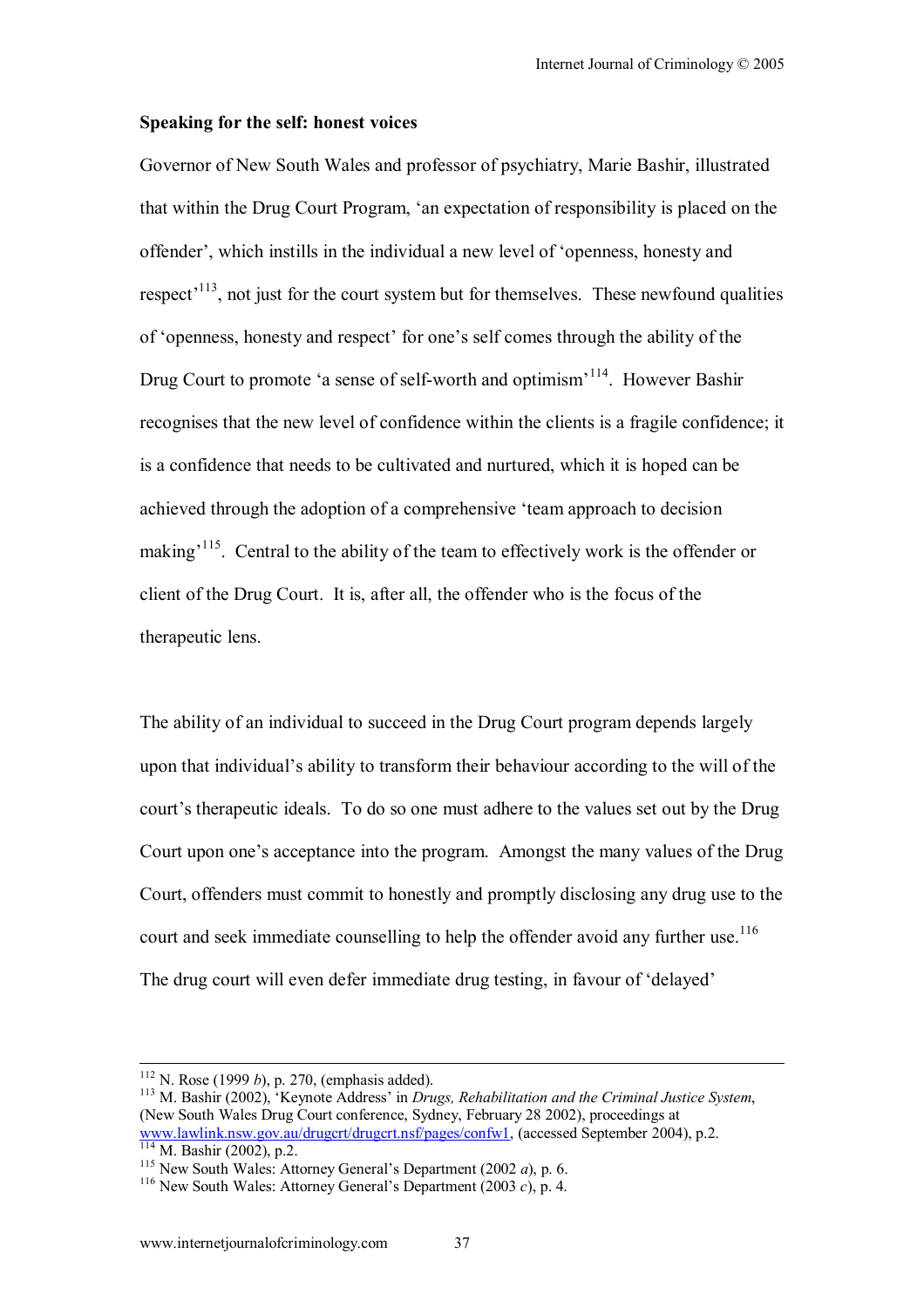**Speaking for the self: honest voices**

Governor of New South Wales and professor of psychiatry, Marie Bashir, illustrated that within the Drug Court Program, 'an expectation of responsibility is placed on the offender', which instills in the individual a new level of 'openness, honesty and respect'[113], not just for the court system but for themselves. These newfound qualities of 'openness, honesty and respect' for one's self comes through the ability of the Drug Court to promote 'a sense of self-worth and optimism'[114]. However Bashir recognises that the new level of confidence within the clients is a fragile confidence; it is a confidence that needs to be cultivated and nurtured, which it is hoped can be achieved through the adoption of a comprehensive 'team approach to decision making'[115]. Central to the ability of the team to effectively work is the offender or client of the Drug Court. It is, after all, the offender who is the focus of the therapeutic lens.

The ability of an individual to succeed in the Drug Court program depends largely upon that individual's ability to transform their behaviour according to the will of the court's therapeutic ideals. To do so one must adhere to the values set out by the Drug Court upon one's acceptance into the program. Amongst the many values of the Drug Court, offenders must commit to honestly and promptly disclosing any drug use to the court and seek immediate counselling to help the offender avoid any further use.[116] The drug court will even defer immediate drug testing, in favour of 'delayed'

---

[112] N. Rose (1999 *b*), p. 270, (emphasis added).

[113] M. Bashir (2002), 'Keynote Address' in *Drugs, Rehabilitation and the Criminal Justice System*, (New South Wales Drug Court conference, Sydney, February 28 2002), proceedings at www.lawlink.nsw.gov.au/drugcrt/drugcrt.nsf/pages/confw1, (accessed September 2004), p.2.

[114] M. Bashir (2002), p.2.

[115] New South Wales: Attorney General's Department (2002 *a*), p. 6.

[116] New South Wales: Attorney General's Department (2003 *c*), p. 4.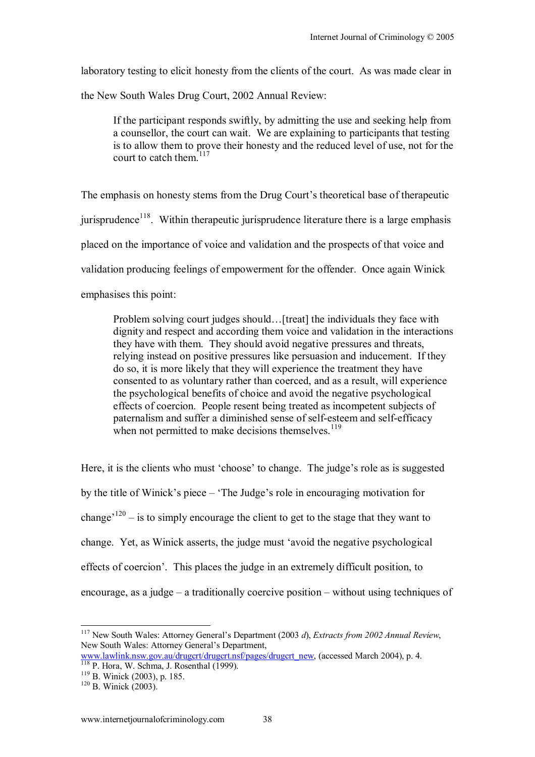laboratory testing to elicit honesty from the clients of the court. As was made clear in the New South Wales Drug Court, 2002 Annual Review:

> If the participant responds swiftly, by admitting the use and seeking help from a counsellor, the court can wait. We are explaining to participants that testing is to allow them to prove their honesty and the reduced level of use, not for the court to catch them.[117]

The emphasis on honesty stems from the Drug Court's theoretical base of therapeutic jurisprudence[118]. Within therapeutic jurisprudence literature there is a large emphasis placed on the importance of voice and validation and the prospects of that voice and validation producing feelings of empowerment for the offender. Once again Winick emphasises this point:

> Problem solving court judges should…[treat] the individuals they face with dignity and respect and according them voice and validation in the interactions they have with them. They should avoid negative pressures and threats, relying instead on positive pressures like persuasion and inducement. If they do so, it is more likely that they will experience the treatment they have consented to as voluntary rather than coerced, and as a result, will experience the psychological benefits of choice and avoid the negative psychological effects of coercion. People resent being treated as incompetent subjects of paternalism and suffer a diminished sense of self-esteem and self-efficacy when not permitted to make decisions themselves.[119]

Here, it is the clients who must 'choose' to change. The judge's role as is suggested by the title of Winick's piece – 'The Judge's role in encouraging motivation for change'[120] – is to simply encourage the client to get to the stage that they want to change. Yet, as Winick asserts, the judge must 'avoid the negative psychological effects of coercion'. This places the judge in an extremely difficult position, to encourage, as a judge – a traditionally coercive position – without using techniques of

---

[117] New South Wales: Attorney General's Department (2003 *d*), *Extracts from 2002 Annual Review*, New South Wales: Attorney General's Department, www.lawlink.nsw.gov.au/drugcrt/drugcrt.nsf/pages/drugcrt_new, (accessed March 2004), p. 4.

[118] P. Hora, W. Schma, J. Rosenthal (1999).

[119] B. Winick (2003), p. 185.

[120] B. Winick (2003).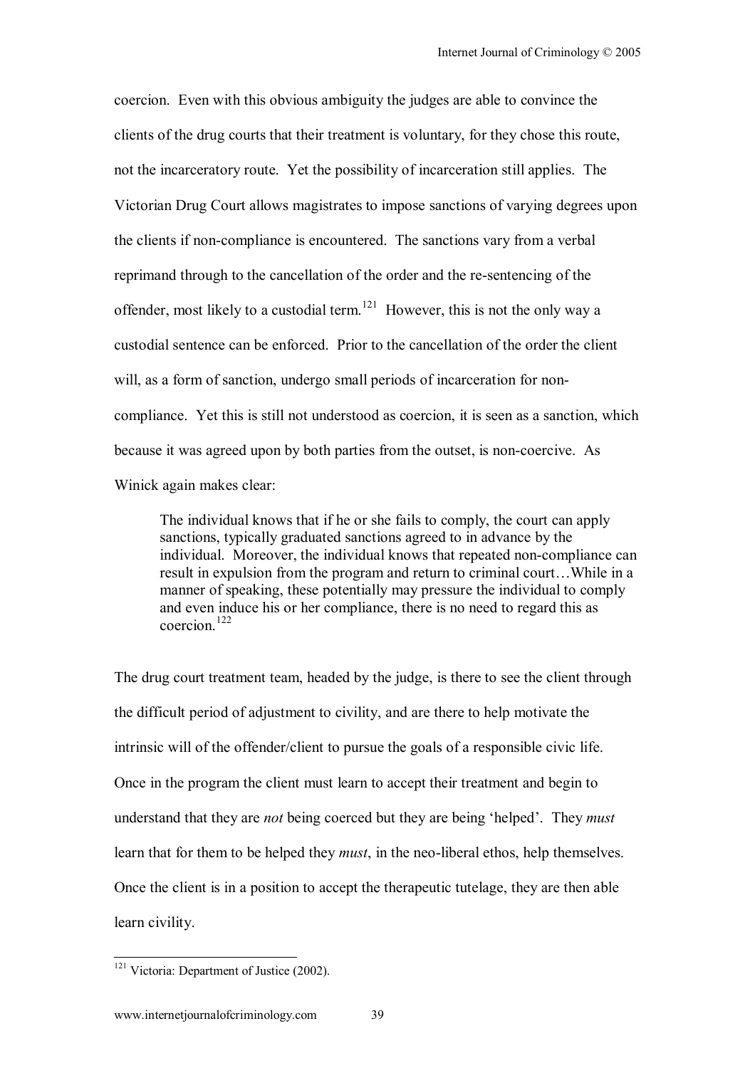coercion. Even with this obvious ambiguity the judges are able to convince the clients of the drug courts that their treatment is voluntary, for they chose this route, not the incarceratory route. Yet the possibility of incarceration still applies. The Victorian Drug Court allows magistrates to impose sanctions of varying degrees upon the clients if non-compliance is encountered. The sanctions vary from a verbal reprimand through to the cancellation of the order and the re-sentencing of the offender, most likely to a custodial term.[121] However, this is not the only way a custodial sentence can be enforced. Prior to the cancellation of the order the client will, as a form of sanction, undergo small periods of incarceration for non-compliance. Yet this is still not understood as coercion, it is seen as a sanction, which because it was agreed upon by both parties from the outset, is non-coercive. As Winick again makes clear:

> The individual knows that if he or she fails to comply, the court can apply sanctions, typically graduated sanctions agreed to in advance by the individual. Moreover, the individual knows that repeated non-compliance can result in expulsion from the program and return to criminal court…While in a manner of speaking, these potentially may pressure the individual to comply and even induce his or her compliance, there is no need to regard this as coercion.[122]

The drug court treatment team, headed by the judge, is there to see the client through the difficult period of adjustment to civility, and are there to help motivate the intrinsic will of the offender/client to pursue the goals of a responsible civic life. Once in the program the client must learn to accept their treatment and begin to understand that they are *not* being coerced but they are being 'helped'. They *must* learn that for them to be helped they *must*, in the neo-liberal ethos, help themselves. Once the client is in a position to accept the therapeutic tutelage, they are then able learn civility.

---

[121] Victoria: Department of Justice (2002).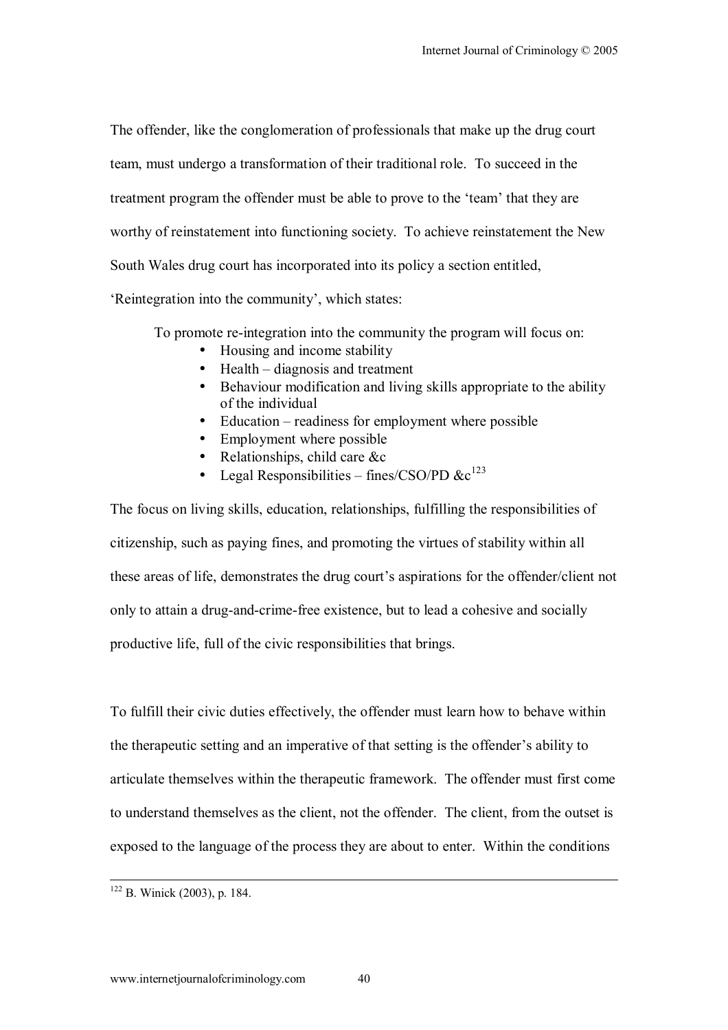The offender, like the conglomeration of professionals that make up the drug court team, must undergo a transformation of their traditional role. To succeed in the treatment program the offender must be able to prove to the 'team' that they are worthy of reinstatement into functioning society. To achieve reinstatement the New South Wales drug court has incorporated into its policy a section entitled, 'Reintegration into the community', which states:

> To promote re-integration into the community the program will focus on:
> - Housing and income stability
> - Health – diagnosis and treatment
> - Behaviour modification and living skills appropriate to the ability of the individual
> - Education – readiness for employment where possible
> - Employment where possible
> - Relationships, child care &c
> - Legal Responsibilities – fines/CSO/PD &c[123]

The focus on living skills, education, relationships, fulfilling the responsibilities of citizenship, such as paying fines, and promoting the virtues of stability within all these areas of life, demonstrates the drug court's aspirations for the offender/client not only to attain a drug-and-crime-free existence, but to lead a cohesive and socially productive life, full of the civic responsibilities that brings.

To fulfill their civic duties effectively, the offender must learn how to behave within the therapeutic setting and an imperative of that setting is the offender's ability to articulate themselves within the therapeutic framework. The offender must first come to understand themselves as the client, not the offender. The client, from the outset is exposed to the language of the process they are about to enter. Within the conditions

---

[122] B. Winick (2003), p. 184.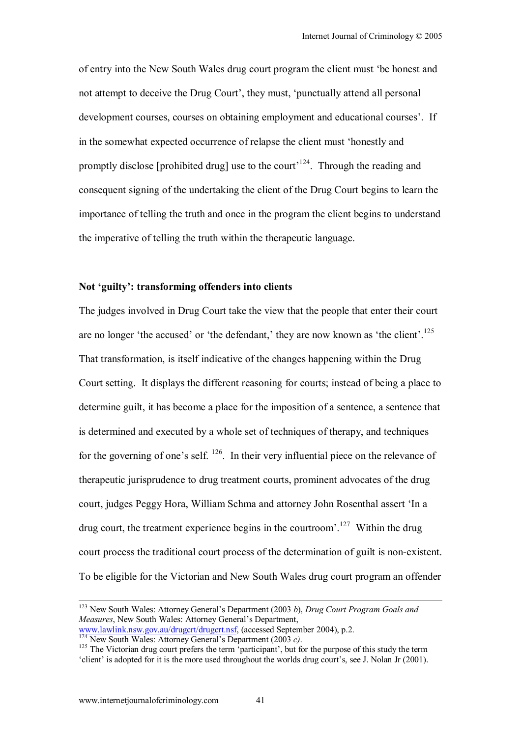of entry into the New South Wales drug court program the client must 'be honest and not attempt to deceive the Drug Court', they must, 'punctually attend all personal development courses, courses on obtaining employment and educational courses'. If in the somewhat expected occurrence of relapse the client must 'honestly and promptly disclose [prohibited drug] use to the court'[124]. Through the reading and consequent signing of the undertaking the client of the Drug Court begins to learn the importance of telling the truth and once in the program the client begins to understand the imperative of telling the truth within the therapeutic language.

**Not 'guilty': transforming offenders into clients**

The judges involved in Drug Court take the view that the people that enter their court are no longer 'the accused' or 'the defendant,' they are now known as 'the client'.[125] That transformation, is itself indicative of the changes happening within the Drug Court setting. It displays the different reasoning for courts; instead of being a place to determine guilt, it has become a place for the imposition of a sentence, a sentence that is determined and executed by a whole set of techniques of therapy, and techniques for the governing of one's self. [126]. In their very influential piece on the relevance of therapeutic jurisprudence to drug treatment courts, prominent advocates of the drug court, judges Peggy Hora, William Schma and attorney John Rosenthal assert 'In a drug court, the treatment experience begins in the courtroom'.[127] Within the drug court process the traditional court process of the determination of guilt is non-existent. To be eligible for the Victorian and New South Wales drug court program an offender

---

[123] New South Wales: Attorney General's Department (2003 *b*), *Drug Court Program Goals and Measures*, New South Wales: Attorney General's Department, www.lawlink.nsw.gov.au/drugcrt/drugcrt.nsf, (accessed September 2004), p.2.

[124] New South Wales: Attorney General's Department (2003 *c)*.

[125] The Victorian drug court prefers the term 'participant', but for the purpose of this study the term 'client' is adopted for it is the more used throughout the worlds drug court's, see J. Nolan Jr (2001).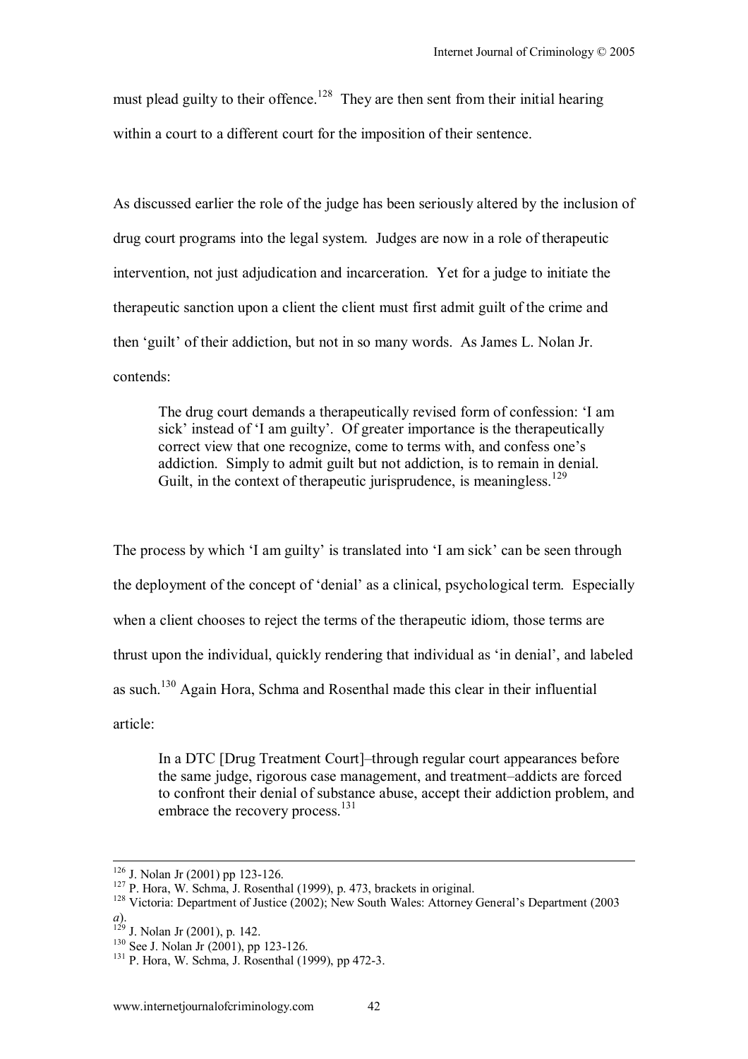must plead guilty to their offence.[128] They are then sent from their initial hearing within a court to a different court for the imposition of their sentence.

As discussed earlier the role of the judge has been seriously altered by the inclusion of drug court programs into the legal system. Judges are now in a role of therapeutic intervention, not just adjudication and incarceration. Yet for a judge to initiate the therapeutic sanction upon a client the client must first admit guilt of the crime and then 'guilt' of their addiction, but not in so many words. As James L. Nolan Jr. contends:

> The drug court demands a therapeutically revised form of confession: 'I am sick' instead of 'I am guilty'. Of greater importance is the therapeutically correct view that one recognize, come to terms with, and confess one's addiction. Simply to admit guilt but not addiction, is to remain in denial. Guilt, in the context of therapeutic jurisprudence, is meaningless.[129]

The process by which 'I am guilty' is translated into 'I am sick' can be seen through the deployment of the concept of 'denial' as a clinical, psychological term. Especially when a client chooses to reject the terms of the therapeutic idiom, those terms are thrust upon the individual, quickly rendering that individual as 'in denial', and labeled as such.[130] Again Hora, Schma and Rosenthal made this clear in their influential article:

> In a DTC [Drug Treatment Court]–through regular court appearances before the same judge, rigorous case management, and treatment–addicts are forced to confront their denial of substance abuse, accept their addiction problem, and embrace the recovery process.[131]

---

[126] J. Nolan Jr (2001) pp 123-126.

[127] P. Hora, W. Schma, J. Rosenthal (1999), p. 473, brackets in original.

[128] Victoria: Department of Justice (2002); New South Wales: Attorney General's Department (2003 *a*).

[129] J. Nolan Jr (2001), p. 142.

[130] See J. Nolan Jr (2001), pp 123-126.

[131] P. Hora, W. Schma, J. Rosenthal (1999), pp 472-3.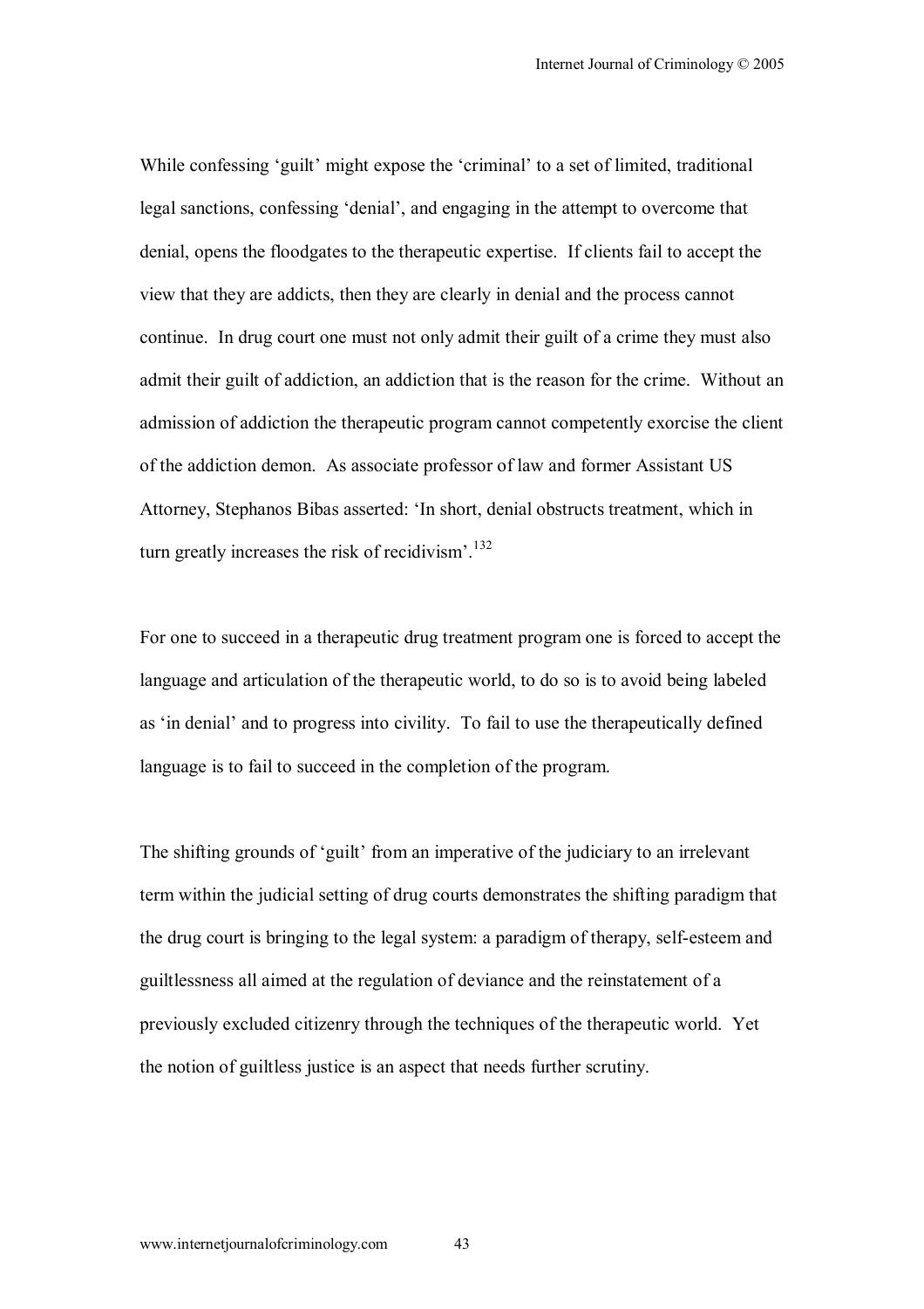While confessing 'guilt' might expose the 'criminal' to a set of limited, traditional legal sanctions, confessing 'denial', and engaging in the attempt to overcome that denial, opens the floodgates to the therapeutic expertise. If clients fail to accept the view that they are addicts, then they are clearly in denial and the process cannot continue. In drug court one must not only admit their guilt of a crime they must also admit their guilt of addiction, an addiction that is the reason for the crime. Without an admission of addiction the therapeutic program cannot competently exorcise the client of the addiction demon. As associate professor of law and former Assistant US Attorney, Stephanos Bibas asserted: 'In short, denial obstructs treatment, which in turn greatly increases the risk of recidivism'.[132]

For one to succeed in a therapeutic drug treatment program one is forced to accept the language and articulation of the therapeutic world, to do so is to avoid being labeled as 'in denial' and to progress into civility. To fail to use the therapeutically defined language is to fail to succeed in the completion of the program.

The shifting grounds of 'guilt' from an imperative of the judiciary to an irrelevant term within the judicial setting of drug courts demonstrates the shifting paradigm that the drug court is bringing to the legal system: a paradigm of therapy, self-esteem and guiltlessness all aimed at the regulation of deviance and the reinstatement of a previously excluded citizenry through the techniques of the therapeutic world. Yet the notion of guiltless justice is an aspect that needs further scrutiny.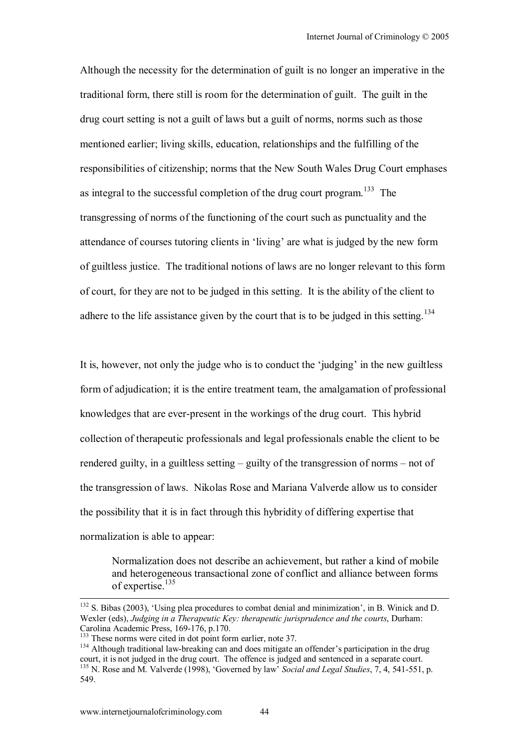Although the necessity for the determination of guilt is no longer an imperative in the traditional form, there still is room for the determination of guilt. The guilt in the drug court setting is not a guilt of laws but a guilt of norms, norms such as those mentioned earlier; living skills, education, relationships and the fulfilling of the responsibilities of citizenship; norms that the New South Wales Drug Court emphases as integral to the successful completion of the drug court program.[133] The transgressing of norms of the functioning of the court such as punctuality and the attendance of courses tutoring clients in 'living' are what is judged by the new form of guiltless justice. The traditional notions of laws are no longer relevant to this form of court, for they are not to be judged in this setting. It is the ability of the client to adhere to the life assistance given by the court that is to be judged in this setting.[134]

It is, however, not only the judge who is to conduct the 'judging' in the new guiltless form of adjudication; it is the entire treatment team, the amalgamation of professional knowledges that are ever-present in the workings of the drug court. This hybrid collection of therapeutic professionals and legal professionals enable the client to be rendered guilty, in a guiltless setting – guilty of the transgression of norms – not of the transgression of laws. Nikolas Rose and Mariana Valverde allow us to consider the possibility that it is in fact through this hybridity of differing expertise that normalization is able to appear:

> Normalization does not describe an achievement, but rather a kind of mobile and heterogeneous transactional zone of conflict and alliance between forms of expertise.[135]

---

[132] S. Bibas (2003), 'Using plea procedures to combat denial and minimization', in B. Winick and D. Wexler (eds), *Judging in a Therapeutic Key: therapeutic jurisprudence and the courts*, Durham: Carolina Academic Press, 169-176, p.170.

[133] These norms were cited in dot point form earlier, note 37.

[134] Although traditional law-breaking can and does mitigate an offender's participation in the drug court, it is not judged in the drug court. The offence is judged and sentenced in a separate court.

[135] N. Rose and M. Valverde (1998), 'Governed by law' *Social and Legal Studies*, 7, 4, 541-551, p. 549.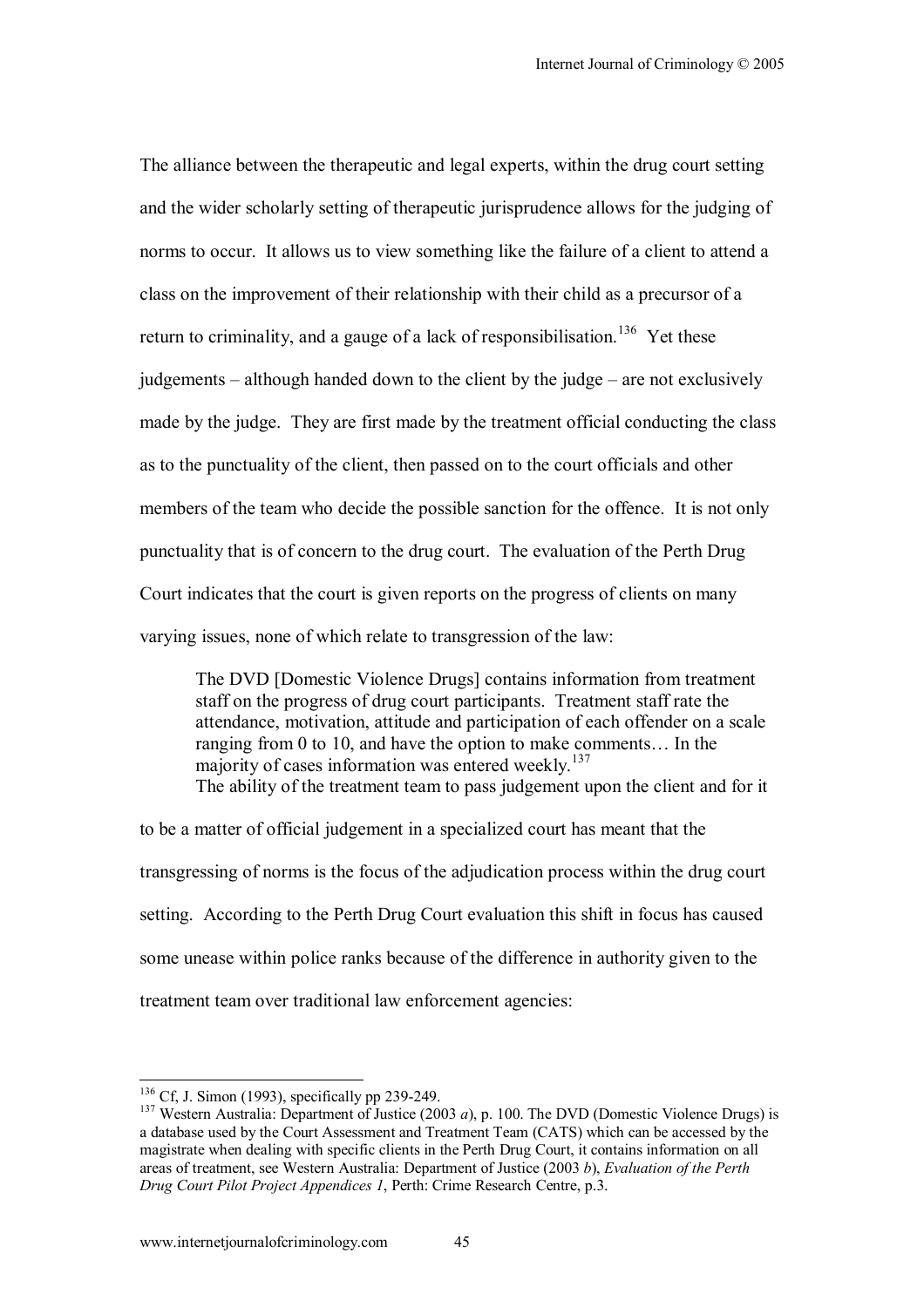The alliance between the therapeutic and legal experts, within the drug court setting and the wider scholarly setting of therapeutic jurisprudence allows for the judging of norms to occur. It allows us to view something like the failure of a client to attend a class on the improvement of their relationship with their child as a precursor of a return to criminality, and a gauge of a lack of responsibilisation.[136] Yet these judgements – although handed down to the client by the judge – are not exclusively made by the judge. They are first made by the treatment official conducting the class as to the punctuality of the client, then passed on to the court officials and other members of the team who decide the possible sanction for the offence. It is not only punctuality that is of concern to the drug court. The evaluation of the Perth Drug Court indicates that the court is given reports on the progress of clients on many varying issues, none of which relate to transgression of the law:

> The DVD [Domestic Violence Drugs] contains information from treatment staff on the progress of drug court participants. Treatment staff rate the attendance, motivation, attitude and participation of each offender on a scale ranging from 0 to 10, and have the option to make comments… In the majority of cases information was entered weekly.[137]

The ability of the treatment team to pass judgement upon the client and for it to be a matter of official judgement in a specialized court has meant that the transgressing of norms is the focus of the adjudication process within the drug court setting. According to the Perth Drug Court evaluation this shift in focus has caused some unease within police ranks because of the difference in authority given to the treatment team over traditional law enforcement agencies:

---

[136] Cf, J. Simon (1993), specifically pp 239-249.

[137] Western Australia: Department of Justice (2003 *a*), p. 100. The DVD (Domestic Violence Drugs) is a database used by the Court Assessment and Treatment Team (CATS) which can be accessed by the magistrate when dealing with specific clients in the Perth Drug Court, it contains information on all areas of treatment, see Western Australia: Department of Justice (2003 *b*), *Evaluation of the Perth Drug Court Pilot Project Appendices 1*, Perth: Crime Research Centre, p.3.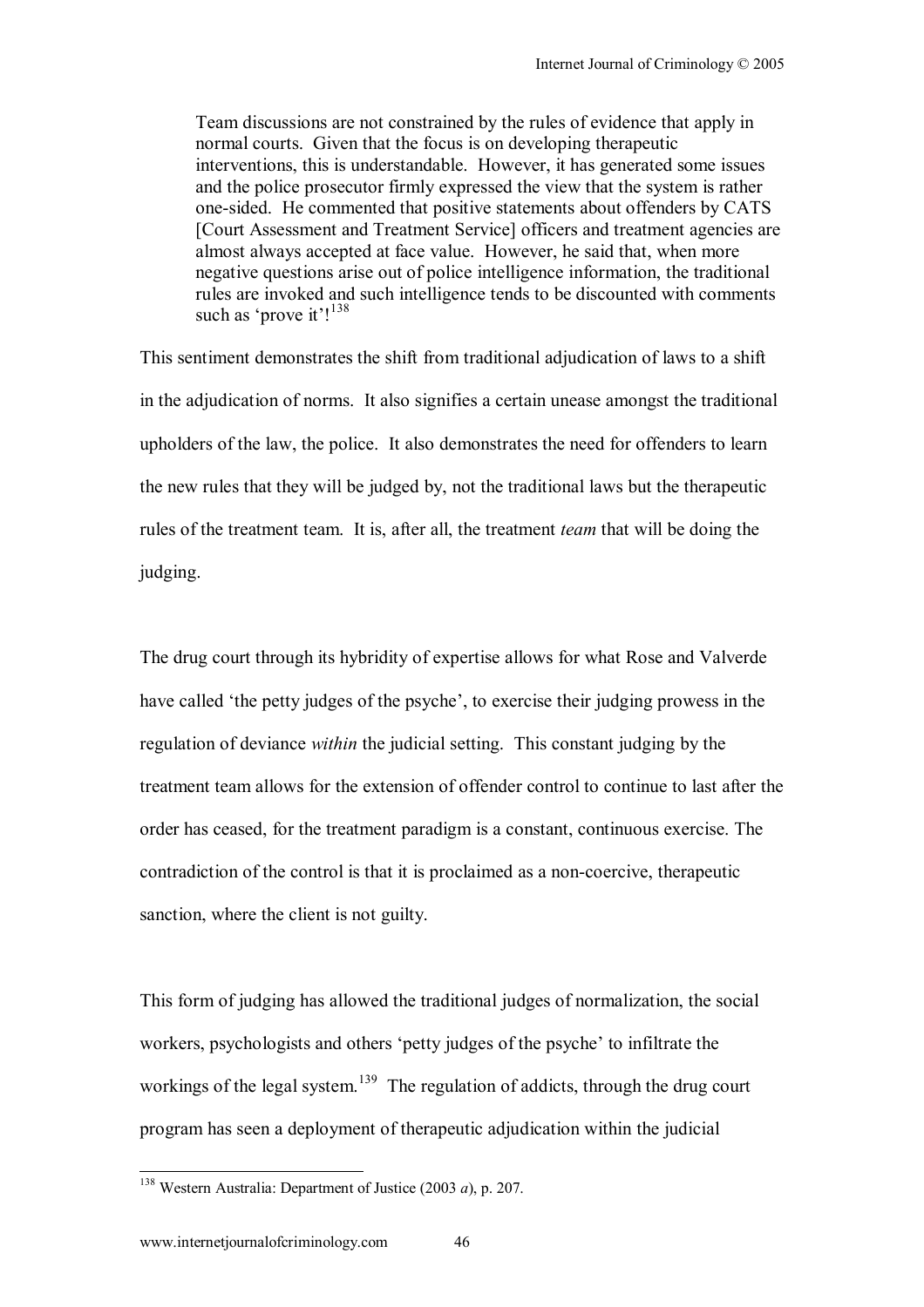> Team discussions are not constrained by the rules of evidence that apply in normal courts. Given that the focus is on developing therapeutic interventions, this is understandable. However, it has generated some issues and the police prosecutor firmly expressed the view that the system is rather one-sided. He commented that positive statements about offenders by CATS [Court Assessment and Treatment Service] officers and treatment agencies are almost always accepted at face value. However, he said that, when more negative questions arise out of police intelligence information, the traditional rules are invoked and such intelligence tends to be discounted with comments such as 'prove it'![138]

This sentiment demonstrates the shift from traditional adjudication of laws to a shift in the adjudication of norms. It also signifies a certain unease amongst the traditional upholders of the law, the police. It also demonstrates the need for offenders to learn the new rules that they will be judged by, not the traditional laws but the therapeutic rules of the treatment team. It is, after all, the treatment *team* that will be doing the judging.

The drug court through its hybridity of expertise allows for what Rose and Valverde have called 'the petty judges of the psyche', to exercise their judging prowess in the regulation of deviance *within* the judicial setting. This constant judging by the treatment team allows for the extension of offender control to continue to last after the order has ceased, for the treatment paradigm is a constant, continuous exercise. The contradiction of the control is that it is proclaimed as a non-coercive, therapeutic sanction, where the client is not guilty.

This form of judging has allowed the traditional judges of normalization, the social workers, psychologists and others 'petty judges of the psyche' to infiltrate the workings of the legal system.[139] The regulation of addicts, through the drug court program has seen a deployment of therapeutic adjudication within the judicial

---

[138] Western Australia: Department of Justice (2003 *a*), p. 207.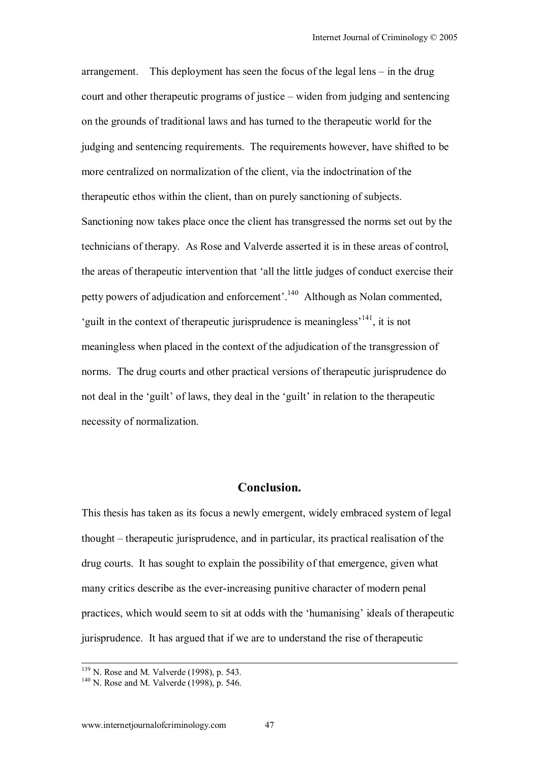arrangement. This deployment has seen the focus of the legal lens – in the drug court and other therapeutic programs of justice – widen from judging and sentencing on the grounds of traditional laws and has turned to the therapeutic world for the judging and sentencing requirements. The requirements however, have shifted to be more centralized on normalization of the client, via the indoctrination of the therapeutic ethos within the client, than on purely sanctioning of subjects. Sanctioning now takes place once the client has transgressed the norms set out by the technicians of therapy. As Rose and Valverde asserted it is in these areas of control, the areas of therapeutic intervention that 'all the little judges of conduct exercise their petty powers of adjudication and enforcement'.[140] Although as Nolan commented, 'guilt in the context of therapeutic jurisprudence is meaningless'[141], it is not meaningless when placed in the context of the adjudication of the transgression of norms. The drug courts and other practical versions of therapeutic jurisprudence do not deal in the 'guilt' of laws, they deal in the 'guilt' in relation to the therapeutic necessity of normalization.

## Conclusion.

This thesis has taken as its focus a newly emergent, widely embraced system of legal thought – therapeutic jurisprudence, and in particular, its practical realisation of the drug courts. It has sought to explain the possibility of that emergence, given what many critics describe as the ever-increasing punitive character of modern penal practices, which would seem to sit at odds with the 'humanising' ideals of therapeutic jurisprudence. It has argued that if we are to understand the rise of therapeutic

---

[139] N. Rose and M. Valverde (1998), p. 543.

[140] N. Rose and M. Valverde (1998), p. 546.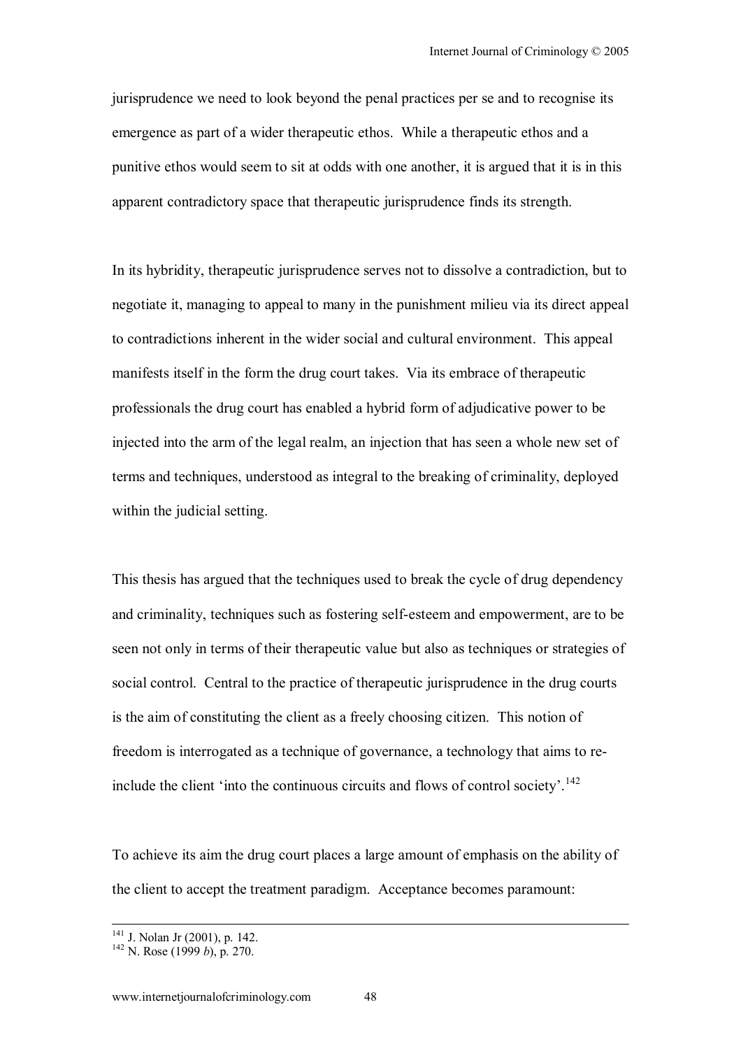jurisprudence we need to look beyond the penal practices per se and to recognise its emergence as part of a wider therapeutic ethos. While a therapeutic ethos and a punitive ethos would seem to sit at odds with one another, it is argued that it is in this apparent contradictory space that therapeutic jurisprudence finds its strength.

In its hybridity, therapeutic jurisprudence serves not to dissolve a contradiction, but to negotiate it, managing to appeal to many in the punishment milieu via its direct appeal to contradictions inherent in the wider social and cultural environment. This appeal manifests itself in the form the drug court takes. Via its embrace of therapeutic professionals the drug court has enabled a hybrid form of adjudicative power to be injected into the arm of the legal realm, an injection that has seen a whole new set of terms and techniques, understood as integral to the breaking of criminality, deployed within the judicial setting.

This thesis has argued that the techniques used to break the cycle of drug dependency and criminality, techniques such as fostering self-esteem and empowerment, are to be seen not only in terms of their therapeutic value but also as techniques or strategies of social control. Central to the practice of therapeutic jurisprudence in the drug courts is the aim of constituting the client as a freely choosing citizen. This notion of freedom is interrogated as a technique of governance, a technology that aims to re-include the client 'into the continuous circuits and flows of control society'.[142]

To achieve its aim the drug court places a large amount of emphasis on the ability of the client to accept the treatment paradigm. Acceptance becomes paramount:

---

[141] J. Nolan Jr (2001), p. 142.

[142] N. Rose (1999 *b*), p. 270.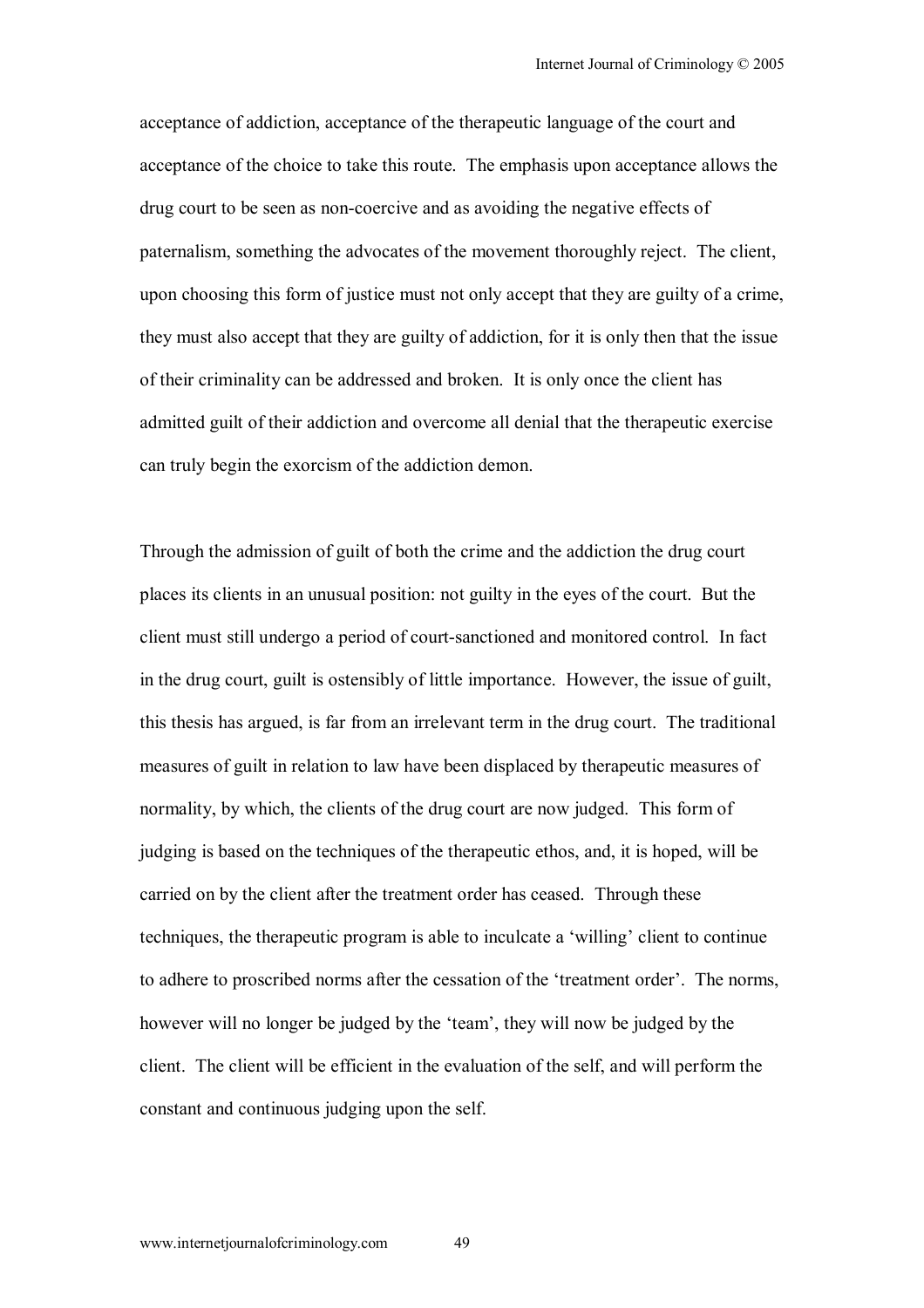acceptance of addiction, acceptance of the therapeutic language of the court and acceptance of the choice to take this route. The emphasis upon acceptance allows the drug court to be seen as non-coercive and as avoiding the negative effects of paternalism, something the advocates of the movement thoroughly reject. The client, upon choosing this form of justice must not only accept that they are guilty of a crime, they must also accept that they are guilty of addiction, for it is only then that the issue of their criminality can be addressed and broken. It is only once the client has admitted guilt of their addiction and overcome all denial that the therapeutic exercise can truly begin the exorcism of the addiction demon.

Through the admission of guilt of both the crime and the addiction the drug court places its clients in an unusual position: not guilty in the eyes of the court. But the client must still undergo a period of court-sanctioned and monitored control. In fact in the drug court, guilt is ostensibly of little importance. However, the issue of guilt, this thesis has argued, is far from an irrelevant term in the drug court. The traditional measures of guilt in relation to law have been displaced by therapeutic measures of normality, by which, the clients of the drug court are now judged. This form of judging is based on the techniques of the therapeutic ethos, and, it is hoped, will be carried on by the client after the treatment order has ceased. Through these techniques, the therapeutic program is able to inculcate a 'willing' client to continue to adhere to proscribed norms after the cessation of the 'treatment order'. The norms, however will no longer be judged by the 'team', they will now be judged by the client. The client will be efficient in the evaluation of the self, and will perform the constant and continuous judging upon the self.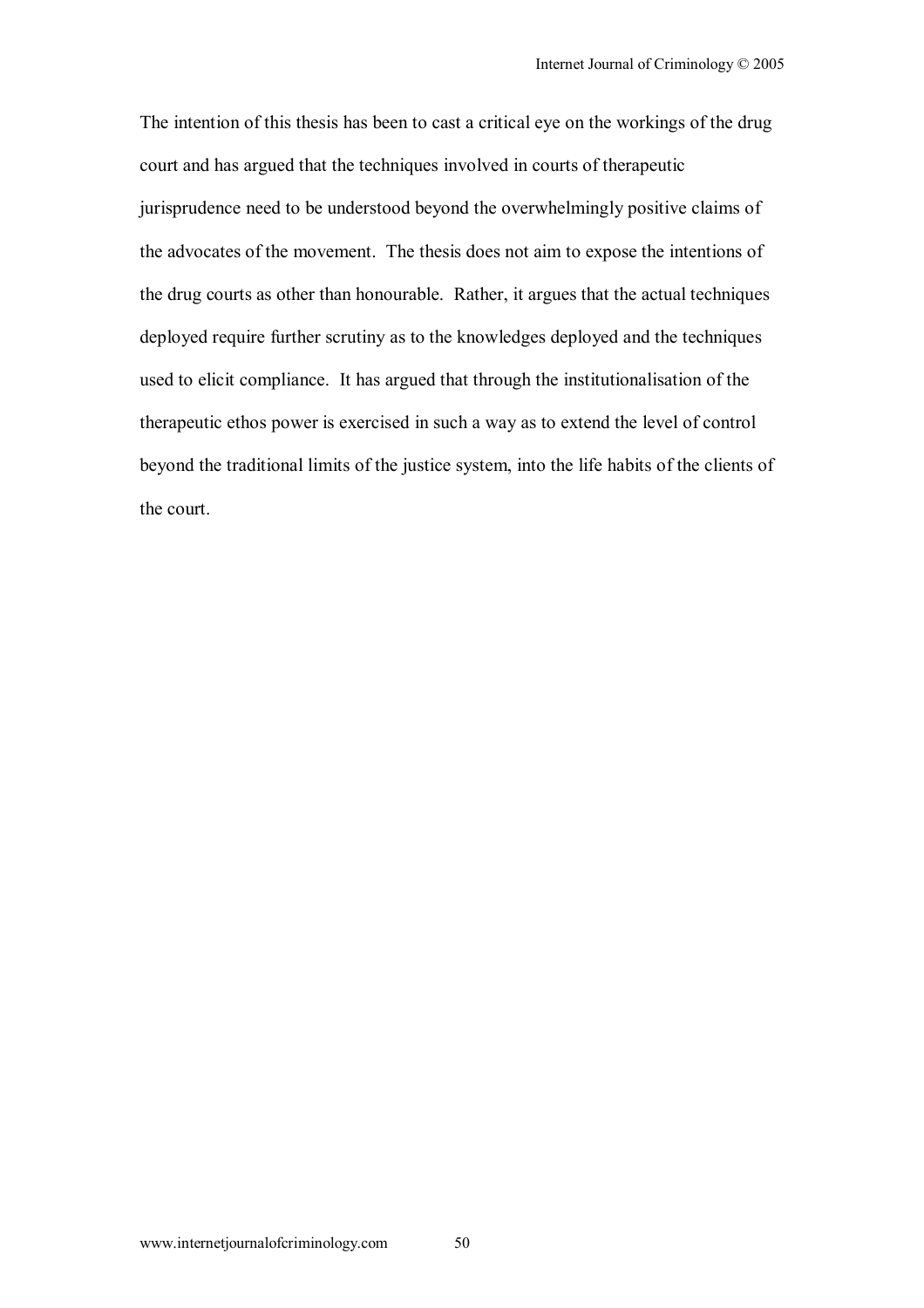The intention of this thesis has been to cast a critical eye on the workings of the drug court and has argued that the techniques involved in courts of therapeutic jurisprudence need to be understood beyond the overwhelmingly positive claims of the advocates of the movement. The thesis does not aim to expose the intentions of the drug courts as other than honourable. Rather, it argues that the actual techniques deployed require further scrutiny as to the knowledges deployed and the techniques used to elicit compliance. It has argued that through the institutionalisation of the therapeutic ethos power is exercised in such a way as to extend the level of control beyond the traditional limits of the justice system, into the life habits of the clients of the court.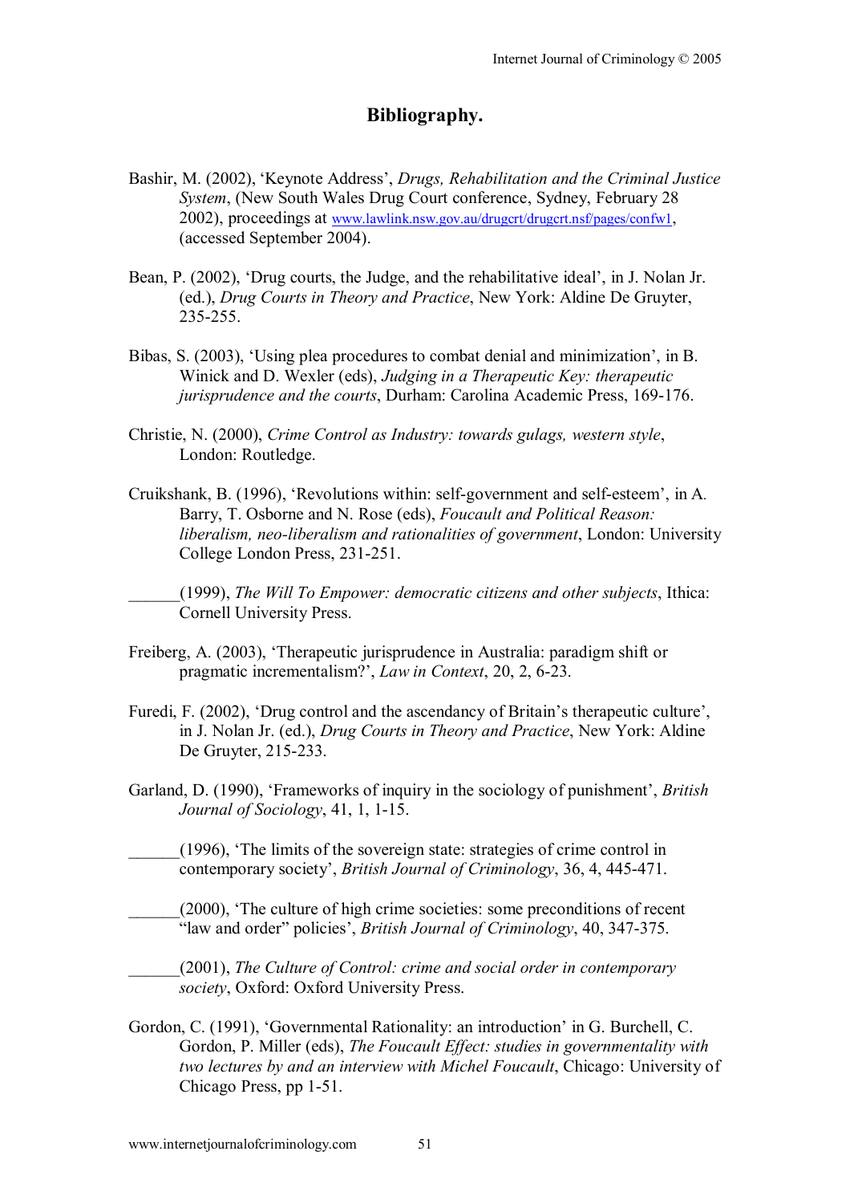## Bibliography.

Bashir, M. (2002), 'Keynote Address', *Drugs, Rehabilitation and the Criminal Justice System*, (New South Wales Drug Court conference, Sydney, February 28 2002), proceedings at www.lawlink.nsw.gov.au/drugcrt/drugcrt.nsf/pages/confw1, (accessed September 2004).

Bean, P. (2002), 'Drug courts, the Judge, and the rehabilitative ideal', in J. Nolan Jr. (ed.), *Drug Courts in Theory and Practice*, New York: Aldine De Gruyter, 235-255.

Bibas, S. (2003), 'Using plea procedures to combat denial and minimization', in B. Winick and D. Wexler (eds), *Judging in a Therapeutic Key: therapeutic jurisprudence and the courts*, Durham: Carolina Academic Press, 169-176.

Christie, N. (2000), *Crime Control as Industry: towards gulags, western style*, London: Routledge.

Cruikshank, B. (1996), 'Revolutions within: self-government and self-esteem', in A. Barry, T. Osborne and N. Rose (eds), *Foucault and Political Reason: liberalism, neo-liberalism and rationalities of government*, London: University College London Press, 231-251.

______(1999), *The Will To Empower: democratic citizens and other subjects*, Ithica: Cornell University Press.

Freiberg, A. (2003), 'Therapeutic jurisprudence in Australia: paradigm shift or pragmatic incrementalism?', *Law in Context*, 20, 2, 6-23.

Furedi, F. (2002), 'Drug control and the ascendancy of Britain's therapeutic culture', in J. Nolan Jr. (ed.), *Drug Courts in Theory and Practice*, New York: Aldine De Gruyter, 215-233.

Garland, D. (1990), 'Frameworks of inquiry in the sociology of punishment', *British Journal of Sociology*, 41, 1, 1-15.

______(1996), 'The limits of the sovereign state: strategies of crime control in contemporary society', *British Journal of Criminology*, 36, 4, 445-471.

______(2000), 'The culture of high crime societies: some preconditions of recent "law and order" policies', *British Journal of Criminology*, 40, 347-375.

______(2001), *The Culture of Control: crime and social order in contemporary society*, Oxford: Oxford University Press.

Gordon, C. (1991), 'Governmental Rationality: an introduction' in G. Burchell, C. Gordon, P. Miller (eds), *The Foucault Effect: studies in governmentality with two lectures by and an interview with Michel Foucault*, Chicago: University of Chicago Press, pp 1-51.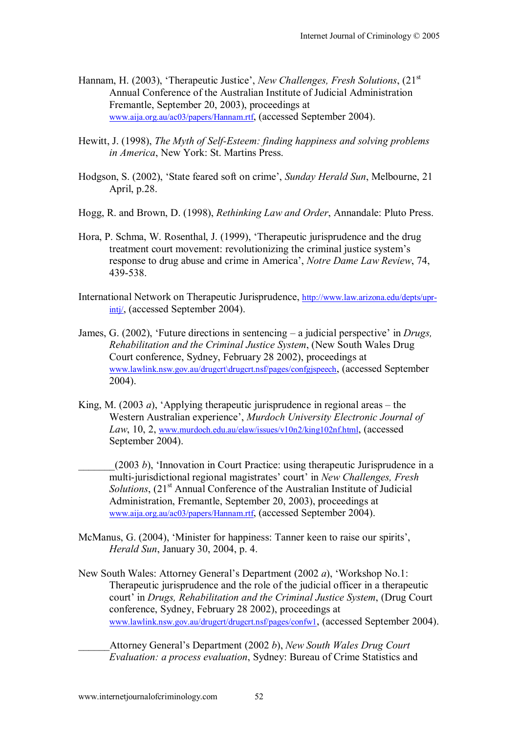Hannam, H. (2003), 'Therapeutic Justice', *New Challenges, Fresh Solutions*, (21st Annual Conference of the Australian Institute of Judicial Administration Fremantle, September 20, 2003), proceedings at www.aija.org.au/ac03/papers/Hannam.rtf, (accessed September 2004).

Hewitt, J. (1998), *The Myth of Self-Esteem: finding happiness and solving problems in America*, New York: St. Martins Press.

Hodgson, S. (2002), 'State feared soft on crime', *Sunday Herald Sun*, Melbourne, 21 April, p.28.

Hogg, R. and Brown, D. (1998), *Rethinking Law and Order*, Annandale: Pluto Press.

Hora, P. Schma, W. Rosenthal, J. (1999), 'Therapeutic jurisprudence and the drug treatment court movement: revolutionizing the criminal justice system's response to drug abuse and crime in America', *Notre Dame Law Review*, 74, 439-538.

International Network on Therapeutic Jurisprudence, http://www.law.arizona.edu/depts/upr-intj/, (accessed September 2004).

James, G. (2002), 'Future directions in sentencing – a judicial perspective' in *Drugs, Rehabilitation and the Criminal Justice System*, (New South Wales Drug Court conference, Sydney, February 28 2002), proceedings at www.lawlink.nsw.gov.au/drugcrt\drugcrt.nsf/pages/confgjspeech, (accessed September 2004).

King, M. (2003 *a*), 'Applying therapeutic jurisprudence in regional areas – the Western Australian experience', *Murdoch University Electronic Journal of Law*, 10, 2, www.murdoch.edu.au/elaw/issues/v10n2/king102nf.html, (accessed September 2004).

_______(2003 *b*), 'Innovation in Court Practice: using therapeutic Jurisprudence in a multi-jurisdictional regional magistrates' court' in *New Challenges, Fresh Solutions*, (21st Annual Conference of the Australian Institute of Judicial Administration, Fremantle, September 20, 2003), proceedings at www.aija.org.au/ac03/papers/Hannam.rtf, (accessed September 2004).

McManus, G. (2004), 'Minister for happiness: Tanner keen to raise our spirits', *Herald Sun*, January 30, 2004, p. 4.

New South Wales: Attorney General's Department (2002 *a*), 'Workshop No.1: Therapeutic jurisprudence and the role of the judicial officer in a therapeutic court' in *Drugs, Rehabilitation and the Criminal Justice System*, (Drug Court conference, Sydney, February 28 2002), proceedings at www.lawlink.nsw.gov.au/drugcrt/drugcrt.nsf/pages/confw1, (accessed September 2004).

______Attorney General's Department (2002 *b*), *New South Wales Drug Court Evaluation: a process evaluation*, Sydney: Bureau of Crime Statistics and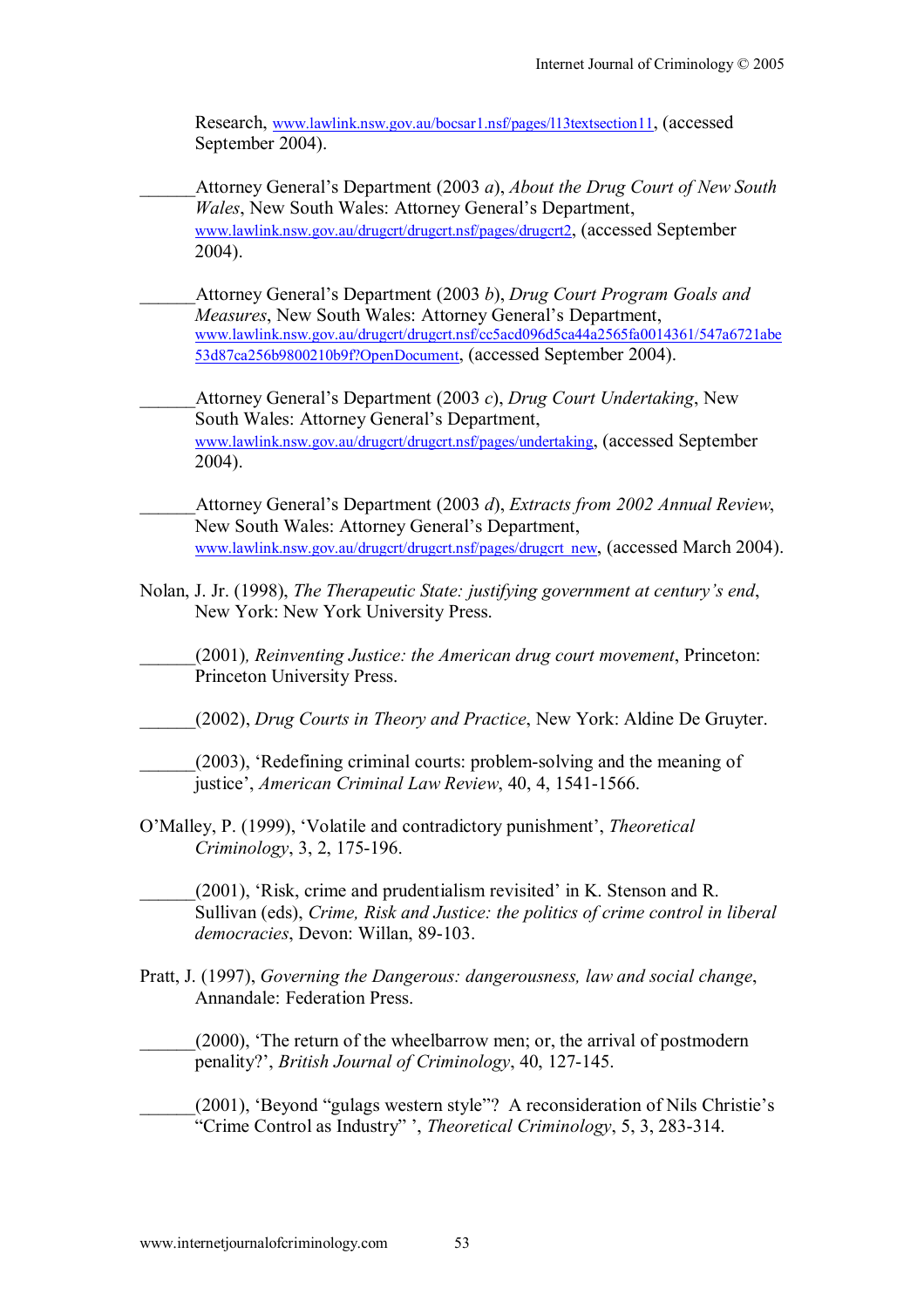Research, www.lawlink.nsw.gov.au/bocsar1.nsf/pages/l13textsection11, (accessed September 2004).

______Attorney General's Department (2003 *a*), *About the Drug Court of New South Wales*, New South Wales: Attorney General's Department, www.lawlink.nsw.gov.au/drugcrt/drugcrt.nsf/pages/drugcrt2, (accessed September 2004).

______Attorney General's Department (2003 *b*), *Drug Court Program Goals and Measures*, New South Wales: Attorney General's Department, www.lawlink.nsw.gov.au/drugcrt/drugcrt.nsf/cc5acd096d5ca44a2565fa0014361/547a6721abe53d87ca256b9800210b9f?OpenDocument, (accessed September 2004).

______Attorney General's Department (2003 *c*), *Drug Court Undertaking*, New South Wales: Attorney General's Department, www.lawlink.nsw.gov.au/drugcrt/drugcrt.nsf/pages/undertaking, (accessed September 2004).

______Attorney General's Department (2003 *d*), *Extracts from 2002 Annual Review*, New South Wales: Attorney General's Department, www.lawlink.nsw.gov.au/drugcrt/drugcrt.nsf/pages/drugcrt_new, (accessed March 2004).

Nolan, J. Jr. (1998), *The Therapeutic State: justifying government at century's end*, New York: New York University Press.

______(2001), *Reinventing Justice: the American drug court movement*, Princeton: Princeton University Press.

______(2002), *Drug Courts in Theory and Practice*, New York: Aldine De Gruyter.

______(2003), 'Redefining criminal courts: problem-solving and the meaning of justice', *American Criminal Law Review*, 40, 4, 1541-1566.

O'Malley, P. (1999), 'Volatile and contradictory punishment', *Theoretical Criminology*, 3, 2, 175-196.

______(2001), 'Risk, crime and prudentialism revisited' in K. Stenson and R. Sullivan (eds), *Crime, Risk and Justice: the politics of crime control in liberal democracies*, Devon: Willan, 89-103.

Pratt, J. (1997), *Governing the Dangerous: dangerousness, law and social change*, Annandale: Federation Press.

______(2000), 'The return of the wheelbarrow men; or, the arrival of postmodern penality?', *British Journal of Criminology*, 40, 127-145.

______(2001), 'Beyond "gulags western style"? A reconsideration of Nils Christie's "Crime Control as Industry" ', *Theoretical Criminology*, 5, 3, 283-314.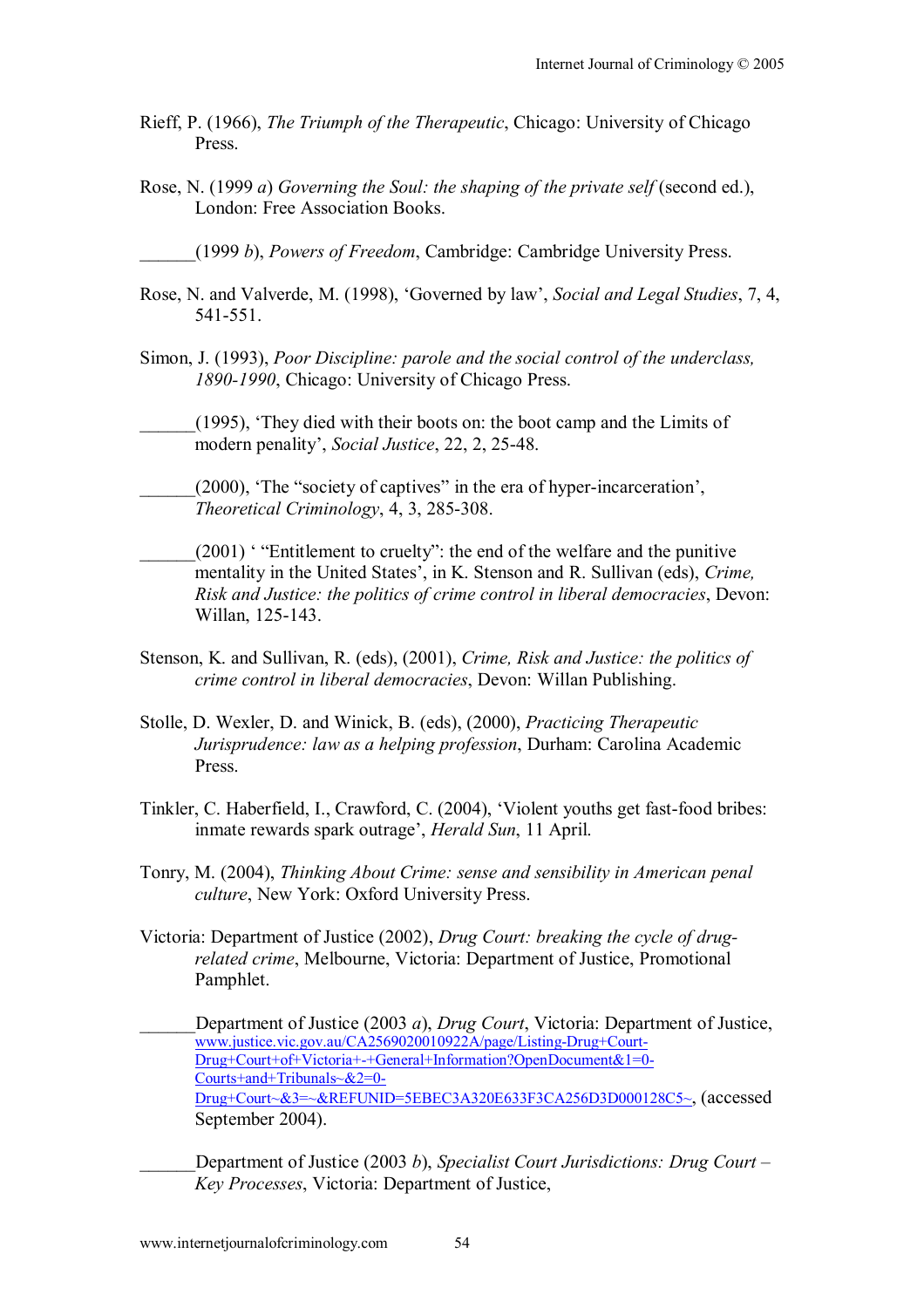Rieff, P. (1966), *The Triumph of the Therapeutic*, Chicago: University of Chicago Press.

Rose, N. (1999 *a*) *Governing the Soul: the shaping of the private self* (second ed.), London: Free Association Books.

______(1999 *b*), *Powers of Freedom*, Cambridge: Cambridge University Press.

Rose, N. and Valverde, M. (1998), 'Governed by law', *Social and Legal Studies*, 7, 4, 541-551.

Simon, J. (1993), *Poor Discipline: parole and the social control of the underclass, 1890-1990*, Chicago: University of Chicago Press.

______(1995), 'They died with their boots on: the boot camp and the Limits of modern penality', *Social Justice*, 22, 2, 25-48.

______(2000), 'The "society of captives" in the era of hyper-incarceration', *Theoretical Criminology*, 4, 3, 285-308.

______(2001) ' "Entitlement to cruelty": the end of the welfare and the punitive mentality in the United States', in K. Stenson and R. Sullivan (eds), *Crime, Risk and Justice: the politics of crime control in liberal democracies*, Devon: Willan, 125-143.

Stenson, K. and Sullivan, R. (eds), (2001), *Crime, Risk and Justice: the politics of crime control in liberal democracies*, Devon: Willan Publishing.

Stolle, D. Wexler, D. and Winick, B. (eds), (2000), *Practicing Therapeutic Jurisprudence: law as a helping profession*, Durham: Carolina Academic Press.

Tinkler, C. Haberfield, I., Crawford, C. (2004), 'Violent youths get fast-food bribes: inmate rewards spark outrage', *Herald Sun*, 11 April.

Tonry, M. (2004), *Thinking About Crime: sense and sensibility in American penal culture*, New York: Oxford University Press.

Victoria: Department of Justice (2002), *Drug Court: breaking the cycle of drug-related crime*, Melbourne, Victoria: Department of Justice, Promotional Pamphlet.

______Department of Justice (2003 *a*), *Drug Court*, Victoria: Department of Justice, www.justice.vic.gov.au/CA2569020010922A/page/Listing-Drug+Court-Drug+Court+of+Victoria+-+General+Information?OpenDocument&1=0-Courts+and+Tribunals~&2=0-Drug+Court~&3=~&REFUNID=5EBEC3A320E633F3CA256D3D000128C5~, (accessed September 2004).

______Department of Justice (2003 *b*), *Specialist Court Jurisdictions: Drug Court – Key Processes*, Victoria: Department of Justice,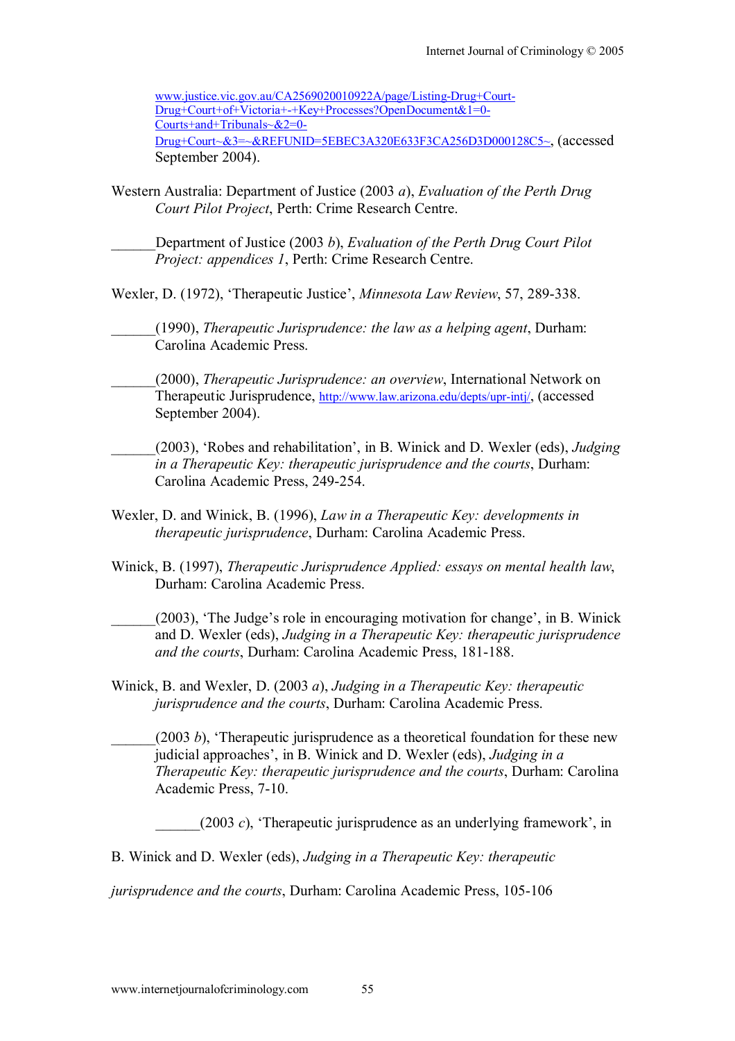www.justice.vic.gov.au/CA2569020010922A/page/Listing-Drug+Court-Drug+Court+of+Victoria+-+Key+Processes?OpenDocument&1=0-Courts+and+Tribunals~&2=0-Drug+Court~&3=~&REFUNID=5EBEC3A320E633F3CA256D3D000128C5~, (accessed September 2004).

Western Australia: Department of Justice (2003 *a*), *Evaluation of the Perth Drug Court Pilot Project*, Perth: Crime Research Centre.

______Department of Justice (2003 *b*), *Evaluation of the Perth Drug Court Pilot Project: appendices 1*, Perth: Crime Research Centre.

Wexler, D. (1972), 'Therapeutic Justice', *Minnesota Law Review*, 57, 289-338.

______(1990), *Therapeutic Jurisprudence: the law as a helping agent*, Durham: Carolina Academic Press.

______(2000), *Therapeutic Jurisprudence: an overview*, International Network on Therapeutic Jurisprudence, http://www.law.arizona.edu/depts/upr-intj/, (accessed September 2004).

______(2003), 'Robes and rehabilitation', in B. Winick and D. Wexler (eds), *Judging in a Therapeutic Key: therapeutic jurisprudence and the courts*, Durham: Carolina Academic Press, 249-254.

Wexler, D. and Winick, B. (1996), *Law in a Therapeutic Key: developments in therapeutic jurisprudence*, Durham: Carolina Academic Press.

Winick, B. (1997), *Therapeutic Jurisprudence Applied: essays on mental health law*, Durham: Carolina Academic Press.

______(2003), 'The Judge's role in encouraging motivation for change', in B. Winick and D. Wexler (eds), *Judging in a Therapeutic Key: therapeutic jurisprudence and the courts*, Durham: Carolina Academic Press, 181-188.

Winick, B. and Wexler, D. (2003 *a*), *Judging in a Therapeutic Key: therapeutic jurisprudence and the courts*, Durham: Carolina Academic Press.

______(2003 *b*), 'Therapeutic jurisprudence as a theoretical foundation for these new judicial approaches', in B. Winick and D. Wexler (eds), *Judging in a Therapeutic Key: therapeutic jurisprudence and the courts*, Durham: Carolina Academic Press, 7-10.

______(2003 *c*), 'Therapeutic jurisprudence as an underlying framework', in B. Winick and D. Wexler (eds), *Judging in a Therapeutic Key: therapeutic jurisprudence and the courts*, Durham: Carolina Academic Press, 105-106